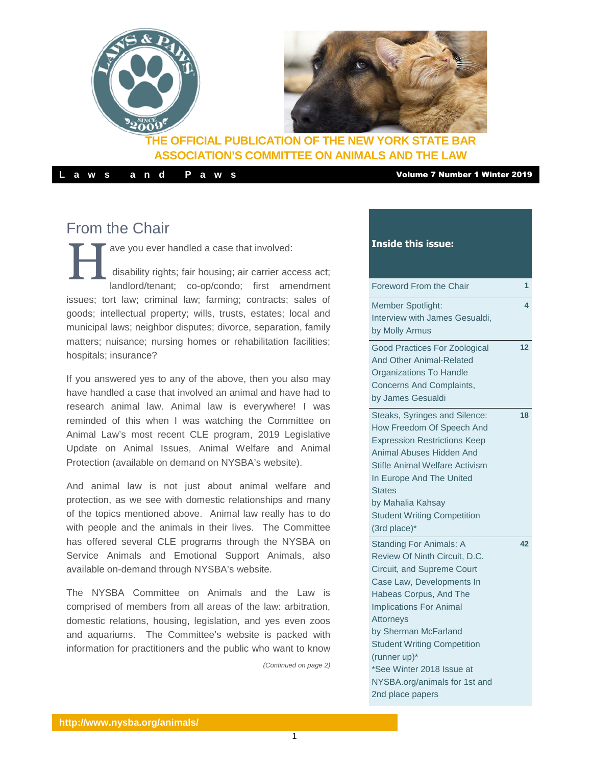**THE OFFICIAL PUBLICATION OF THE NEW YORK STATE BAR ASSOCIATION'S COMMITTEE ON ANIMALS AND THE LAW**

**Laws and Paws** — **Volume 7 Number 1 Winter 2019**

## From the Chair

Have you ever handled a case that involved:

disability rights; fair housing; air carrier access act; landlord/tenant; co-op/condo; first amendment issues; tort law; criminal law; farming; contracts; sales of goods; intellectual property; wills, trusts, estates; local and municipal laws; neighbor disputes; divorce, separation, family matters; nuisance; nursing homes or rehabilitation facilities; hospitals; insurance?

If you answered yes to any of the above, then you also may have handled a case that involved an animal and have had to research animal law. Animal law is everywhere! I was reminded of this when I was watching the Committee on Animal Law's most recent CLE program, 2019 Legislative Update on Animal Issues, Animal Welfare and Animal Protection (available on demand on NYSBA's website).

And animal law is not just about animal welfare and protection, as we see with domestic relationships and many of the topics mentioned above. Animal law really has to do with people and the animals in their lives. The Committee has offered several CLE programs through the NYSBA on Service Animals and Emotional Support Animals, also available on-demand through NYSBA's website.

The NYSBA Committee on Animals and the Law is comprised of members from all areas of the law: arbitration, domestic relations, housing, legislation, and yes even zoos and aquariums. The Committee's website is packed with information for practitioners and the public who want to know

*(Continued on page 2)*

### Inside this issue:

| | |
|---|---|
| Foreword From the Chair | 1 |
| Member Spotlight: Interview with James Gesualdi, by Molly Armus | 4 |
| Good Practices For Zoological And Other Animal-Related Organizations To Handle Concerns And Complaints, by James Gesualdi | 12 |
| Steaks, Syringes and Silence: How Freedom Of Speech And Expression Restrictions Keep Animal Abuses Hidden And Stifle Animal Welfare Activism In Europe And The United States by Mahalia Kahsay Student Writing Competition (3rd place)* | 18 |
| Standing For Animals: A Review Of Ninth Circuit, D.C. Circuit, and Supreme Court Case Law, Developments In Habeas Corpus, And The Implications For Animal Attorneys by Sherman McFarland Student Writing Competition (runner up)* *See Winter 2018 Issue at NYSBA.org/animals for 1st and 2nd place papers | 42 |

http://www.nysba.org/animals/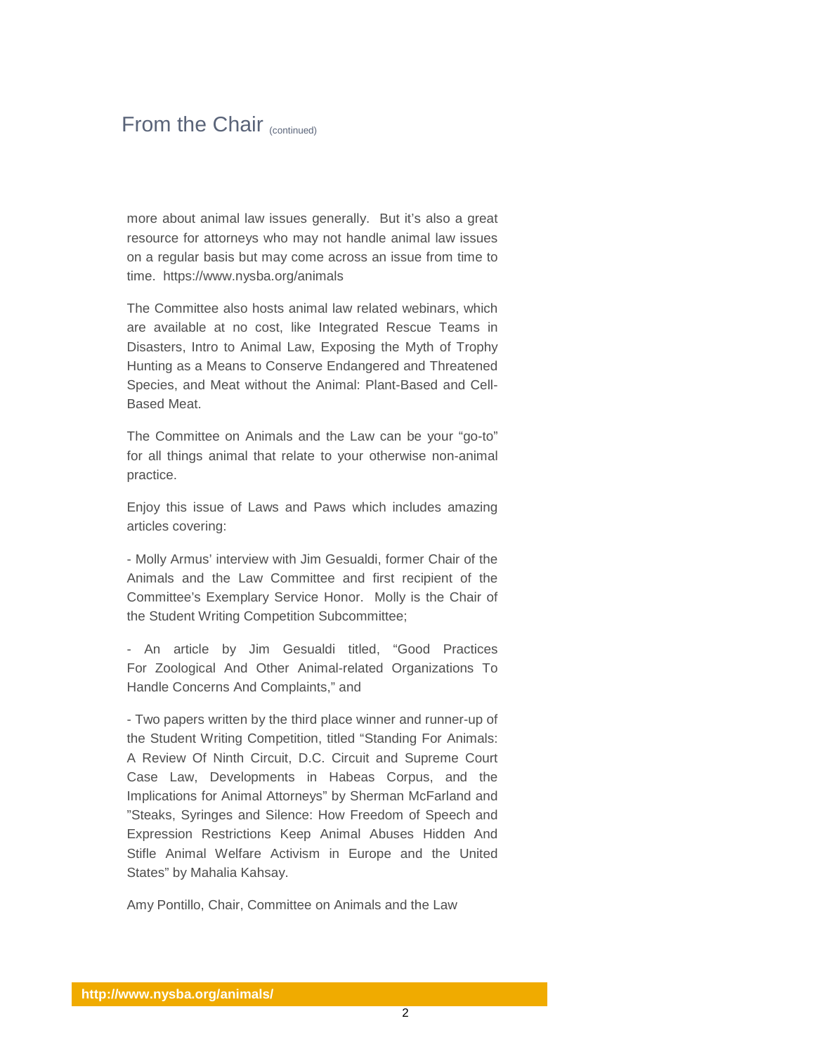## From the Chair (continued)

more about animal law issues generally. But it's also a great resource for attorneys who may not handle animal law issues on a regular basis but may come across an issue from time to time. https://www.nysba.org/animals

The Committee also hosts animal law related webinars, which are available at no cost, like Integrated Rescue Teams in Disasters, Intro to Animal Law, Exposing the Myth of Trophy Hunting as a Means to Conserve Endangered and Threatened Species, and Meat without the Animal: Plant-Based and Cell-Based Meat.

The Committee on Animals and the Law can be your "go-to" for all things animal that relate to your otherwise non-animal practice.

Enjoy this issue of Laws and Paws which includes amazing articles covering:

- Molly Armus' interview with Jim Gesualdi, former Chair of the Animals and the Law Committee and first recipient of the Committee's Exemplary Service Honor. Molly is the Chair of the Student Writing Competition Subcommittee;

- An article by Jim Gesualdi titled, "Good Practices For Zoological And Other Animal-related Organizations To Handle Concerns And Complaints," and

- Two papers written by the third place winner and runner-up of the Student Writing Competition, titled "Standing For Animals: A Review Of Ninth Circuit, D.C. Circuit and Supreme Court Case Law, Developments in Habeas Corpus, and the Implications for Animal Attorneys" by Sherman McFarland and "Steaks, Syringes and Silence: How Freedom of Speech and Expression Restrictions Keep Animal Abuses Hidden And Stifle Animal Welfare Activism in Europe and the United States" by Mahalia Kahsay.

Amy Pontillo, Chair, Committee on Animals and the Law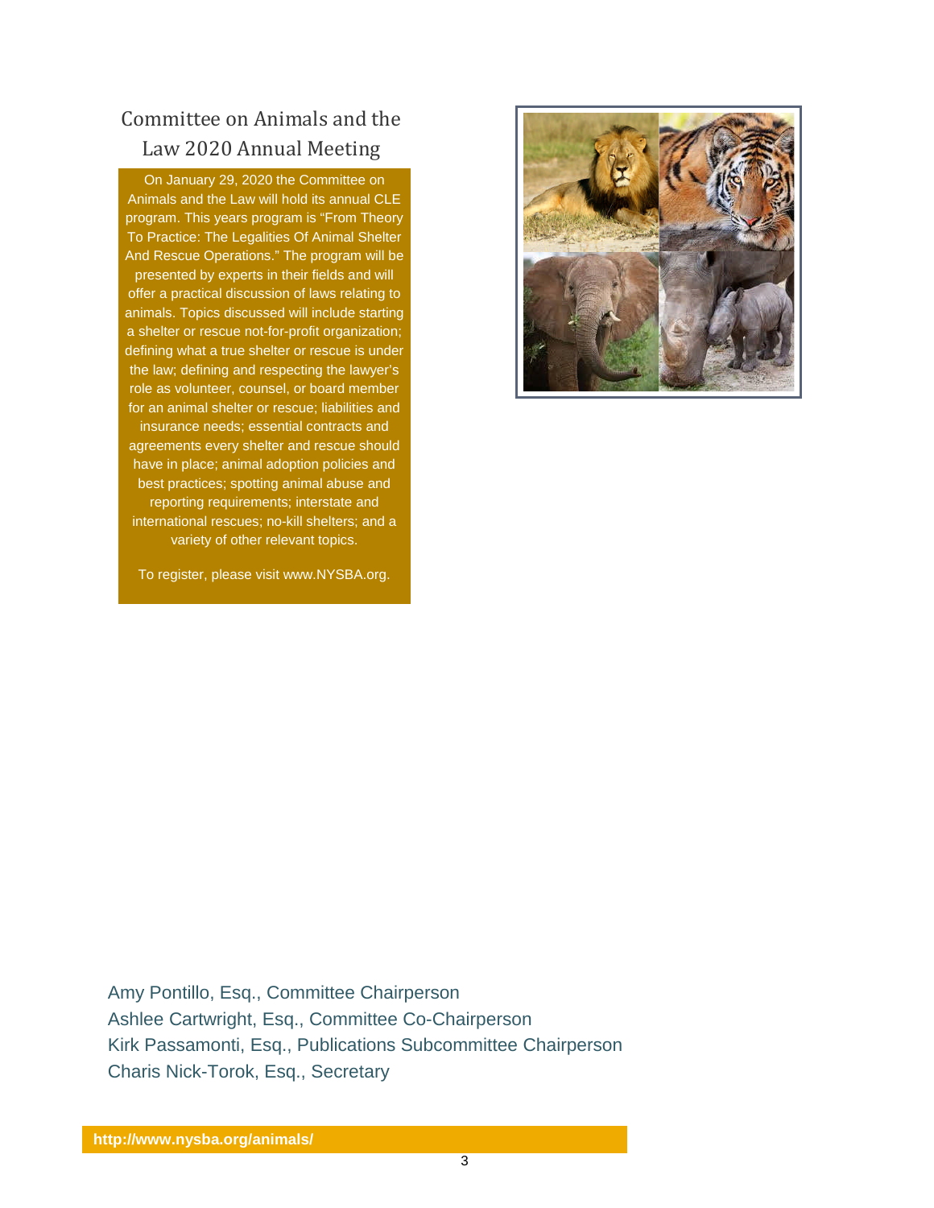## Committee on Animals and the Law 2020 Annual Meeting

On January 29, 2020 the Committee on Animals and the Law will hold its annual CLE program. This years program is "From Theory To Practice: The Legalities Of Animal Shelter And Rescue Operations." The program will be presented by experts in their fields and will offer a practical discussion of laws relating to animals. Topics discussed will include starting a shelter or rescue not-for-profit organization; defining what a true shelter or rescue is under the law; defining and respecting the lawyer's role as volunteer, counsel, or board member for an animal shelter or rescue; liabilities and insurance needs; essential contracts and agreements every shelter and rescue should have in place; animal adoption policies and best practices; spotting animal abuse and reporting requirements; interstate and international rescues; no-kill shelters; and a variety of other relevant topics.

To register, please visit www.NYSBA.org.

Amy Pontillo, Esq., Committee Chairperson
Ashlee Cartwright, Esq., Committee Co-Chairperson
Kirk Passamonti, Esq., Publications Subcommittee Chairperson
Charis Nick-Torok, Esq., Secretary

**http://www.nysba.org/animals/**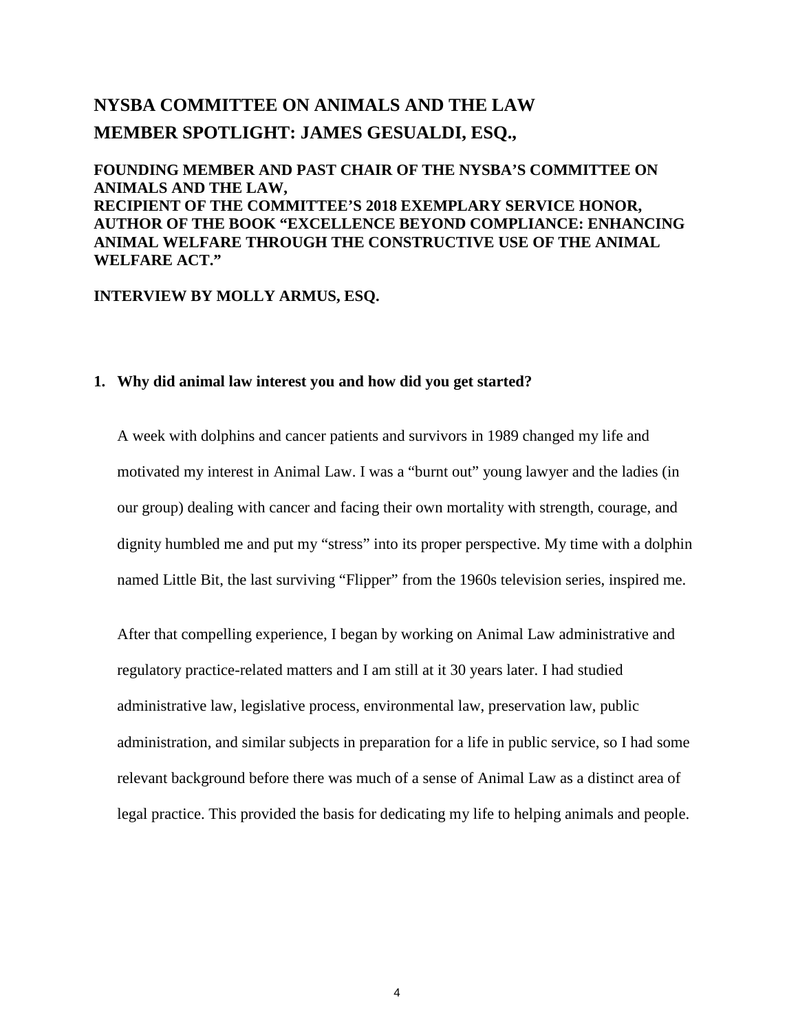# NYSBA COMMITTEE ON ANIMALS AND THE LAW

# MEMBER SPOTLIGHT: JAMES GESUALDI, ESQ.,

**FOUNDING MEMBER AND PAST CHAIR OF THE NYSBA'S COMMITTEE ON ANIMALS AND THE LAW,**
**RECIPIENT OF THE COMMITTEE'S 2018 EXEMPLARY SERVICE HONOR,**
**AUTHOR OF THE BOOK "EXCELLENCE BEYOND COMPLIANCE: ENHANCING ANIMAL WELFARE THROUGH THE CONSTRUCTIVE USE OF THE ANIMAL WELFARE ACT."**

**INTERVIEW BY MOLLY ARMUS, ESQ.**

**1. Why did animal law interest you and how did you get started?**

A week with dolphins and cancer patients and survivors in 1989 changed my life and motivated my interest in Animal Law. I was a "burnt out" young lawyer and the ladies (in our group) dealing with cancer and facing their own mortality with strength, courage, and dignity humbled me and put my "stress" into its proper perspective. My time with a dolphin named Little Bit, the last surviving "Flipper" from the 1960s television series, inspired me.

After that compelling experience, I began by working on Animal Law administrative and regulatory practice-related matters and I am still at it 30 years later. I had studied administrative law, legislative process, environmental law, preservation law, public administration, and similar subjects in preparation for a life in public service, so I had some relevant background before there was much of a sense of Animal Law as a distinct area of legal practice. This provided the basis for dedicating my life to helping animals and people.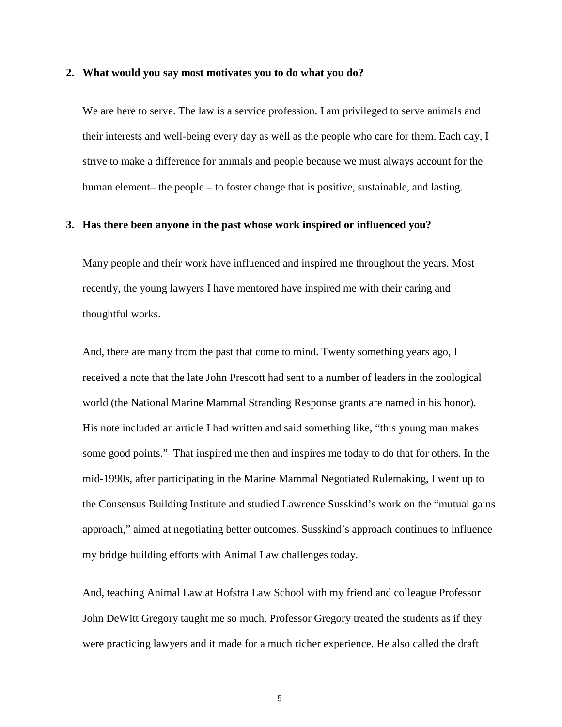**2. What would you say most motivates you to do what you do?**

We are here to serve. The law is a service profession. I am privileged to serve animals and their interests and well-being every day as well as the people who care for them. Each day, I strive to make a difference for animals and people because we must always account for the human element– the people – to foster change that is positive, sustainable, and lasting.

**3. Has there been anyone in the past whose work inspired or influenced you?**

Many people and their work have influenced and inspired me throughout the years. Most recently, the young lawyers I have mentored have inspired me with their caring and thoughtful works.

And, there are many from the past that come to mind. Twenty something years ago, I received a note that the late John Prescott had sent to a number of leaders in the zoological world (the National Marine Mammal Stranding Response grants are named in his honor). His note included an article I had written and said something like, "this young man makes some good points." That inspired me then and inspires me today to do that for others. In the mid-1990s, after participating in the Marine Mammal Negotiated Rulemaking, I went up to the Consensus Building Institute and studied Lawrence Susskind's work on the "mutual gains approach," aimed at negotiating better outcomes. Susskind's approach continues to influence my bridge building efforts with Animal Law challenges today.

And, teaching Animal Law at Hofstra Law School with my friend and colleague Professor John DeWitt Gregory taught me so much. Professor Gregory treated the students as if they were practicing lawyers and it made for a much richer experience. He also called the draft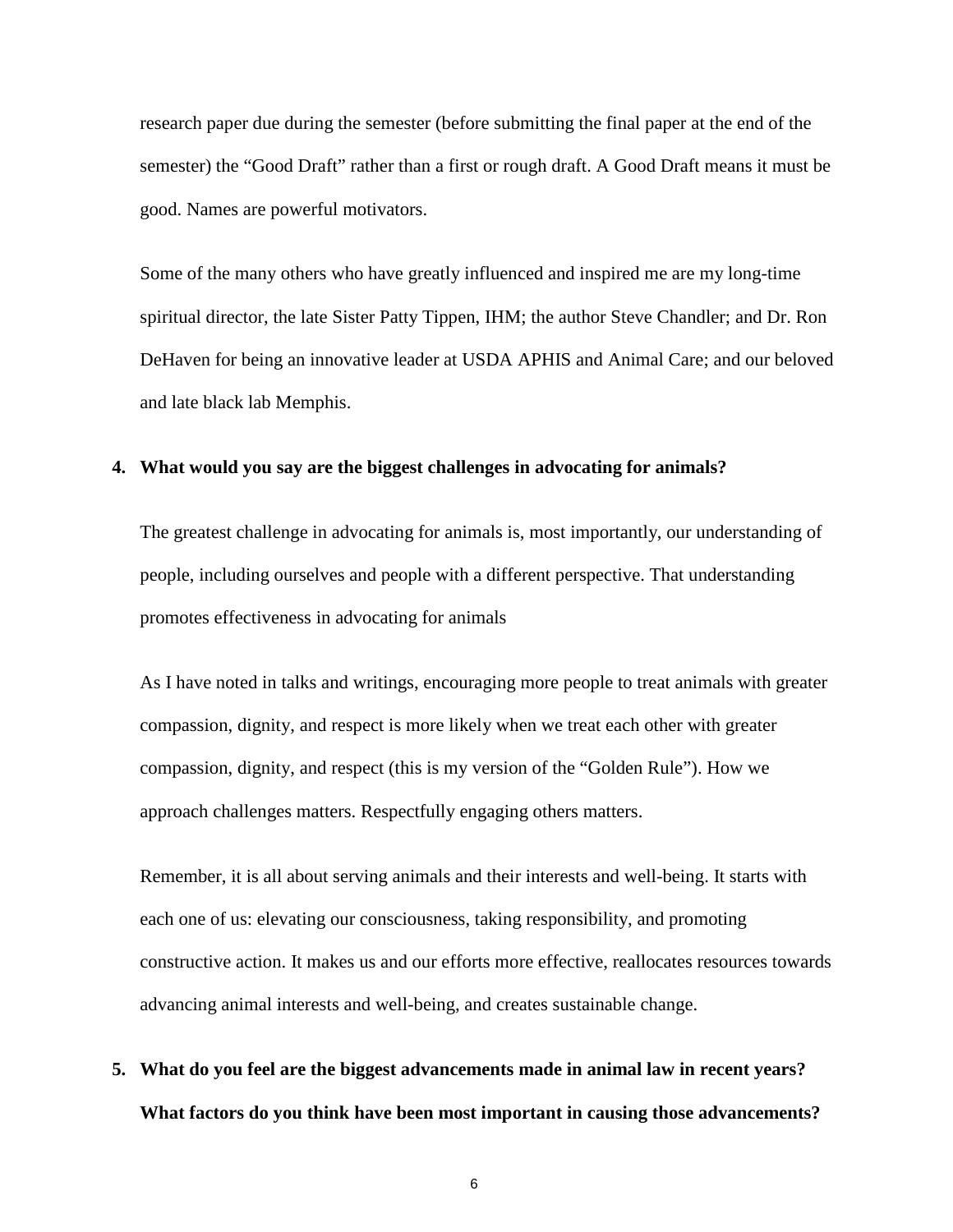research paper due during the semester (before submitting the final paper at the end of the semester) the "Good Draft" rather than a first or rough draft. A Good Draft means it must be good. Names are powerful motivators.

Some of the many others who have greatly influenced and inspired me are my long-time spiritual director, the late Sister Patty Tippen, IHM; the author Steve Chandler; and Dr. Ron DeHaven for being an innovative leader at USDA APHIS and Animal Care; and our beloved and late black lab Memphis.

**4. What would you say are the biggest challenges in advocating for animals?**

The greatest challenge in advocating for animals is, most importantly, our understanding of people, including ourselves and people with a different perspective. That understanding promotes effectiveness in advocating for animals

As I have noted in talks and writings, encouraging more people to treat animals with greater compassion, dignity, and respect is more likely when we treat each other with greater compassion, dignity, and respect (this is my version of the "Golden Rule"). How we approach challenges matters. Respectfully engaging others matters.

Remember, it is all about serving animals and their interests and well-being. It starts with each one of us: elevating our consciousness, taking responsibility, and promoting constructive action. It makes us and our efforts more effective, reallocates resources towards advancing animal interests and well-being, and creates sustainable change.

**5. What do you feel are the biggest advancements made in animal law in recent years? What factors do you think have been most important in causing those advancements?**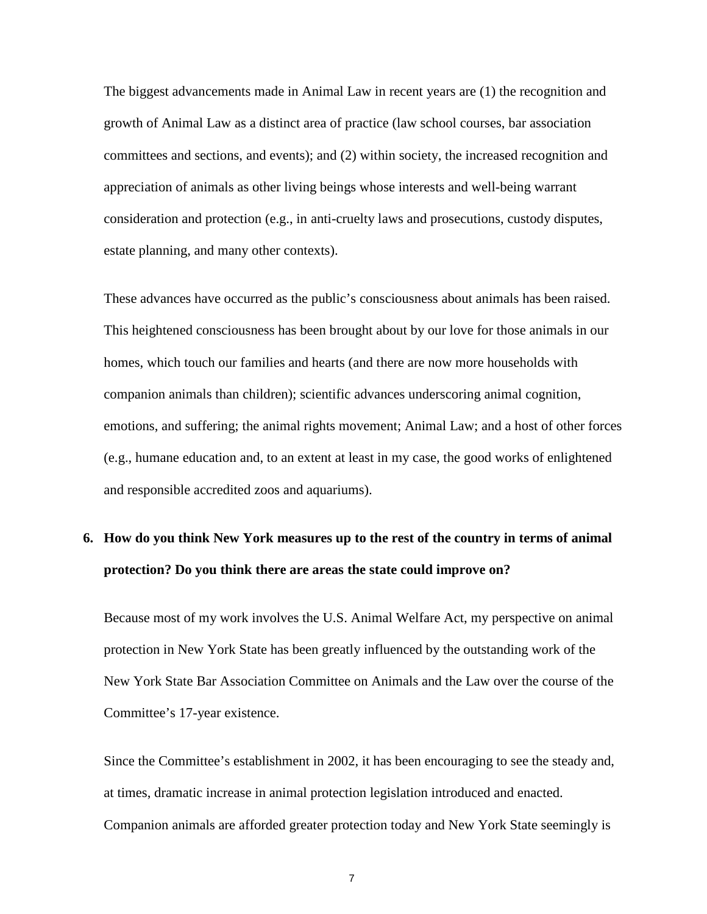The biggest advancements made in Animal Law in recent years are (1) the recognition and growth of Animal Law as a distinct area of practice (law school courses, bar association committees and sections, and events); and (2) within society, the increased recognition and appreciation of animals as other living beings whose interests and well-being warrant consideration and protection (e.g., in anti-cruelty laws and prosecutions, custody disputes, estate planning, and many other contexts).

These advances have occurred as the public's consciousness about animals has been raised. This heightened consciousness has been brought about by our love for those animals in our homes, which touch our families and hearts (and there are now more households with companion animals than children); scientific advances underscoring animal cognition, emotions, and suffering; the animal rights movement; Animal Law; and a host of other forces (e.g., humane education and, to an extent at least in my case, the good works of enlightened and responsible accredited zoos and aquariums).

**6. How do you think New York measures up to the rest of the country in terms of animal protection? Do you think there are areas the state could improve on?**

Because most of my work involves the U.S. Animal Welfare Act, my perspective on animal protection in New York State has been greatly influenced by the outstanding work of the New York State Bar Association Committee on Animals and the Law over the course of the Committee's 17-year existence.

Since the Committee's establishment in 2002, it has been encouraging to see the steady and, at times, dramatic increase in animal protection legislation introduced and enacted. Companion animals are afforded greater protection today and New York State seemingly is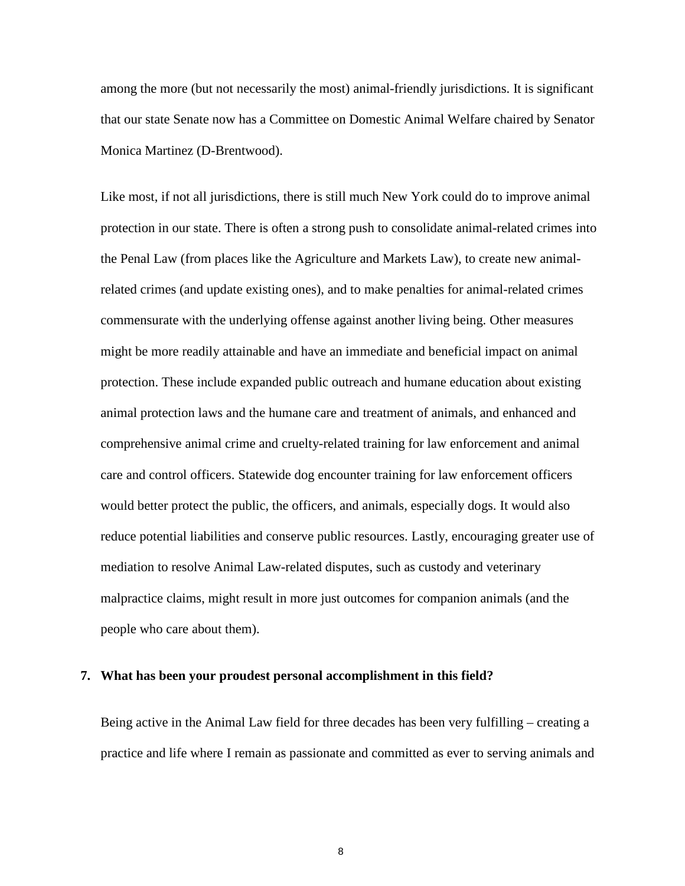among the more (but not necessarily the most) animal-friendly jurisdictions. It is significant that our state Senate now has a Committee on Domestic Animal Welfare chaired by Senator Monica Martinez (D-Brentwood).

Like most, if not all jurisdictions, there is still much New York could do to improve animal protection in our state. There is often a strong push to consolidate animal-related crimes into the Penal Law (from places like the Agriculture and Markets Law), to create new animal-related crimes (and update existing ones), and to make penalties for animal-related crimes commensurate with the underlying offense against another living being. Other measures might be more readily attainable and have an immediate and beneficial impact on animal protection. These include expanded public outreach and humane education about existing animal protection laws and the humane care and treatment of animals, and enhanced and comprehensive animal crime and cruelty-related training for law enforcement and animal care and control officers. Statewide dog encounter training for law enforcement officers would better protect the public, the officers, and animals, especially dogs. It would also reduce potential liabilities and conserve public resources. Lastly, encouraging greater use of mediation to resolve Animal Law-related disputes, such as custody and veterinary malpractice claims, might result in more just outcomes for companion animals (and the people who care about them).

**7. What has been your proudest personal accomplishment in this field?**

Being active in the Animal Law field for three decades has been very fulfilling – creating a practice and life where I remain as passionate and committed as ever to serving animals and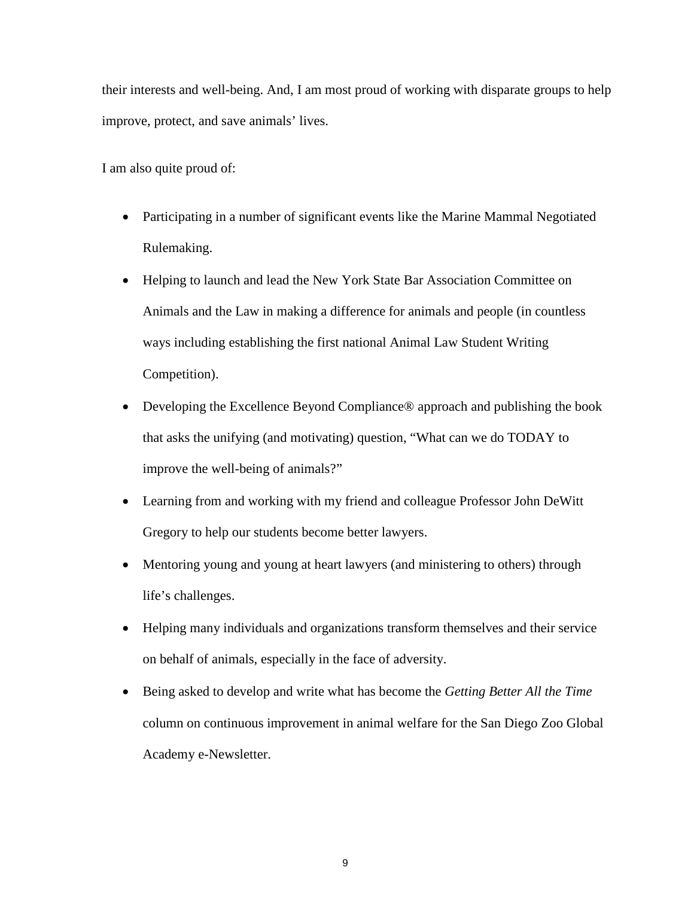their interests and well-being. And, I am most proud of working with disparate groups to help improve, protect, and save animals' lives.

I am also quite proud of:

- Participating in a number of significant events like the Marine Mammal Negotiated Rulemaking.
- Helping to launch and lead the New York State Bar Association Committee on Animals and the Law in making a difference for animals and people (in countless ways including establishing the first national Animal Law Student Writing Competition).
- Developing the Excellence Beyond Compliance® approach and publishing the book that asks the unifying (and motivating) question, "What can we do TODAY to improve the well-being of animals?"
- Learning from and working with my friend and colleague Professor John DeWitt Gregory to help our students become better lawyers.
- Mentoring young and young at heart lawyers (and ministering to others) through life's challenges.
- Helping many individuals and organizations transform themselves and their service on behalf of animals, especially in the face of adversity.
- Being asked to develop and write what has become the *Getting Better All the Time* column on continuous improvement in animal welfare for the San Diego Zoo Global Academy e-Newsletter.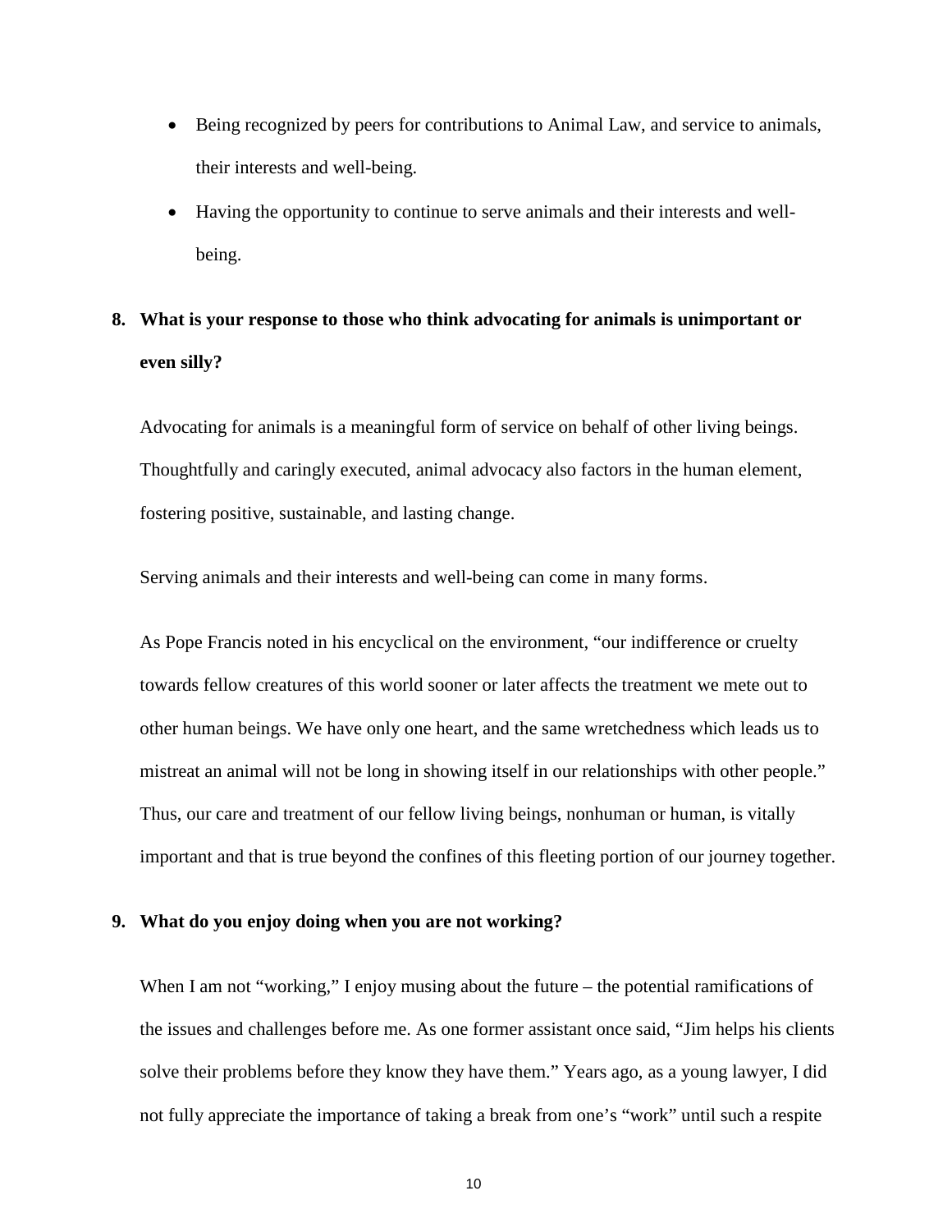- Being recognized by peers for contributions to Animal Law, and service to animals, their interests and well-being.
- Having the opportunity to continue to serve animals and their interests and well-being.

**8. What is your response to those who think advocating for animals is unimportant or even silly?**

Advocating for animals is a meaningful form of service on behalf of other living beings. Thoughtfully and caringly executed, animal advocacy also factors in the human element, fostering positive, sustainable, and lasting change.

Serving animals and their interests and well-being can come in many forms.

As Pope Francis noted in his encyclical on the environment, "our indifference or cruelty towards fellow creatures of this world sooner or later affects the treatment we mete out to other human beings. We have only one heart, and the same wretchedness which leads us to mistreat an animal will not be long in showing itself in our relationships with other people." Thus, our care and treatment of our fellow living beings, nonhuman or human, is vitally important and that is true beyond the confines of this fleeting portion of our journey together.

**9. What do you enjoy doing when you are not working?**

When I am not "working," I enjoy musing about the future – the potential ramifications of the issues and challenges before me. As one former assistant once said, "Jim helps his clients solve their problems before they know they have them." Years ago, as a young lawyer, I did not fully appreciate the importance of taking a break from one's "work" until such a respite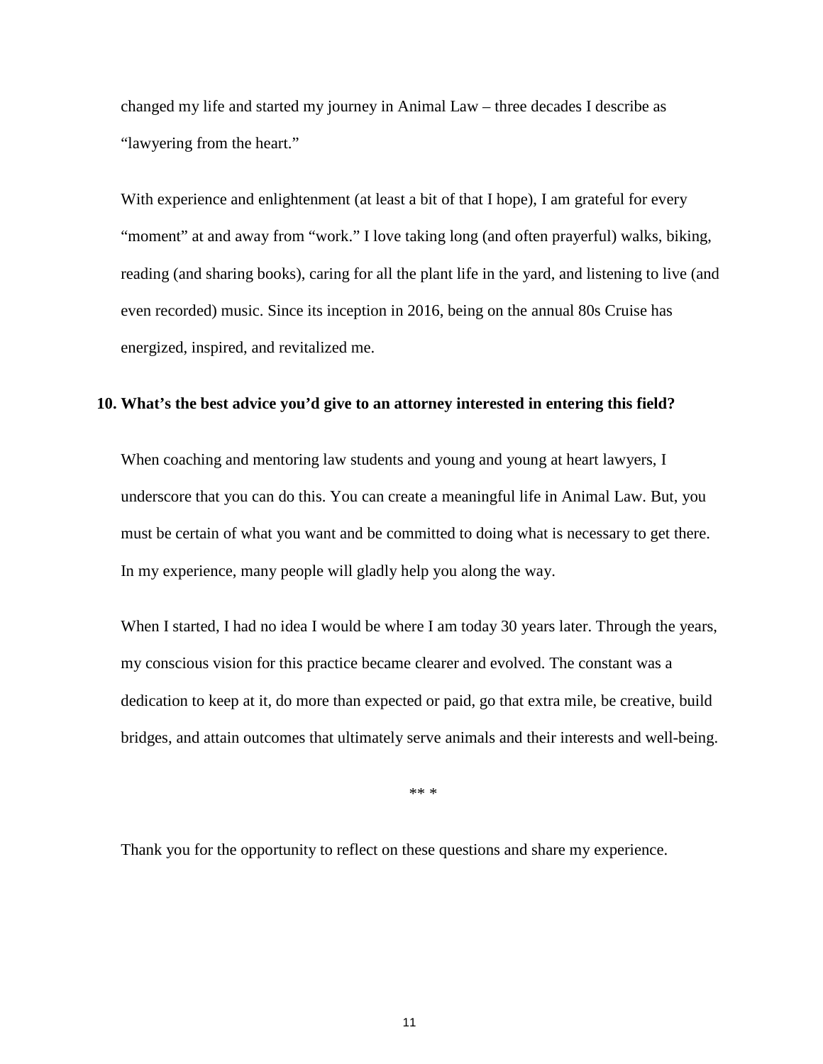changed my life and started my journey in Animal Law – three decades I describe as "lawyering from the heart."

With experience and enlightenment (at least a bit of that I hope), I am grateful for every "moment" at and away from "work." I love taking long (and often prayerful) walks, biking, reading (and sharing books), caring for all the plant life in the yard, and listening to live (and even recorded) music. Since its inception in 2016, being on the annual 80s Cruise has energized, inspired, and revitalized me.

**10. What's the best advice you'd give to an attorney interested in entering this field?**

When coaching and mentoring law students and young and young at heart lawyers, I underscore that you can do this. You can create a meaningful life in Animal Law. But, you must be certain of what you want and be committed to doing what is necessary to get there. In my experience, many people will gladly help you along the way.

When I started, I had no idea I would be where I am today 30 years later. Through the years, my conscious vision for this practice became clearer and evolved. The constant was a dedication to keep at it, do more than expected or paid, go that extra mile, be creative, build bridges, and attain outcomes that ultimately serve animals and their interests and well-being.

** *

Thank you for the opportunity to reflect on these questions and share my experience.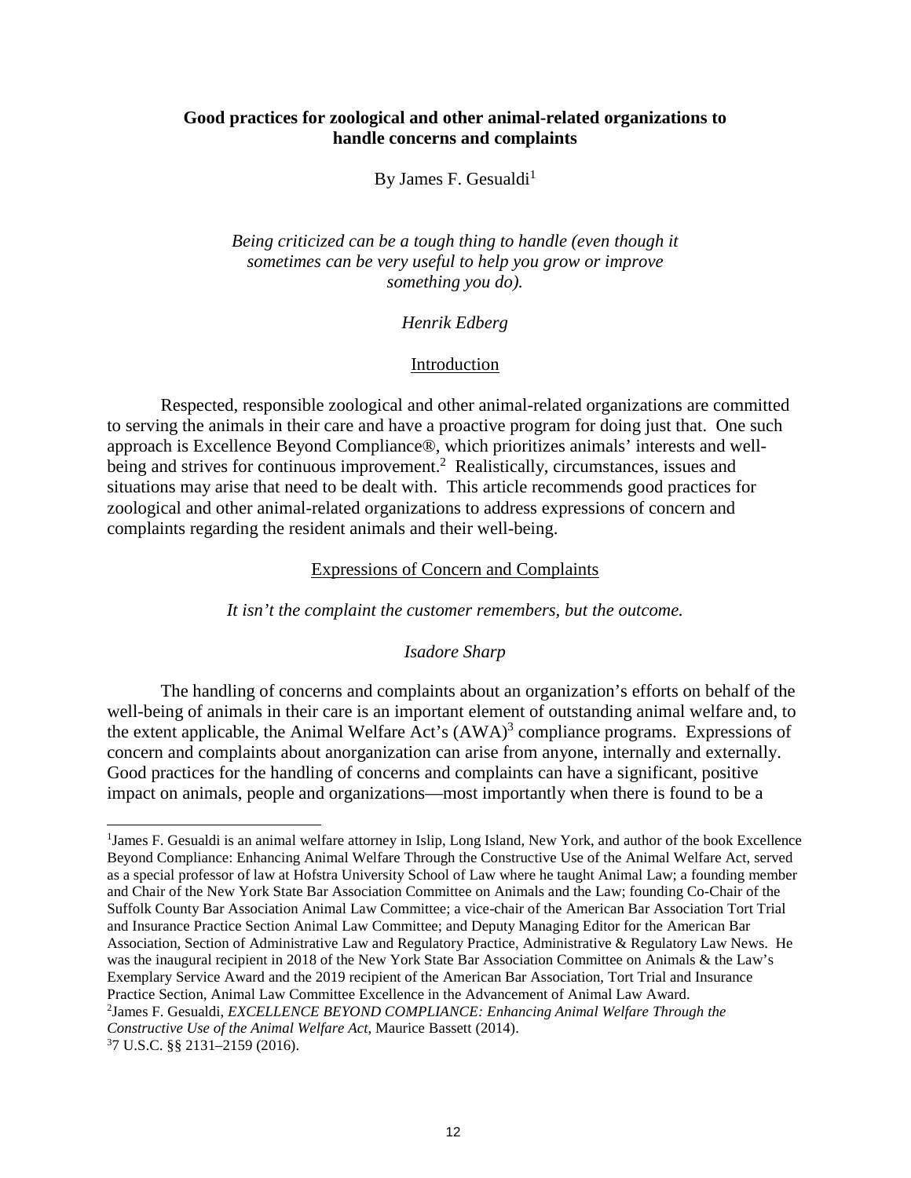## **Good practices for zoological and other animal-related organizations to handle concerns and complaints**

By James F. Gesualdi[1]

*Being criticized can be a tough thing to handle (even though it sometimes can be very useful to help you grow or improve something you do).*

*Henrik Edberg*

### Introduction

Respected, responsible zoological and other animal-related organizations are committed to serving the animals in their care and have a proactive program for doing just that. One such approach is Excellence Beyond Compliance®, which prioritizes animals' interests and well-being and strives for continuous improvement.[2] Realistically, circumstances, issues and situations may arise that need to be dealt with. This article recommends good practices for zoological and other animal-related organizations to address expressions of concern and complaints regarding the resident animals and their well-being.

### Expressions of Concern and Complaints

*It isn't the complaint the customer remembers, but the outcome.*

*Isadore Sharp*

The handling of concerns and complaints about an organization's efforts on behalf of the well-being of animals in their care is an important element of outstanding animal welfare and, to the extent applicable, the Animal Welfare Act's (AWA)[3] compliance programs. Expressions of concern and complaints about anorganization can arise from anyone, internally and externally. Good practices for the handling of concerns and complaints can have a significant, positive impact on animals, people and organizations—most importantly when there is found to be a

---

[1]James F. Gesualdi is an animal welfare attorney in Islip, Long Island, New York, and author of the book Excellence Beyond Compliance: Enhancing Animal Welfare Through the Constructive Use of the Animal Welfare Act, served as a special professor of law at Hofstra University School of Law where he taught Animal Law; a founding member and Chair of the New York State Bar Association Committee on Animals and the Law; founding Co-Chair of the Suffolk County Bar Association Animal Law Committee; a vice-chair of the American Bar Association Tort Trial and Insurance Practice Section Animal Law Committee; and Deputy Managing Editor for the American Bar Association, Section of Administrative Law and Regulatory Practice, Administrative & Regulatory Law News. He was the inaugural recipient in 2018 of the New York State Bar Association Committee on Animals & the Law's Exemplary Service Award and the 2019 recipient of the American Bar Association, Tort Trial and Insurance Practice Section, Animal Law Committee Excellence in the Advancement of Animal Law Award.

[2]James F. Gesualdi, *EXCELLENCE BEYOND COMPLIANCE: Enhancing Animal Welfare Through the Constructive Use of the Animal Welfare Act*, Maurice Bassett (2014).

[3]7 U.S.C. §§ 2131–2159 (2016).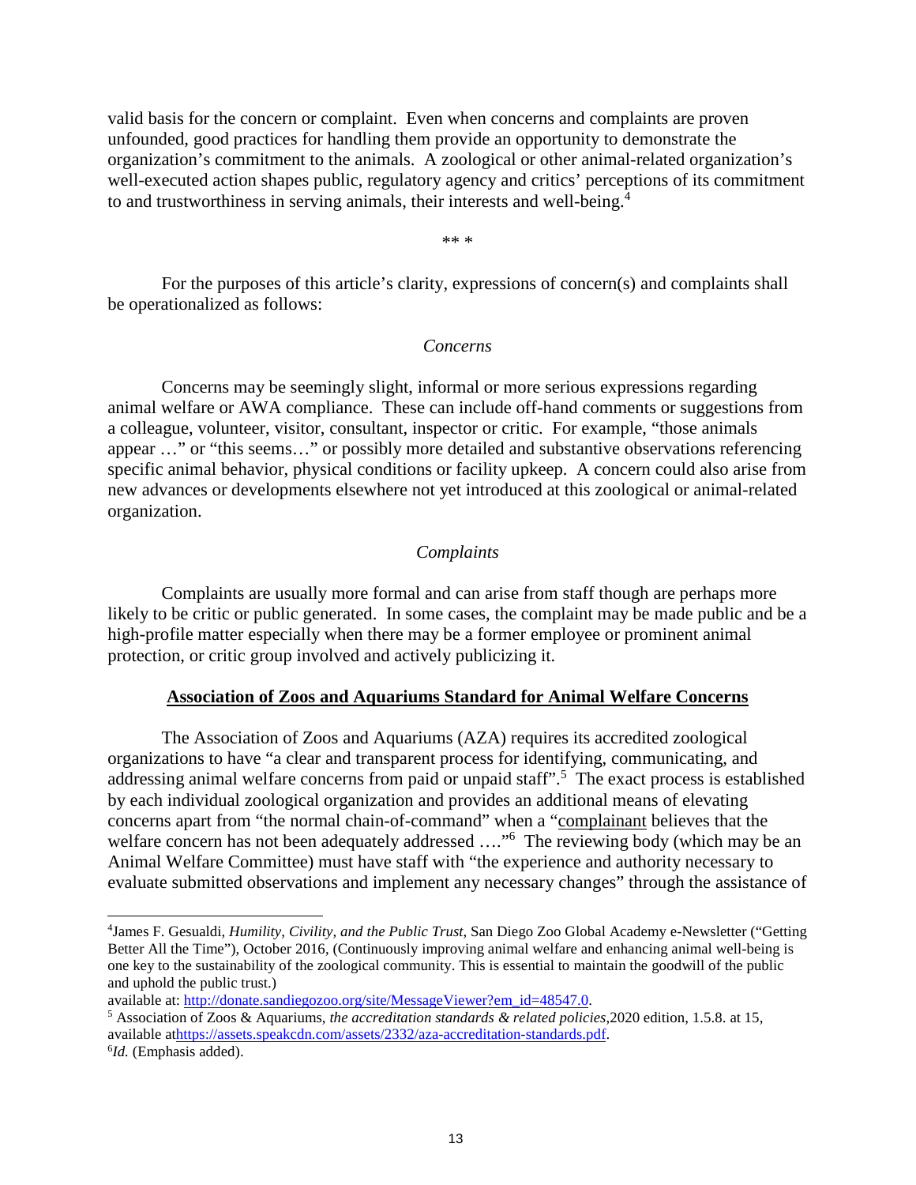valid basis for the concern or complaint. Even when concerns and complaints are proven unfounded, good practices for handling them provide an opportunity to demonstrate the organization's commitment to the animals. A zoological or other animal-related organization's well-executed action shapes public, regulatory agency and critics' perceptions of its commitment to and trustworthiness in serving animals, their interests and well-being.[4]

** *

For the purposes of this article's clarity, expressions of concern(s) and complaints shall be operationalized as follows:

*Concerns*

Concerns may be seemingly slight, informal or more serious expressions regarding animal welfare or AWA compliance. These can include off-hand comments or suggestions from a colleague, volunteer, visitor, consultant, inspector or critic. For example, "those animals appear …" or "this seems…" or possibly more detailed and substantive observations referencing specific animal behavior, physical conditions or facility upkeep. A concern could also arise from new advances or developments elsewhere not yet introduced at this zoological or animal-related organization.

*Complaints*

Complaints are usually more formal and can arise from staff though are perhaps more likely to be critic or public generated. In some cases, the complaint may be made public and be a high-profile matter especially when there may be a former employee or prominent animal protection, or critic group involved and actively publicizing it.

**Association of Zoos and Aquariums Standard for Animal Welfare Concerns**

The Association of Zoos and Aquariums (AZA) requires its accredited zoological organizations to have "a clear and transparent process for identifying, communicating, and addressing animal welfare concerns from paid or unpaid staff".[5] The exact process is established by each individual zoological organization and provides an additional means of elevating concerns apart from "the normal chain-of-command" when a "complainant believes that the welfare concern has not been adequately addressed …."[6] The reviewing body (which may be an Animal Welfare Committee) must have staff with "the experience and authority necessary to evaluate submitted observations and implement any necessary changes" through the assistance of

---

[4] James F. Gesualdi, *Humility, Civility, and the Public Trust*, San Diego Zoo Global Academy e-Newsletter ("Getting Better All the Time"), October 2016, (Continuously improving animal welfare and enhancing animal well-being is one key to the sustainability of the zoological community. This is essential to maintain the goodwill of the public and uphold the public trust.)
available at: http://donate.sandiegozoo.org/site/MessageViewer?em_id=48547.0.

[5] Association of Zoos & Aquariums, *the accreditation standards & related policies*,2020 edition, 1.5.8. at 15, available athttps://assets.speakcdn.com/assets/2332/aza-accreditation-standards.pdf.

[6] *Id.* (Emphasis added).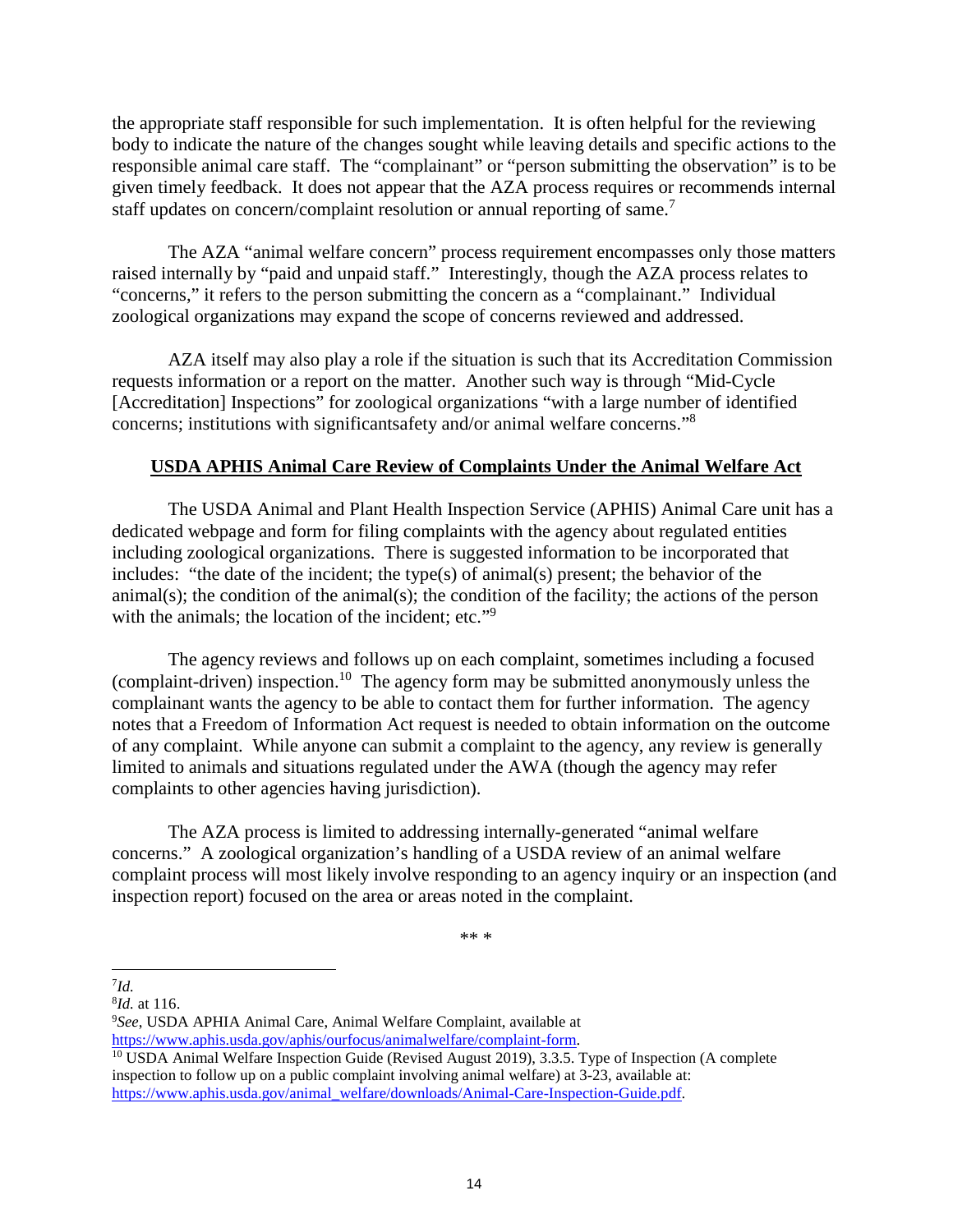the appropriate staff responsible for such implementation. It is often helpful for the reviewing body to indicate the nature of the changes sought while leaving details and specific actions to the responsible animal care staff. The "complainant" or "person submitting the observation" is to be given timely feedback. It does not appear that the AZA process requires or recommends internal staff updates on concern/complaint resolution or annual reporting of same.[7]

The AZA "animal welfare concern" process requirement encompasses only those matters raised internally by "paid and unpaid staff." Interestingly, though the AZA process relates to "concerns," it refers to the person submitting the concern as a "complainant." Individual zoological organizations may expand the scope of concerns reviewed and addressed.

AZA itself may also play a role if the situation is such that its Accreditation Commission requests information or a report on the matter. Another such way is through "Mid-Cycle [Accreditation] Inspections" for zoological organizations "with a large number of identified concerns; institutions with significantsafety and/or animal welfare concerns."[8]

<u>**USDA APHIS Animal Care Review of Complaints Under the Animal Welfare Act**</u>

The USDA Animal and Plant Health Inspection Service (APHIS) Animal Care unit has a dedicated webpage and form for filing complaints with the agency about regulated entities including zoological organizations. There is suggested information to be incorporated that includes: "the date of the incident; the type(s) of animal(s) present; the behavior of the animal(s); the condition of the animal(s); the condition of the facility; the actions of the person with the animals; the location of the incident; etc."[9]

The agency reviews and follows up on each complaint, sometimes including a focused (complaint-driven) inspection.[10] The agency form may be submitted anonymously unless the complainant wants the agency to be able to contact them for further information. The agency notes that a Freedom of Information Act request is needed to obtain information on the outcome of any complaint. While anyone can submit a complaint to the agency, any review is generally limited to animals and situations regulated under the AWA (though the agency may refer complaints to other agencies having jurisdiction).

The AZA process is limited to addressing internally-generated "animal welfare concerns." A zoological organization's handling of a USDA review of an animal welfare complaint process will most likely involve responding to an agency inquiry or an inspection (and inspection report) focused on the area or areas noted in the complaint.

** *

---

[7] *Id.*

[8] *Id.* at 116.

[9] *See*, USDA APHIA Animal Care, Animal Welfare Complaint, available at https://www.aphis.usda.gov/aphis/ourfocus/animalwelfare/complaint-form.

[10] USDA Animal Welfare Inspection Guide (Revised August 2019), 3.3.5. Type of Inspection (A complete inspection to follow up on a public complaint involving animal welfare) at 3-23, available at: https://www.aphis.usda.gov/animal_welfare/downloads/Animal-Care-Inspection-Guide.pdf.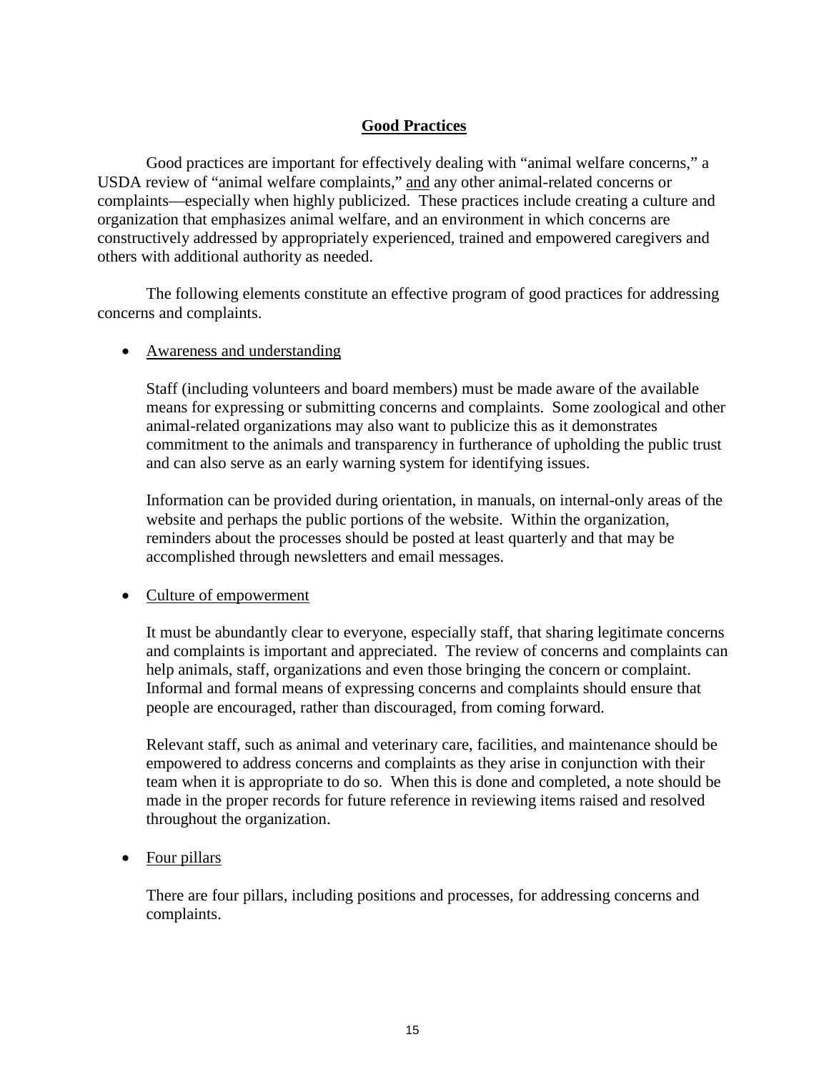## Good Practices

Good practices are important for effectively dealing with "animal welfare concerns," a USDA review of "animal welfare complaints," and any other animal-related concerns or complaints—especially when highly publicized. These practices include creating a culture and organization that emphasizes animal welfare, and an environment in which concerns are constructively addressed by appropriately experienced, trained and empowered caregivers and others with additional authority as needed.

The following elements constitute an effective program of good practices for addressing concerns and complaints.

- Awareness and understanding

  Staff (including volunteers and board members) must be made aware of the available means for expressing or submitting concerns and complaints. Some zoological and other animal-related organizations may also want to publicize this as it demonstrates commitment to the animals and transparency in furtherance of upholding the public trust and can also serve as an early warning system for identifying issues.

  Information can be provided during orientation, in manuals, on internal-only areas of the website and perhaps the public portions of the website. Within the organization, reminders about the processes should be posted at least quarterly and that may be accomplished through newsletters and email messages.

- Culture of empowerment

  It must be abundantly clear to everyone, especially staff, that sharing legitimate concerns and complaints is important and appreciated. The review of concerns and complaints can help animals, staff, organizations and even those bringing the concern or complaint. Informal and formal means of expressing concerns and complaints should ensure that people are encouraged, rather than discouraged, from coming forward.

  Relevant staff, such as animal and veterinary care, facilities, and maintenance should be empowered to address concerns and complaints as they arise in conjunction with their team when it is appropriate to do so. When this is done and completed, a note should be made in the proper records for future reference in reviewing items raised and resolved throughout the organization.

- Four pillars

  There are four pillars, including positions and processes, for addressing concerns and complaints.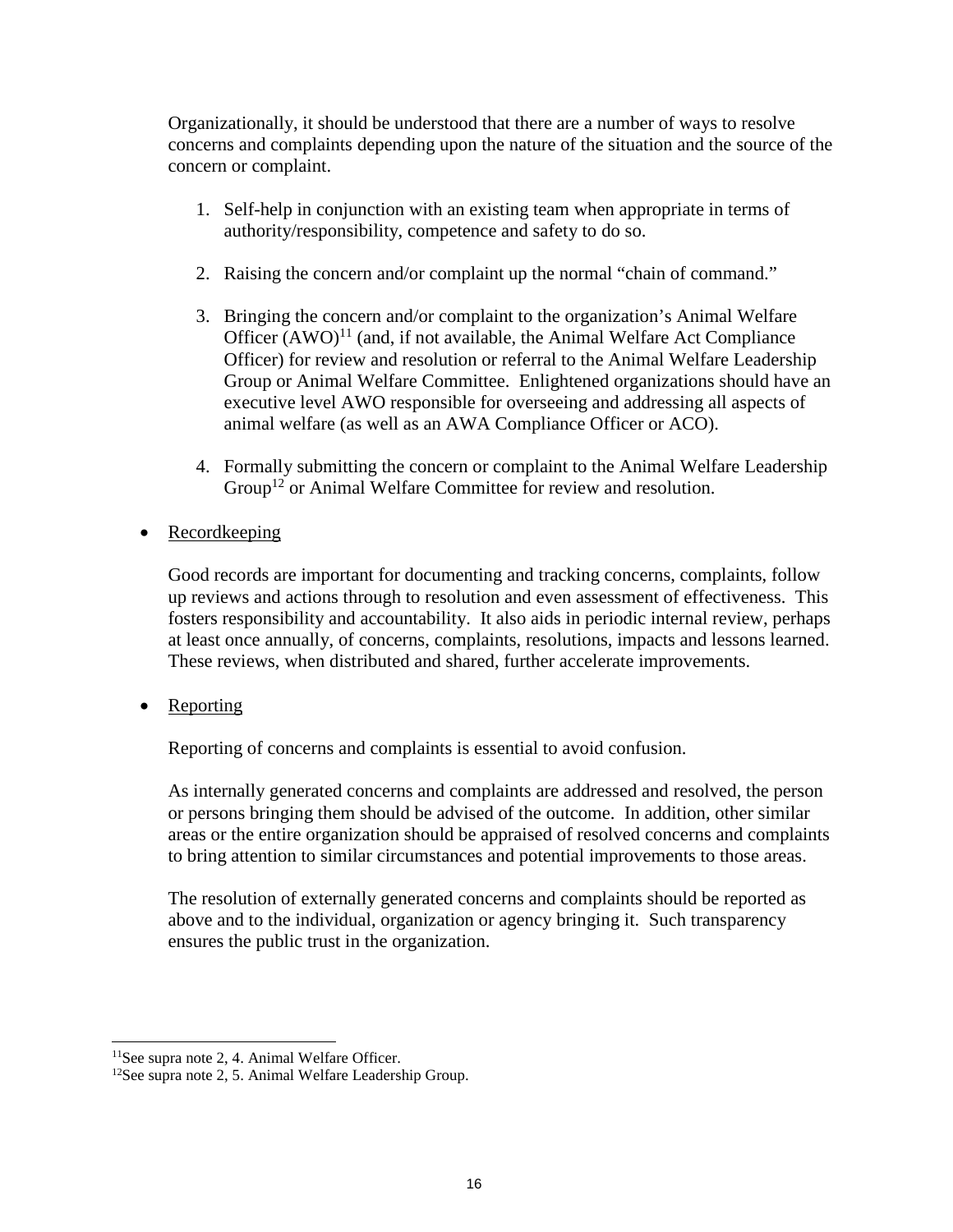Organizationally, it should be understood that there are a number of ways to resolve concerns and complaints depending upon the nature of the situation and the source of the concern or complaint.

1. Self-help in conjunction with an existing team when appropriate in terms of authority/responsibility, competence and safety to do so.

2. Raising the concern and/or complaint up the normal "chain of command."

3. Bringing the concern and/or complaint to the organization's Animal Welfare Officer (AWO)[11] (and, if not available, the Animal Welfare Act Compliance Officer) for review and resolution or referral to the Animal Welfare Leadership Group or Animal Welfare Committee. Enlightened organizations should have an executive level AWO responsible for overseeing and addressing all aspects of animal welfare (as well as an AWA Compliance Officer or ACO).

4. Formally submitting the concern or complaint to the Animal Welfare Leadership Group[12] or Animal Welfare Committee for review and resolution.

- Recordkeeping

  Good records are important for documenting and tracking concerns, complaints, follow up reviews and actions through to resolution and even assessment of effectiveness. This fosters responsibility and accountability. It also aids in periodic internal review, perhaps at least once annually, of concerns, complaints, resolutions, impacts and lessons learned. These reviews, when distributed and shared, further accelerate improvements.

- Reporting

  Reporting of concerns and complaints is essential to avoid confusion.

  As internally generated concerns and complaints are addressed and resolved, the person or persons bringing them should be advised of the outcome. In addition, other similar areas or the entire organization should be appraised of resolved concerns and complaints to bring attention to similar circumstances and potential improvements to those areas.

  The resolution of externally generated concerns and complaints should be reported as above and to the individual, organization or agency bringing it. Such transparency ensures the public trust in the organization.

---

[11] See supra note 2, 4. Animal Welfare Officer.

[12] See supra note 2, 5. Animal Welfare Leadership Group.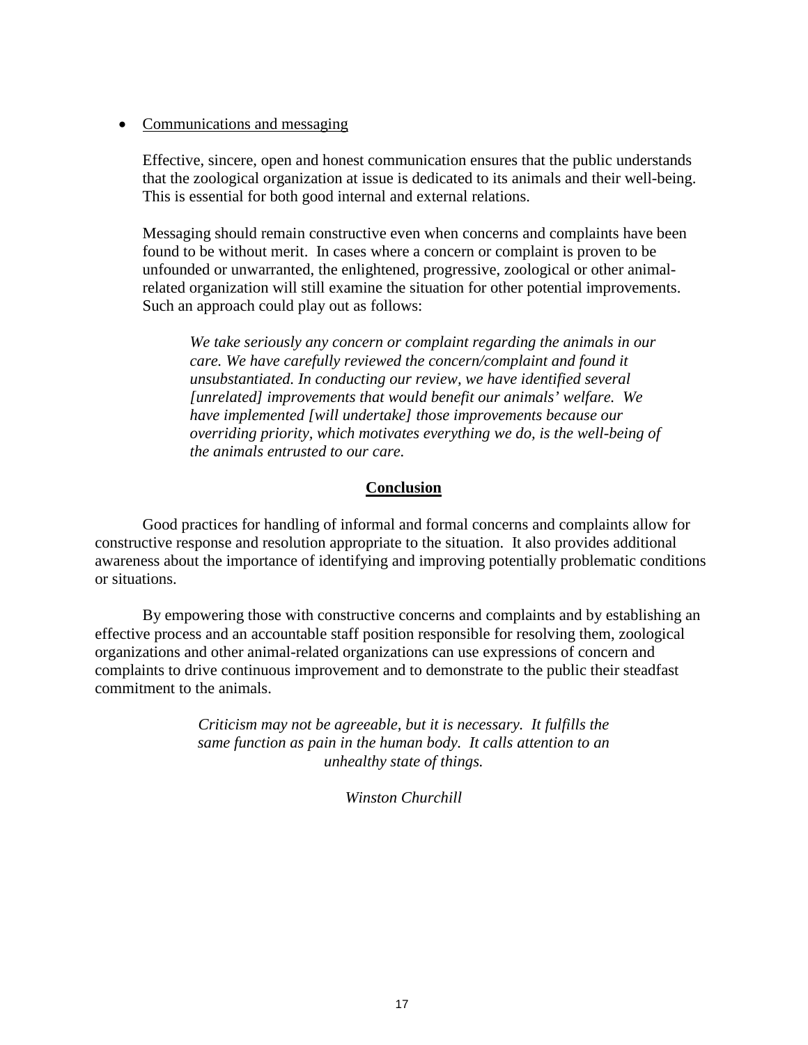- Communications and messaging

  Effective, sincere, open and honest communication ensures that the public understands that the zoological organization at issue is dedicated to its animals and their well-being. This is essential for both good internal and external relations.

  Messaging should remain constructive even when concerns and complaints have been found to be without merit. In cases where a concern or complaint is proven to be unfounded or unwarranted, the enlightened, progressive, zoological or other animal-related organization will still examine the situation for other potential improvements. Such an approach could play out as follows:

  > *We take seriously any concern or complaint regarding the animals in our care. We have carefully reviewed the concern/complaint and found it unsubstantiated. In conducting our review, we have identified several [unrelated] improvements that would benefit our animals' welfare. We have implemented [will undertake] those improvements because our overriding priority, which motivates everything we do, is the well-being of the animals entrusted to our care.*

## Conclusion

Good practices for handling of informal and formal concerns and complaints allow for constructive response and resolution appropriate to the situation. It also provides additional awareness about the importance of identifying and improving potentially problematic conditions or situations.

By empowering those with constructive concerns and complaints and by establishing an effective process and an accountable staff position responsible for resolving them, zoological organizations and other animal-related organizations can use expressions of concern and complaints to drive continuous improvement and to demonstrate to the public their steadfast commitment to the animals.

> *Criticism may not be agreeable, but it is necessary. It fulfills the same function as pain in the human body. It calls attention to an unhealthy state of things.*
>
> *Winston Churchill*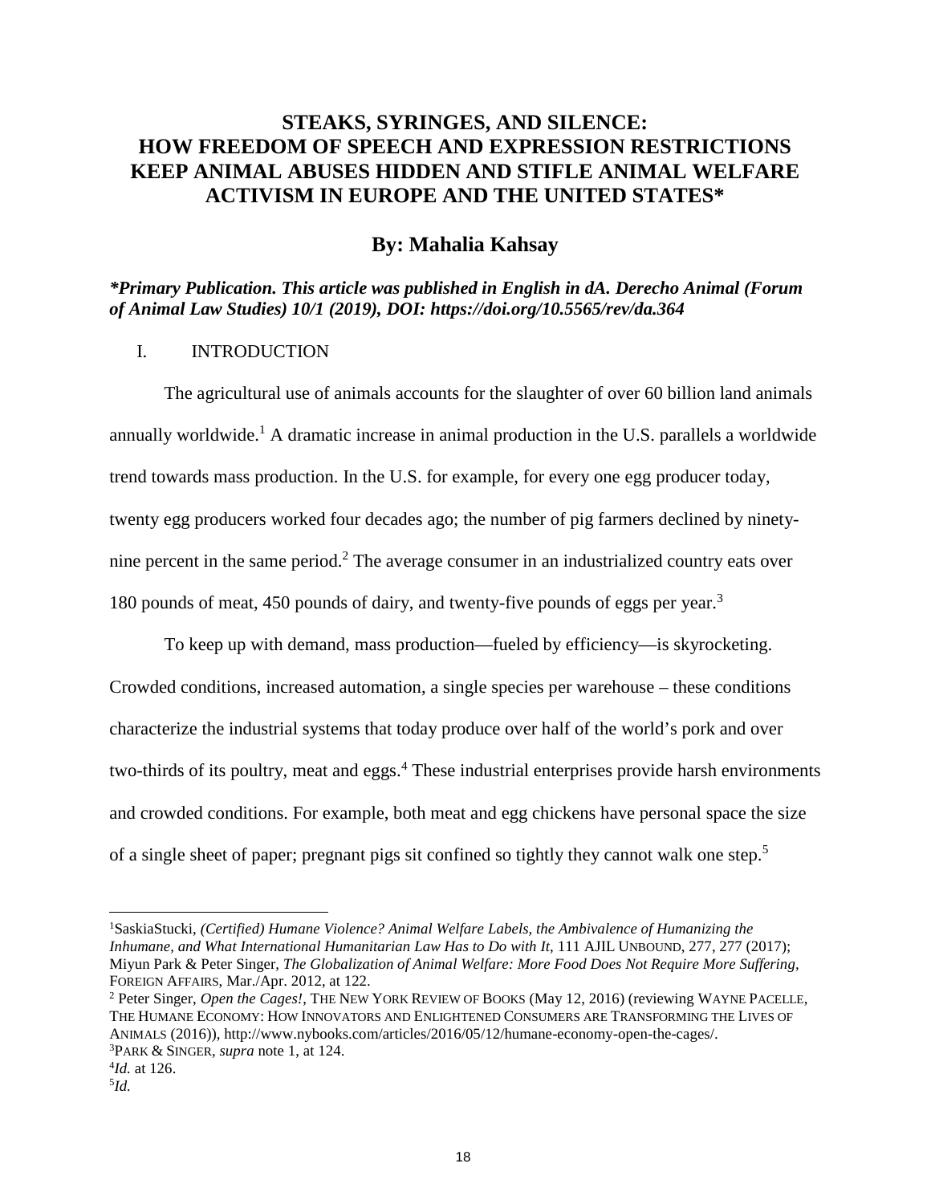# STEAKS, SYRINGES, AND SILENCE: HOW FREEDOM OF SPEECH AND EXPRESSION RESTRICTIONS KEEP ANIMAL ABUSES HIDDEN AND STIFLE ANIMAL WELFARE ACTIVISM IN EUROPE AND THE UNITED STATES*

## By: Mahalia Kahsay

***Primary Publication. This article was published in English in dA. Derecho Animal (Forum of Animal Law Studies) 10/1 (2019), DOI: https://doi.org/10.5565/rev/da.364***

## I. INTRODUCTION

The agricultural use of animals accounts for the slaughter of over 60 billion land animals annually worldwide.[1] A dramatic increase in animal production in the U.S. parallels a worldwide trend towards mass production. In the U.S. for example, for every one egg producer today, twenty egg producers worked four decades ago; the number of pig farmers declined by ninety-nine percent in the same period.[2] The average consumer in an industrialized country eats over 180 pounds of meat, 450 pounds of dairy, and twenty-five pounds of eggs per year.[3]

To keep up with demand, mass production—fueled by efficiency—is skyrocketing. Crowded conditions, increased automation, a single species per warehouse – these conditions characterize the industrial systems that today produce over half of the world's pork and over two-thirds of its poultry, meat and eggs.[4] These industrial enterprises provide harsh environments and crowded conditions. For example, both meat and egg chickens have personal space the size of a single sheet of paper; pregnant pigs sit confined so tightly they cannot walk one step.[5]

---

[1] SaskiaStucki, *(Certified) Humane Violence? Animal Welfare Labels, the Ambivalence of Humanizing the Inhumane, and What International Humanitarian Law Has to Do with It*, 111 AJIL UNBOUND, 277, 277 (2017); Miyun Park & Peter Singer, *The Globalization of Animal Welfare: More Food Does Not Require More Suffering*, FOREIGN AFFAIRS, Mar./Apr. 2012, at 122.

[2] Peter Singer, *Open the Cages!*, THE NEW YORK REVIEW OF BOOKS (May 12, 2016) (reviewing WAYNE PACELLE, THE HUMANE ECONOMY: HOW INNOVATORS AND ENLIGHTENED CONSUMERS ARE TRANSFORMING THE LIVES OF ANIMALS (2016)), http://www.nybooks.com/articles/2016/05/12/humane-economy-open-the-cages/.

[3] PARK & SINGER, *supra* note 1, at 124.

[4] *Id.* at 126.

[5] *Id.*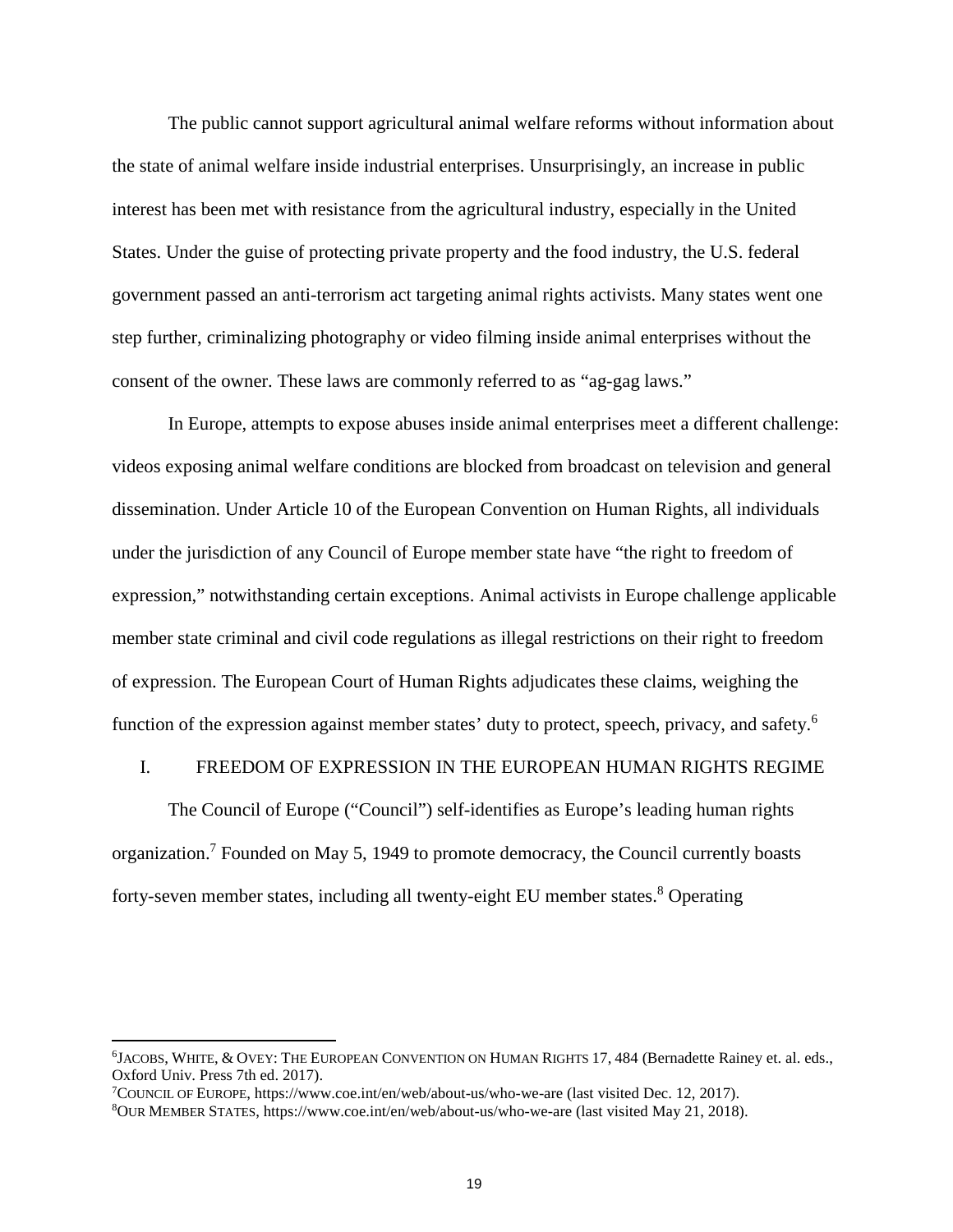The public cannot support agricultural animal welfare reforms without information about the state of animal welfare inside industrial enterprises. Unsurprisingly, an increase in public interest has been met with resistance from the agricultural industry, especially in the United States. Under the guise of protecting private property and the food industry, the U.S. federal government passed an anti-terrorism act targeting animal rights activists. Many states went one step further, criminalizing photography or video filming inside animal enterprises without the consent of the owner. These laws are commonly referred to as "ag-gag laws."

In Europe, attempts to expose abuses inside animal enterprises meet a different challenge: videos exposing animal welfare conditions are blocked from broadcast on television and general dissemination. Under Article 10 of the European Convention on Human Rights, all individuals under the jurisdiction of any Council of Europe member state have "the right to freedom of expression," notwithstanding certain exceptions. Animal activists in Europe challenge applicable member state criminal and civil code regulations as illegal restrictions on their right to freedom of expression. The European Court of Human Rights adjudicates these claims, weighing the function of the expression against member states' duty to protect, speech, privacy, and safety.[6]

## I. FREEDOM OF EXPRESSION IN THE EUROPEAN HUMAN RIGHTS REGIME

The Council of Europe ("Council") self-identifies as Europe's leading human rights organization.[7] Founded on May 5, 1949 to promote democracy, the Council currently boasts forty-seven member states, including all twenty-eight EU member states.[8] Operating

---

[6] JACOBS, WHITE, & OVEY: THE EUROPEAN CONVENTION ON HUMAN RIGHTS 17, 484 (Bernadette Rainey et. al. eds., Oxford Univ. Press 7th ed. 2017).

[7] COUNCIL OF EUROPE, https://www.coe.int/en/web/about-us/who-we-are (last visited Dec. 12, 2017).

[8] OUR MEMBER STATES, https://www.coe.int/en/web/about-us/who-we-are (last visited May 21, 2018).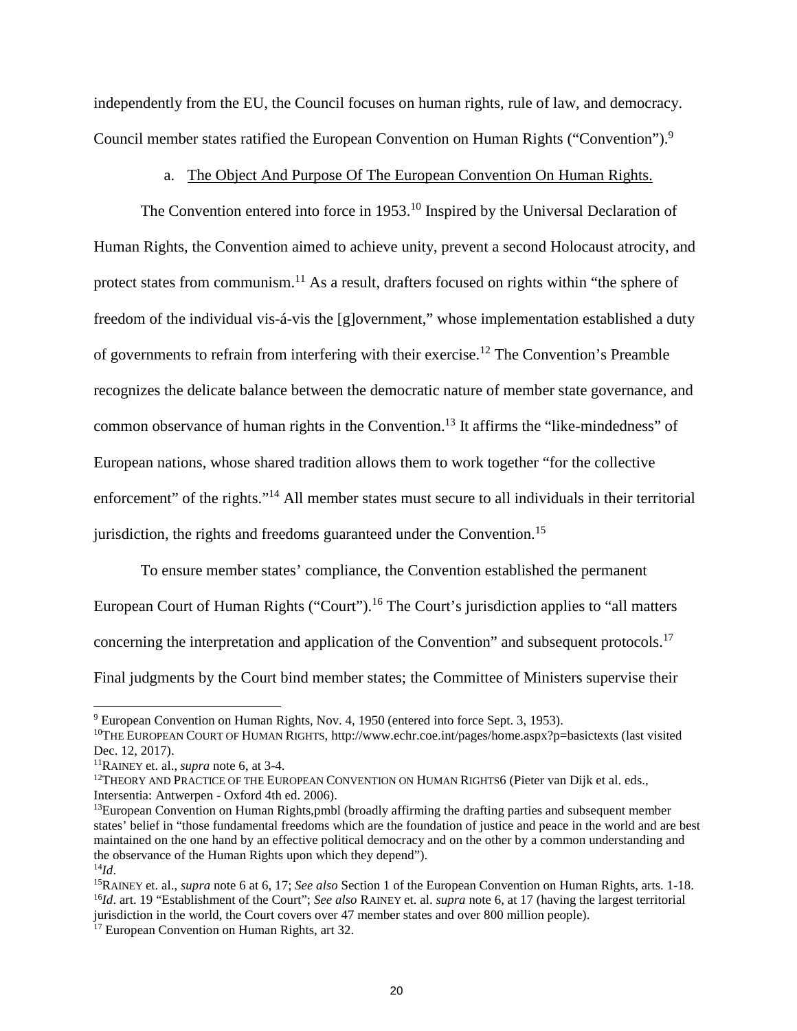independently from the EU, the Council focuses on human rights, rule of law, and democracy. Council member states ratified the European Convention on Human Rights ("Convention").[9]

a. <u>The Object And Purpose Of The European Convention On Human Rights.</u>

The Convention entered into force in 1953.[10] Inspired by the Universal Declaration of Human Rights, the Convention aimed to achieve unity, prevent a second Holocaust atrocity, and protect states from communism.[11] As a result, drafters focused on rights within "the sphere of freedom of the individual vis-á-vis the [g]overnment," whose implementation established a duty of governments to refrain from interfering with their exercise.[12] The Convention's Preamble recognizes the delicate balance between the democratic nature of member state governance, and common observance of human rights in the Convention.[13] It affirms the "like-mindedness" of European nations, whose shared tradition allows them to work together "for the collective enforcement" of the rights."[14] All member states must secure to all individuals in their territorial jurisdiction, the rights and freedoms guaranteed under the Convention.[15]

To ensure member states' compliance, the Convention established the permanent European Court of Human Rights ("Court").[16] The Court's jurisdiction applies to "all matters concerning the interpretation and application of the Convention" and subsequent protocols.[17] Final judgments by the Court bind member states; the Committee of Ministers supervise their

---

[9] European Convention on Human Rights, Nov. 4, 1950 (entered into force Sept. 3, 1953).

[10] THE EUROPEAN COURT OF HUMAN RIGHTS, http://www.echr.coe.int/pages/home.aspx?p=basictexts (last visited Dec. 12, 2017).

[11] RAINEY et. al., *supra* note 6, at 3-4.

[12] THEORY AND PRACTICE OF THE EUROPEAN CONVENTION ON HUMAN RIGHTS6 (Pieter van Dijk et al. eds., Intersentia: Antwerpen - Oxford 4th ed. 2006).

[13] European Convention on Human Rights,pmbl (broadly affirming the drafting parties and subsequent member states' belief in "those fundamental freedoms which are the foundation of justice and peace in the world and are best maintained on the one hand by an effective political democracy and on the other by a common understanding and the observance of the Human Rights upon which they depend").

[14] *Id*.

[15] RAINEY et. al., *supra* note 6 at 6, 17; *See also* Section 1 of the European Convention on Human Rights, arts. 1-18.

[16] *Id*. art. 19 "Establishment of the Court"; *See also* RAINEY et. al. *supra* note 6, at 17 (having the largest territorial jurisdiction in the world, the Court covers over 47 member states and over 800 million people).

[17] European Convention on Human Rights, art 32.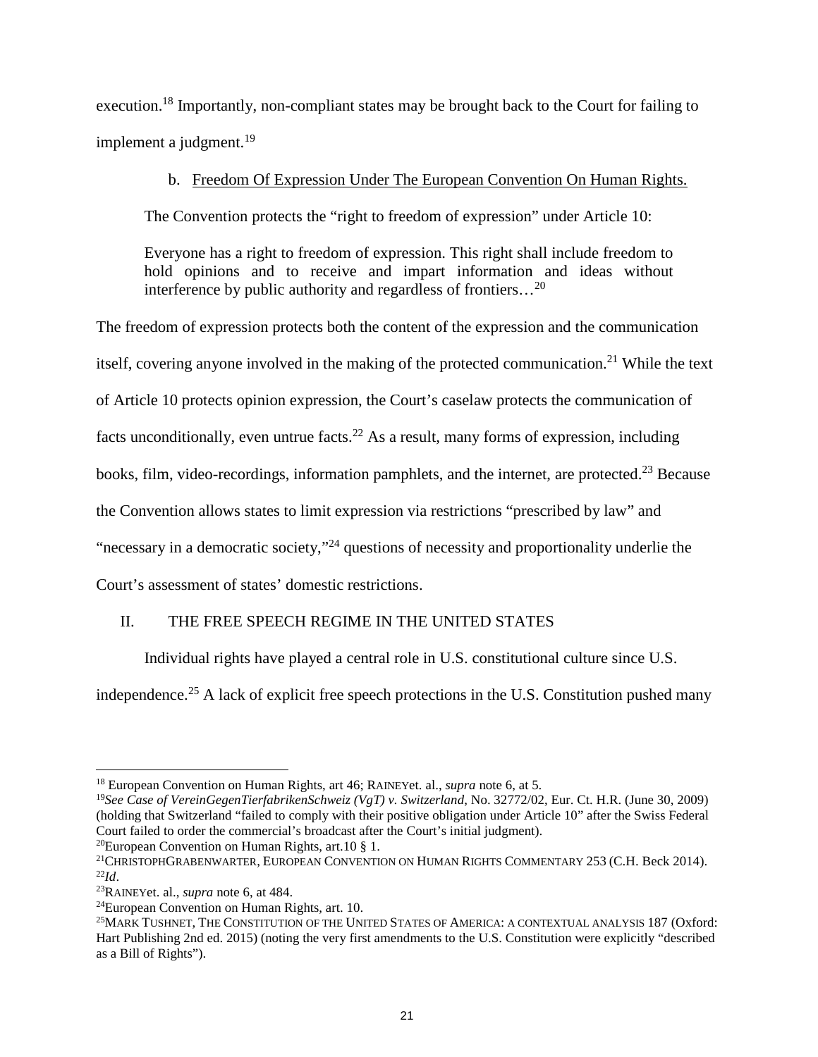execution.[18] Importantly, non-compliant states may be brought back to the Court for failing to implement a judgment.[19]

### b. Freedom Of Expression Under The European Convention On Human Rights.

The Convention protects the "right to freedom of expression" under Article 10:

> Everyone has a right to freedom of expression. This right shall include freedom to hold opinions and to receive and impart information and ideas without interference by public authority and regardless of frontiers…[20]

The freedom of expression protects both the content of the expression and the communication itself, covering anyone involved in the making of the protected communication.[21] While the text of Article 10 protects opinion expression, the Court's caselaw protects the communication of facts unconditionally, even untrue facts.[22] As a result, many forms of expression, including books, film, video-recordings, information pamphlets, and the internet, are protected.[23] Because the Convention allows states to limit expression via restrictions "prescribed by law" and "necessary in a democratic society,"[24] questions of necessity and proportionality underlie the Court's assessment of states' domestic restrictions.

## II. THE FREE SPEECH REGIME IN THE UNITED STATES

Individual rights have played a central role in U.S. constitutional culture since U.S. independence.[25] A lack of explicit free speech protections in the U.S. Constitution pushed many

---

[18] European Convention on Human Rights, art 46; RAINEYet. al., *supra* note 6, at 5.

[19] *See Case of VereinGegenTierfabrikenSchweiz (VgT) v. Switzerland*, No. 32772/02, Eur. Ct. H.R. (June 30, 2009) (holding that Switzerland "failed to comply with their positive obligation under Article 10" after the Swiss Federal Court failed to order the commercial's broadcast after the Court's initial judgment).

[20] European Convention on Human Rights, art.10 § 1.

[21] CHRISTOPHGRABENWARTER, EUROPEAN CONVENTION ON HUMAN RIGHTS COMMENTARY 253 (C.H. Beck 2014).

[22] *Id*.

[23] RAINEYet. al., *supra* note 6, at 484.

[24] European Convention on Human Rights, art. 10.

[25] MARK TUSHNET, THE CONSTITUTION OF THE UNITED STATES OF AMERICA: A CONTEXTUAL ANALYSIS 187 (Oxford: Hart Publishing 2nd ed. 2015) (noting the very first amendments to the U.S. Constitution were explicitly "described as a Bill of Rights").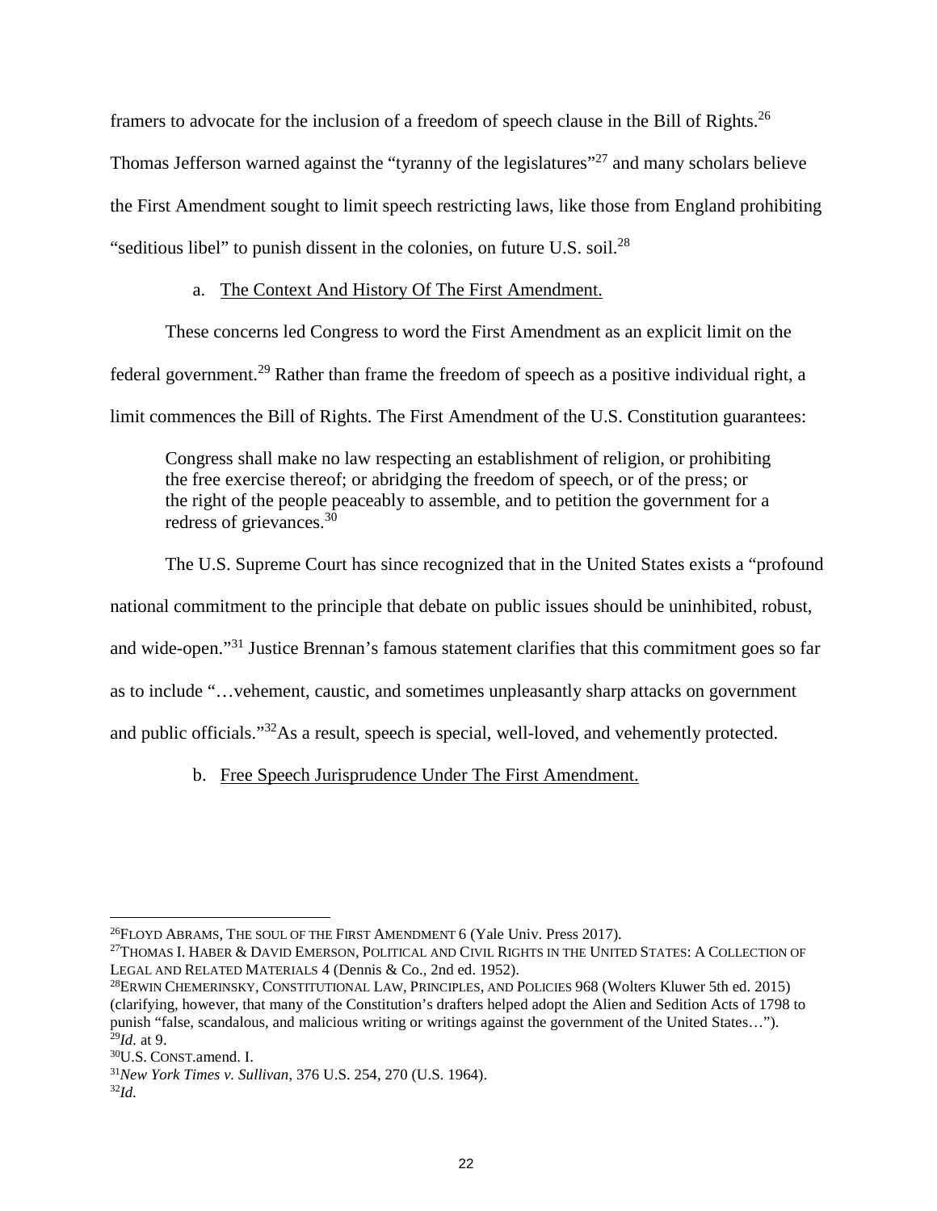framers to advocate for the inclusion of a freedom of speech clause in the Bill of Rights.[26] Thomas Jefferson warned against the "tyranny of the legislatures"[27] and many scholars believe the First Amendment sought to limit speech restricting laws, like those from England prohibiting "seditious libel" to punish dissent in the colonies, on future U.S. soil.[28]

a. <u>The Context And History Of The First Amendment.</u>

These concerns led Congress to word the First Amendment as an explicit limit on the federal government.[29] Rather than frame the freedom of speech as a positive individual right, a limit commences the Bill of Rights. The First Amendment of the U.S. Constitution guarantees:

> Congress shall make no law respecting an establishment of religion, or prohibiting the free exercise thereof; or abridging the freedom of speech, or of the press; or the right of the people peaceably to assemble, and to petition the government for a redress of grievances.[30]

The U.S. Supreme Court has since recognized that in the United States exists a "profound national commitment to the principle that debate on public issues should be uninhibited, robust, and wide-open."[31] Justice Brennan's famous statement clarifies that this commitment goes so far as to include "…vehement, caustic, and sometimes unpleasantly sharp attacks on government and public officials."[32]As a result, speech is special, well-loved, and vehemently protected.

b. <u>Free Speech Jurisprudence Under The First Amendment.</u>

---

[26]FLOYD ABRAMS, THE SOUL OF THE FIRST AMENDMENT 6 (Yale Univ. Press 2017).

[27]THOMAS I. HABER & DAVID EMERSON, POLITICAL AND CIVIL RIGHTS IN THE UNITED STATES: A COLLECTION OF LEGAL AND RELATED MATERIALS 4 (Dennis & Co., 2nd ed. 1952).

[28]ERWIN CHEMERINSKY, CONSTITUTIONAL LAW, PRINCIPLES, AND POLICIES 968 (Wolters Kluwer 5th ed. 2015) (clarifying, however, that many of the Constitution's drafters helped adopt the Alien and Sedition Acts of 1798 to punish "false, scandalous, and malicious writing or writings against the government of the United States…").

[29]*Id.* at 9.

[30]U.S. CONST.amend. I.

[31]*New York Times v. Sullivan*, 376 U.S. 254, 270 (U.S. 1964).

[32]*Id.*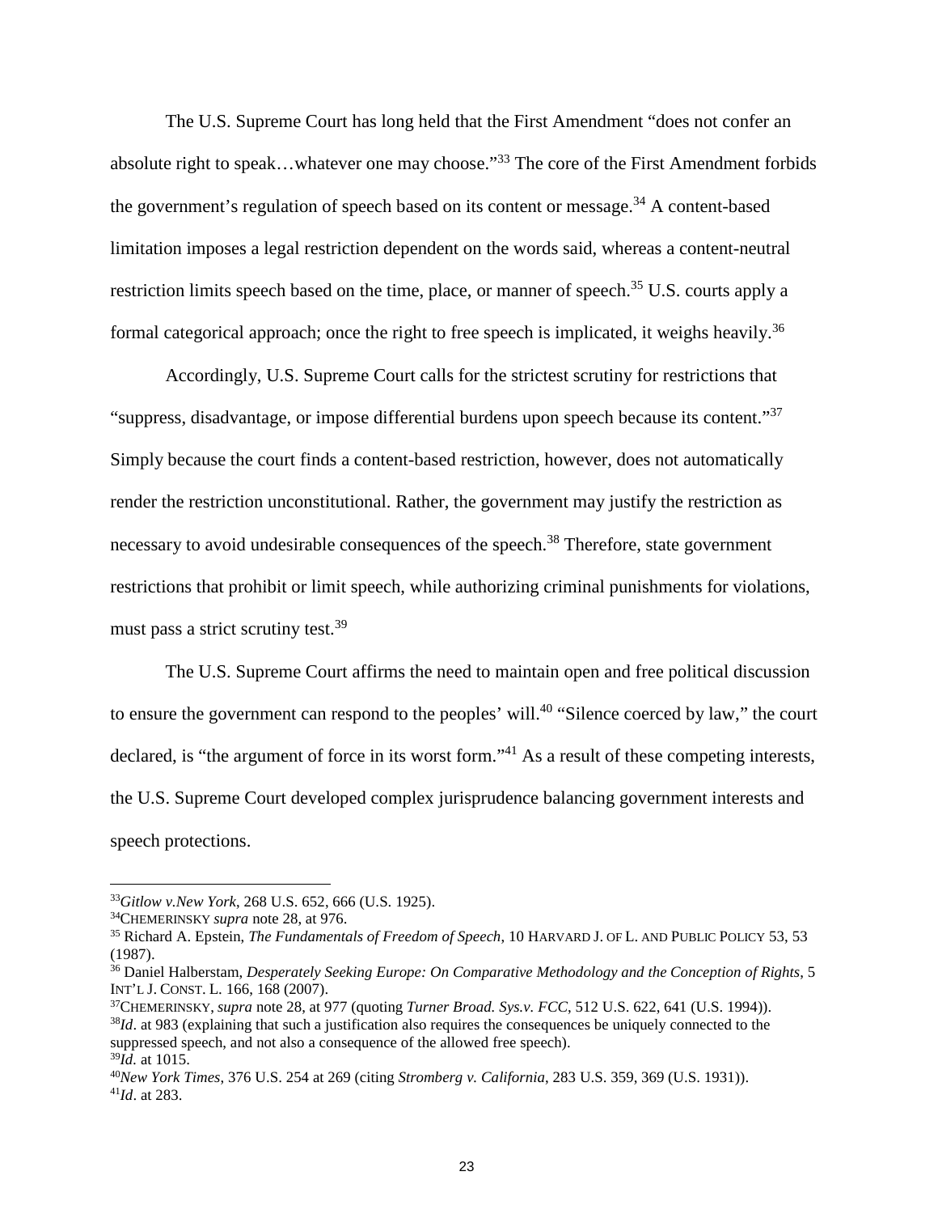The U.S. Supreme Court has long held that the First Amendment "does not confer an absolute right to speak…whatever one may choose."[33] The core of the First Amendment forbids the government's regulation of speech based on its content or message.[34] A content-based limitation imposes a legal restriction dependent on the words said, whereas a content-neutral restriction limits speech based on the time, place, or manner of speech.[35] U.S. courts apply a formal categorical approach; once the right to free speech is implicated, it weighs heavily.[36]

Accordingly, U.S. Supreme Court calls for the strictest scrutiny for restrictions that "suppress, disadvantage, or impose differential burdens upon speech because its content."[37] Simply because the court finds a content-based restriction, however, does not automatically render the restriction unconstitutional. Rather, the government may justify the restriction as necessary to avoid undesirable consequences of the speech.[38] Therefore, state government restrictions that prohibit or limit speech, while authorizing criminal punishments for violations, must pass a strict scrutiny test.[39]

The U.S. Supreme Court affirms the need to maintain open and free political discussion to ensure the government can respond to the peoples' will.[40] "Silence coerced by law," the court declared, is "the argument of force in its worst form."[41] As a result of these competing interests, the U.S. Supreme Court developed complex jurisprudence balancing government interests and speech protections.

---

[33] *Gitlow v.New York*, 268 U.S. 652, 666 (U.S. 1925).

[34] CHEMERINSKY *supra* note 28, at 976.

[35] Richard A. Epstein, *The Fundamentals of Freedom of Speech*, 10 HARVARD J. OF L. AND PUBLIC POLICY 53, 53 (1987).

[36] Daniel Halberstam, *Desperately Seeking Europe: On Comparative Methodology and the Conception of Rights*, 5 INT'L J. CONST. L. 166, 168 (2007).

[37] CHEMERINSKY, *supra* note 28, at 977 (quoting *Turner Broad. Sys.v. FCC*, 512 U.S. 622, 641 (U.S. 1994)).

[38] *Id*. at 983 (explaining that such a justification also requires the consequences be uniquely connected to the suppressed speech, and not also a consequence of the allowed free speech).

[39] *Id.* at 1015.

[40] *New York Times*, 376 U.S. 254 at 269 (citing *Stromberg v. California*, 283 U.S. 359, 369 (U.S. 1931)).

[41] *Id*. at 283.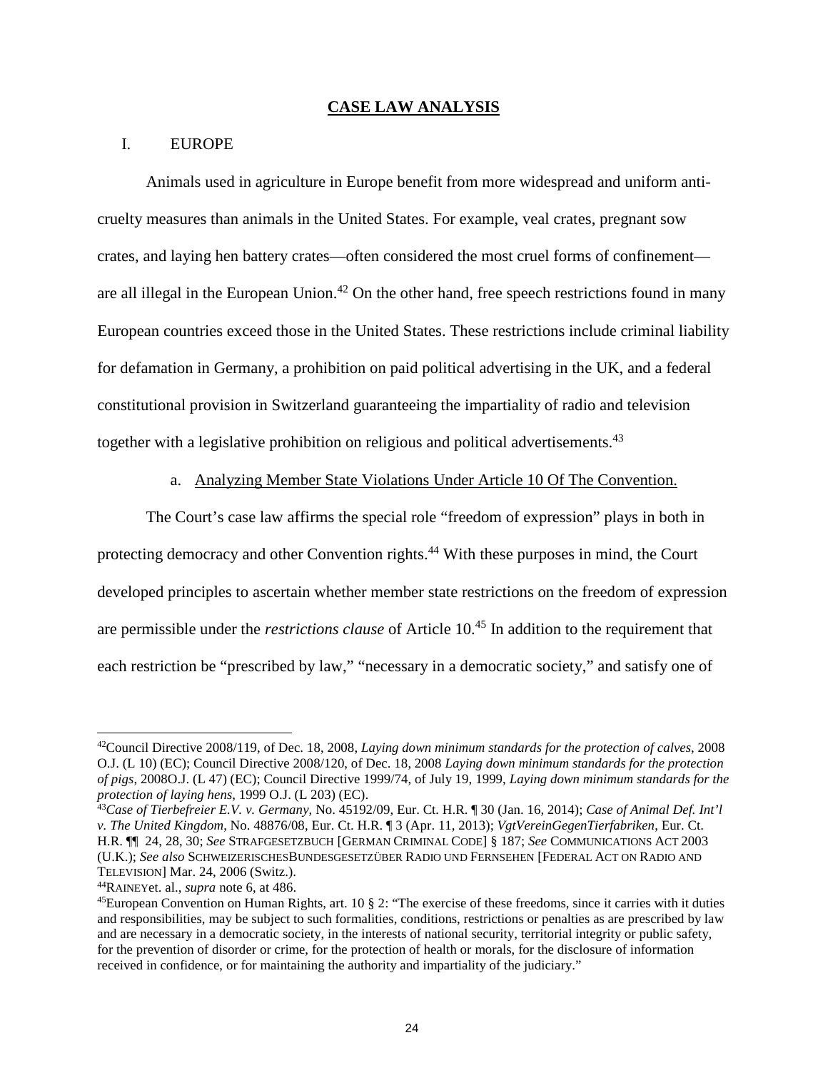## CASE LAW ANALYSIS

### I. EUROPE

Animals used in agriculture in Europe benefit from more widespread and uniform anti-cruelty measures than animals in the United States. For example, veal crates, pregnant sow crates, and laying hen battery crates—often considered the most cruel forms of confinement—are all illegal in the European Union.[42] On the other hand, free speech restrictions found in many European countries exceed those in the United States. These restrictions include criminal liability for defamation in Germany, a prohibition on paid political advertising in the UK, and a federal constitutional provision in Switzerland guaranteeing the impartiality of radio and television together with a legislative prohibition on religious and political advertisements.[43]

#### a. Analyzing Member State Violations Under Article 10 Of The Convention.

The Court's case law affirms the special role "freedom of expression" plays in both in protecting democracy and other Convention rights.[44] With these purposes in mind, the Court developed principles to ascertain whether member state restrictions on the freedom of expression are permissible under the *restrictions clause* of Article 10.[45] In addition to the requirement that each restriction be "prescribed by law," "necessary in a democratic society," and satisfy one of

---

[42] Council Directive 2008/119, of Dec. 18, 2008, *Laying down minimum standards for the protection of calves*, 2008 O.J. (L 10) (EC); Council Directive 2008/120, of Dec. 18, 2008 *Laying down minimum standards for the protection of pigs*, 2008O.J. (L 47) (EC); Council Directive 1999/74, of July 19, 1999, *Laying down minimum standards for the protection of laying hens*, 1999 O.J. (L 203) (EC).

[43] *Case of Tierbefreier E.V. v. Germany*, No. 45192/09, Eur. Ct. H.R. ¶ 30 (Jan. 16, 2014); *Case of Animal Def. Int'l v. The United Kingdom*, No. 48876/08, Eur. Ct. H.R. ¶ 3 (Apr. 11, 2013); *VgtVereinGegenTierfabriken*, Eur. Ct. H.R. ¶¶ 24, 28, 30; *See* STRAFGESETZBUCH [GERMAN CRIMINAL CODE] § 187; *See* COMMUNICATIONS ACT 2003 (U.K.); *See also* SCHWEIZERISCHESBUNDESGESETZÜBER RADIO UND FERNSEHEN [FEDERAL ACT ON RADIO AND TELEVISION] Mar. 24, 2006 (Switz.).

[44] RAINEYet. al., *supra* note 6, at 486.

[45] European Convention on Human Rights, art. 10 § 2: "The exercise of these freedoms, since it carries with it duties and responsibilities, may be subject to such formalities, conditions, restrictions or penalties as are prescribed by law and are necessary in a democratic society, in the interests of national security, territorial integrity or public safety, for the prevention of disorder or crime, for the protection of health or morals, for the disclosure of information received in confidence, or for maintaining the authority and impartiality of the judiciary."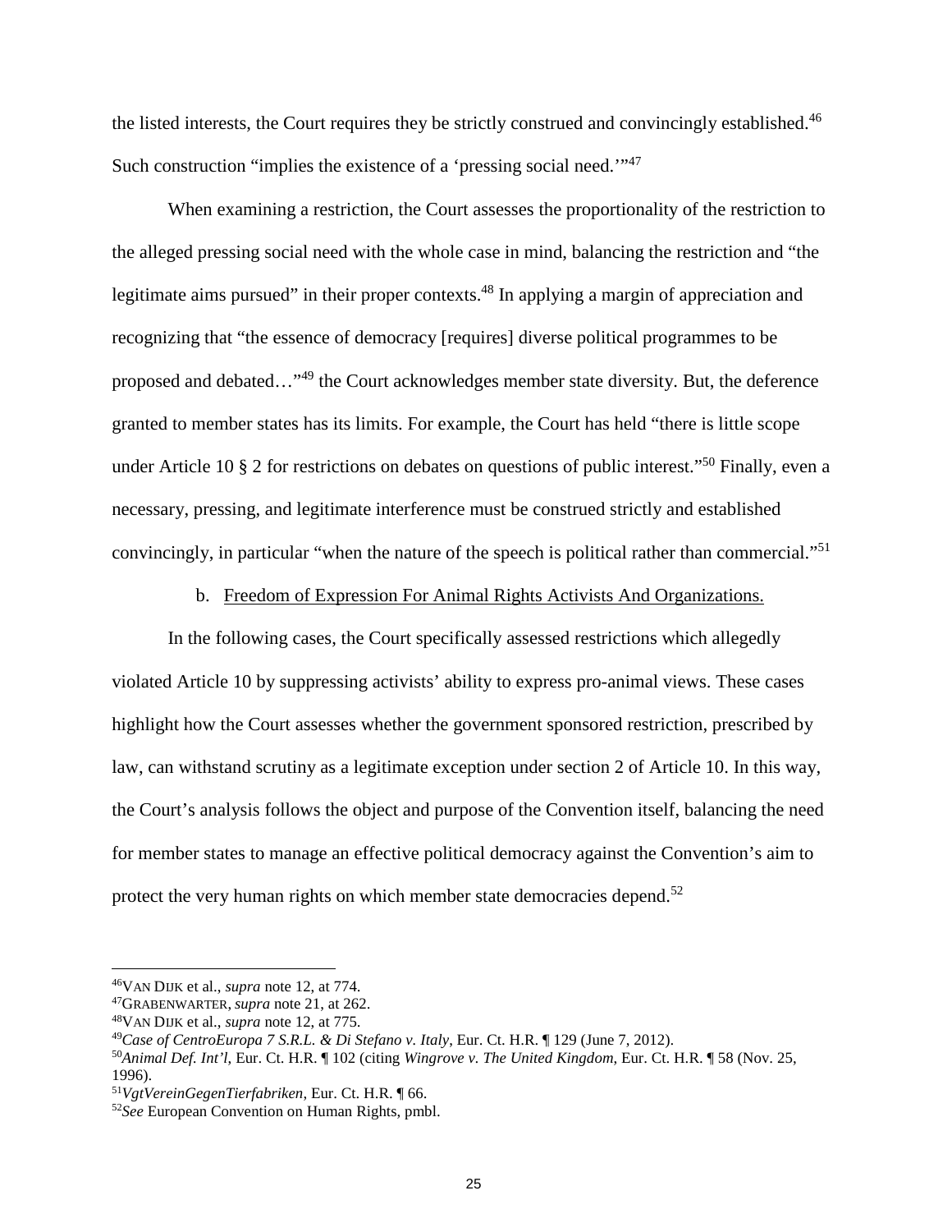the listed interests, the Court requires they be strictly construed and convincingly established.[46] Such construction "implies the existence of a 'pressing social need.'"[47]

When examining a restriction, the Court assesses the proportionality of the restriction to the alleged pressing social need with the whole case in mind, balancing the restriction and "the legitimate aims pursued" in their proper contexts.[48] In applying a margin of appreciation and recognizing that "the essence of democracy [requires] diverse political programmes to be proposed and debated…"[49] the Court acknowledges member state diversity. But, the deference granted to member states has its limits. For example, the Court has held "there is little scope under Article 10 § 2 for restrictions on debates on questions of public interest."[50] Finally, even a necessary, pressing, and legitimate interference must be construed strictly and established convincingly, in particular "when the nature of the speech is political rather than commercial."[51]

b. <u>Freedom of Expression For Animal Rights Activists And Organizations.</u>

In the following cases, the Court specifically assessed restrictions which allegedly violated Article 10 by suppressing activists' ability to express pro-animal views. These cases highlight how the Court assesses whether the government sponsored restriction, prescribed by law, can withstand scrutiny as a legitimate exception under section 2 of Article 10. In this way, the Court's analysis follows the object and purpose of the Convention itself, balancing the need for member states to manage an effective political democracy against the Convention's aim to protect the very human rights on which member state democracies depend.[52]

---

[46] VAN DIJK et al., *supra* note 12, at 774.
[47] GRABENWARTER, *supra* note 21, at 262.
[48] VAN DIJK et al., *supra* note 12, at 775.
[49] *Case of CentroEuropa 7 S.R.L. & Di Stefano v. Italy*, Eur. Ct. H.R. ¶ 129 (June 7, 2012).
[50] *Animal Def. Int'l*, Eur. Ct. H.R. ¶ 102 (citing *Wingrove v. The United Kingdom*, Eur. Ct. H.R. ¶ 58 (Nov. 25, 1996).
[51] *VgtVereinGegenTierfabriken*, Eur. Ct. H.R. ¶ 66.
[52] *See* European Convention on Human Rights, pmbl.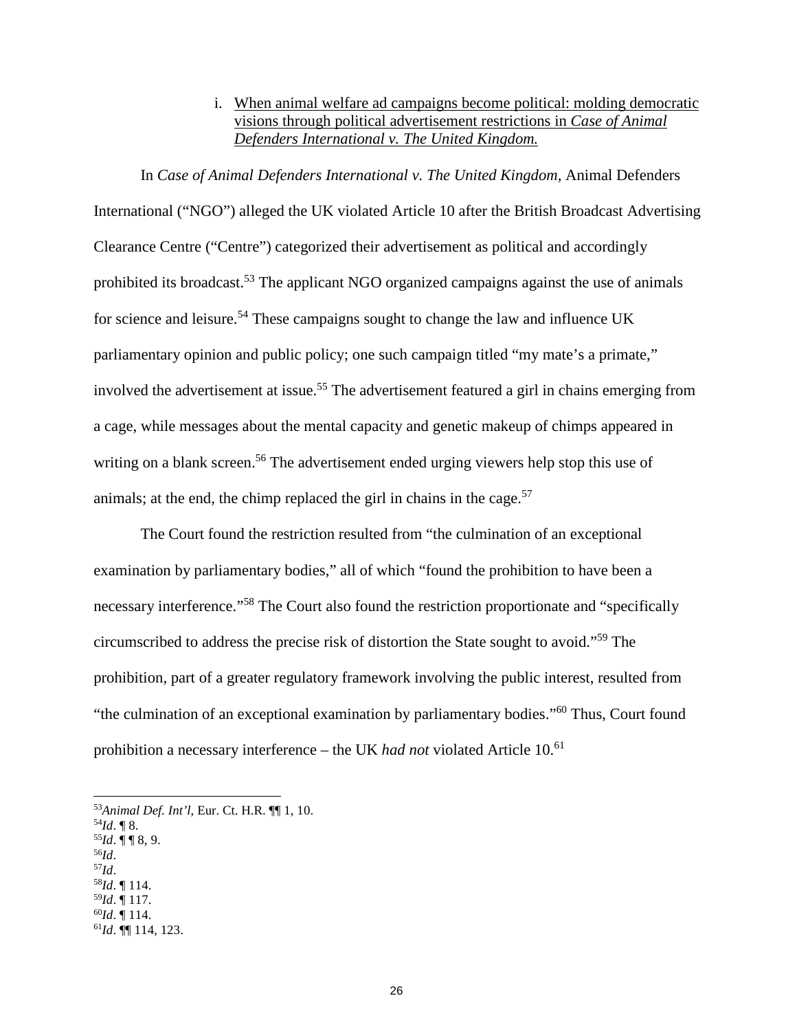i. <u>When animal welfare ad campaigns become political: molding democratic visions through political advertisement restrictions in *Case of Animal Defenders International v. The United Kingdom.*</u>

In *Case of Animal Defenders International v. The United Kingdom*, Animal Defenders International ("NGO") alleged the UK violated Article 10 after the British Broadcast Advertising Clearance Centre ("Centre") categorized their advertisement as political and accordingly prohibited its broadcast.[53] The applicant NGO organized campaigns against the use of animals for science and leisure.[54] These campaigns sought to change the law and influence UK parliamentary opinion and public policy; one such campaign titled "my mate's a primate," involved the advertisement at issue.[55] The advertisement featured a girl in chains emerging from a cage, while messages about the mental capacity and genetic makeup of chimps appeared in writing on a blank screen.[56] The advertisement ended urging viewers help stop this use of animals; at the end, the chimp replaced the girl in chains in the cage.[57]

The Court found the restriction resulted from "the culmination of an exceptional examination by parliamentary bodies," all of which "found the prohibition to have been a necessary interference."[58] The Court also found the restriction proportionate and "specifically circumscribed to address the precise risk of distortion the State sought to avoid."[59] The prohibition, part of a greater regulatory framework involving the public interest, resulted from "the culmination of an exceptional examination by parliamentary bodies."[60] Thus, Court found prohibition a necessary interference – the UK *had not* violated Article 10.[61]

---

[53]*Animal Def. Int'l*, Eur. Ct. H.R. ¶¶ 1, 10.
[54]*Id*. ¶ 8.
[55]*Id*. ¶ ¶ 8, 9.
[56]*Id*.
[57]*Id*.
[58]*Id*. ¶ 114.
[59]*Id*. ¶ 117.
[60]*Id*. ¶ 114.
[61]*Id*. ¶¶ 114, 123.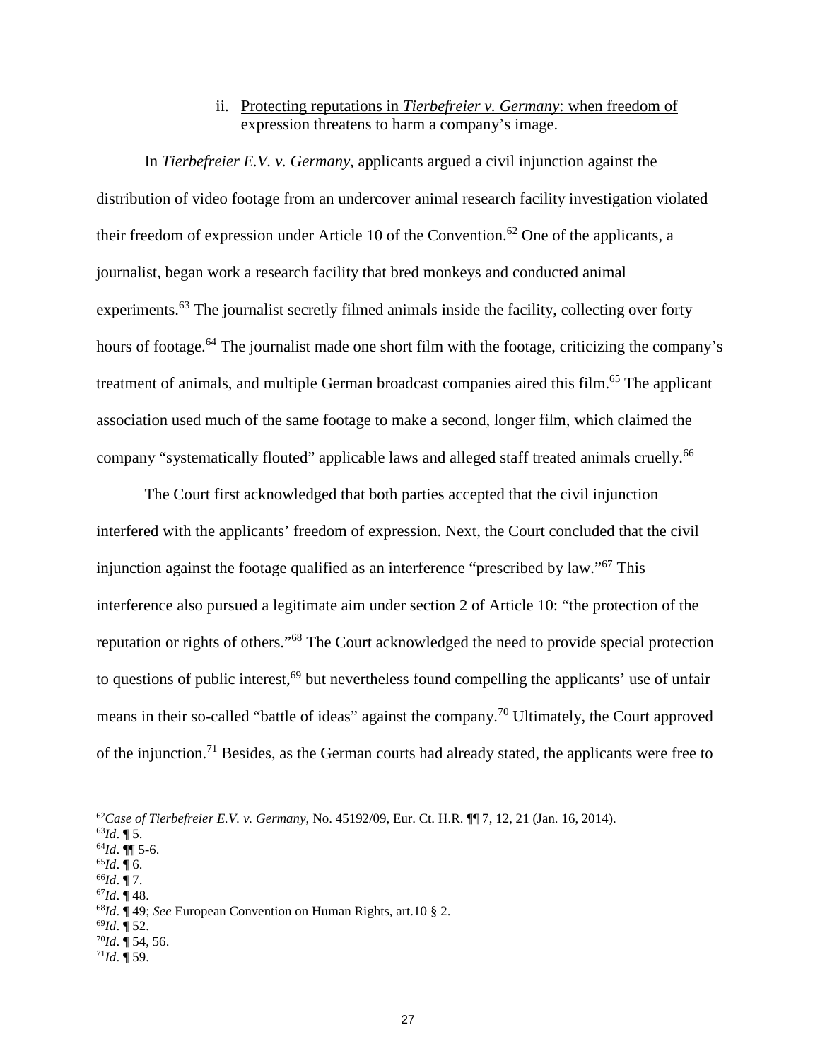ii. Protecting reputations in *Tierbefreier v. Germany*: when freedom of expression threatens to harm a company's image.

In *Tierbefreier E.V. v. Germany*, applicants argued a civil injunction against the distribution of video footage from an undercover animal research facility investigation violated their freedom of expression under Article 10 of the Convention.[62] One of the applicants, a journalist, began work a research facility that bred monkeys and conducted animal experiments.[63] The journalist secretly filmed animals inside the facility, collecting over forty hours of footage.[64] The journalist made one short film with the footage, criticizing the company's treatment of animals, and multiple German broadcast companies aired this film.[65] The applicant association used much of the same footage to make a second, longer film, which claimed the company "systematically flouted" applicable laws and alleged staff treated animals cruelly.[66]

The Court first acknowledged that both parties accepted that the civil injunction interfered with the applicants' freedom of expression. Next, the Court concluded that the civil injunction against the footage qualified as an interference "prescribed by law."[67] This interference also pursued a legitimate aim under section 2 of Article 10: "the protection of the reputation or rights of others."[68] The Court acknowledged the need to provide special protection to questions of public interest,[69] but nevertheless found compelling the applicants' use of unfair means in their so-called "battle of ideas" against the company.[70] Ultimately, the Court approved of the injunction.[71] Besides, as the German courts had already stated, the applicants were free to

---

[62] *Case of Tierbefreier E.V. v. Germany*, No. 45192/09, Eur. Ct. H.R. ¶¶ 7, 12, 21 (Jan. 16, 2014).
[63] *Id*. ¶ 5.
[64] *Id*. ¶¶ 5-6.
[65] *Id*. ¶ 6.
[66] *Id*. ¶ 7.
[67] *Id*. ¶ 48.
[68] *Id*. ¶ 49; *See* European Convention on Human Rights, art.10 § 2.
[69] *Id*. ¶ 52.
[70] *Id*. ¶ 54, 56.
[71] *Id*. ¶ 59.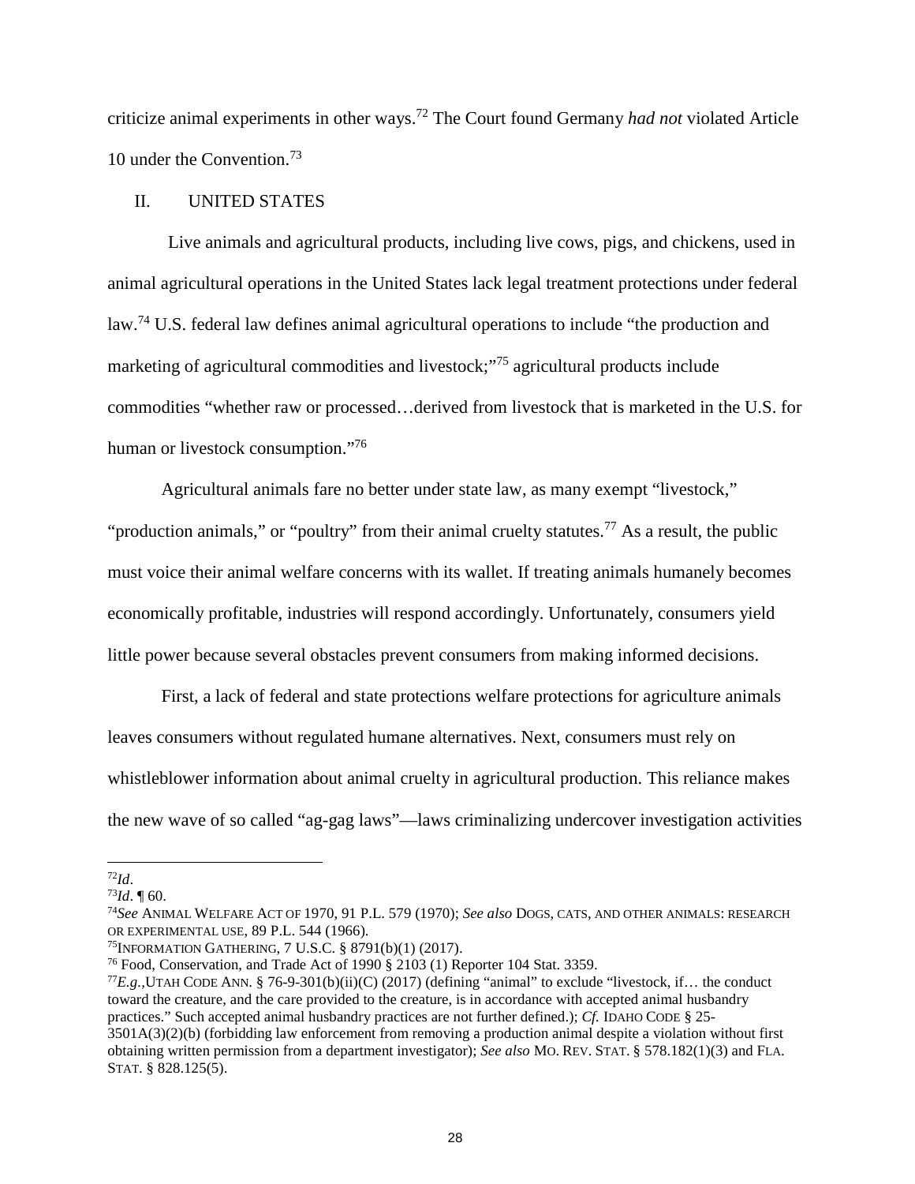criticize animal experiments in other ways.[72] The Court found Germany *had not* violated Article 10 under the Convention.[73]

## II. UNITED STATES

Live animals and agricultural products, including live cows, pigs, and chickens, used in animal agricultural operations in the United States lack legal treatment protections under federal law.[74] U.S. federal law defines animal agricultural operations to include "the production and marketing of agricultural commodities and livestock;"[75] agricultural products include commodities "whether raw or processed…derived from livestock that is marketed in the U.S. for human or livestock consumption."[76]

Agricultural animals fare no better under state law, as many exempt "livestock," "production animals," or "poultry" from their animal cruelty statutes.[77] As a result, the public must voice their animal welfare concerns with its wallet. If treating animals humanely becomes economically profitable, industries will respond accordingly. Unfortunately, consumers yield little power because several obstacles prevent consumers from making informed decisions.

First, a lack of federal and state protections welfare protections for agriculture animals leaves consumers without regulated humane alternatives. Next, consumers must rely on whistleblower information about animal cruelty in agricultural production. This reliance makes the new wave of so called "ag-gag laws"—laws criminalizing undercover investigation activities

---

[72] *Id*.

[73] *Id*. ¶ 60.

[74] *See* ANIMAL WELFARE ACT OF 1970, 91 P.L. 579 (1970); *See also* DOGS, CATS, AND OTHER ANIMALS: RESEARCH OR EXPERIMENTAL USE, 89 P.L. 544 (1966).

[75] INFORMATION GATHERING, 7 U.S.C. § 8791(b)(1) (2017).

[76] Food, Conservation, and Trade Act of 1990 § 2103 (1) Reporter 104 Stat. 3359.

[77] *E.g.*, UTAH CODE ANN. § 76-9-301(b)(ii)(C) (2017) (defining "animal" to exclude "livestock, if… the conduct toward the creature, and the care provided to the creature, is in accordance with accepted animal husbandry practices." Such accepted animal husbandry practices are not further defined.); *Cf.* IDAHO CODE § 25-3501A(3)(2)(b) (forbidding law enforcement from removing a production animal despite a violation without first obtaining written permission from a department investigator); *See also* MO. REV. STAT. § 578.182(1)(3) and FLA. STAT. § 828.125(5).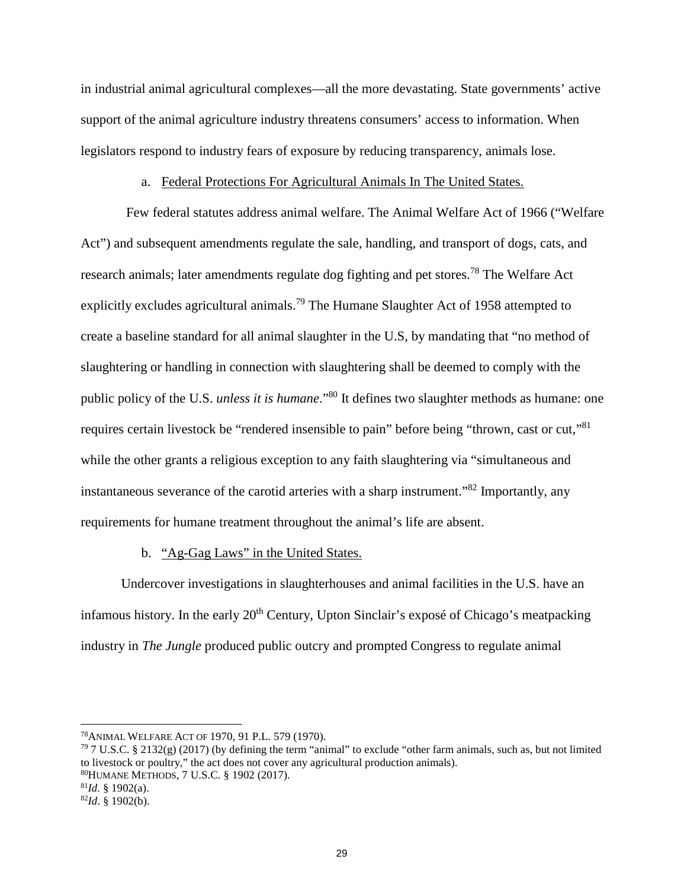in industrial animal agricultural complexes—all the more devastating. State governments' active support of the animal agriculture industry threatens consumers' access to information. When legislators respond to industry fears of exposure by reducing transparency, animals lose.

a. Federal Protections For Agricultural Animals In The United States.

Few federal statutes address animal welfare. The Animal Welfare Act of 1966 ("Welfare Act") and subsequent amendments regulate the sale, handling, and transport of dogs, cats, and research animals; later amendments regulate dog fighting and pet stores.[78] The Welfare Act explicitly excludes agricultural animals.[79] The Humane Slaughter Act of 1958 attempted to create a baseline standard for all animal slaughter in the U.S, by mandating that "no method of slaughtering or handling in connection with slaughtering shall be deemed to comply with the public policy of the U.S. *unless it is humane*."[80] It defines two slaughter methods as humane: one requires certain livestock be "rendered insensible to pain" before being "thrown, cast or cut,"[81] while the other grants a religious exception to any faith slaughtering via "simultaneous and instantaneous severance of the carotid arteries with a sharp instrument."[82] Importantly, any requirements for humane treatment throughout the animal's life are absent.

b. "Ag-Gag Laws" in the United States.

Undercover investigations in slaughterhouses and animal facilities in the U.S. have an infamous history. In the early 20th Century, Upton Sinclair's exposé of Chicago's meatpacking industry in *The Jungle* produced public outcry and prompted Congress to regulate animal

---

[78] ANIMAL WELFARE ACT OF 1970, 91 P.L. 579 (1970).

[79] 7 U.S.C. § 2132(g) (2017) (by defining the term "animal" to exclude "other farm animals, such as, but not limited to livestock or poultry," the act does not cover any agricultural production animals).

[80] HUMANE METHODS, 7 U.S.C. § 1902 (2017).

[81] *Id.* § 1902(a).

[82] *Id*. § 1902(b).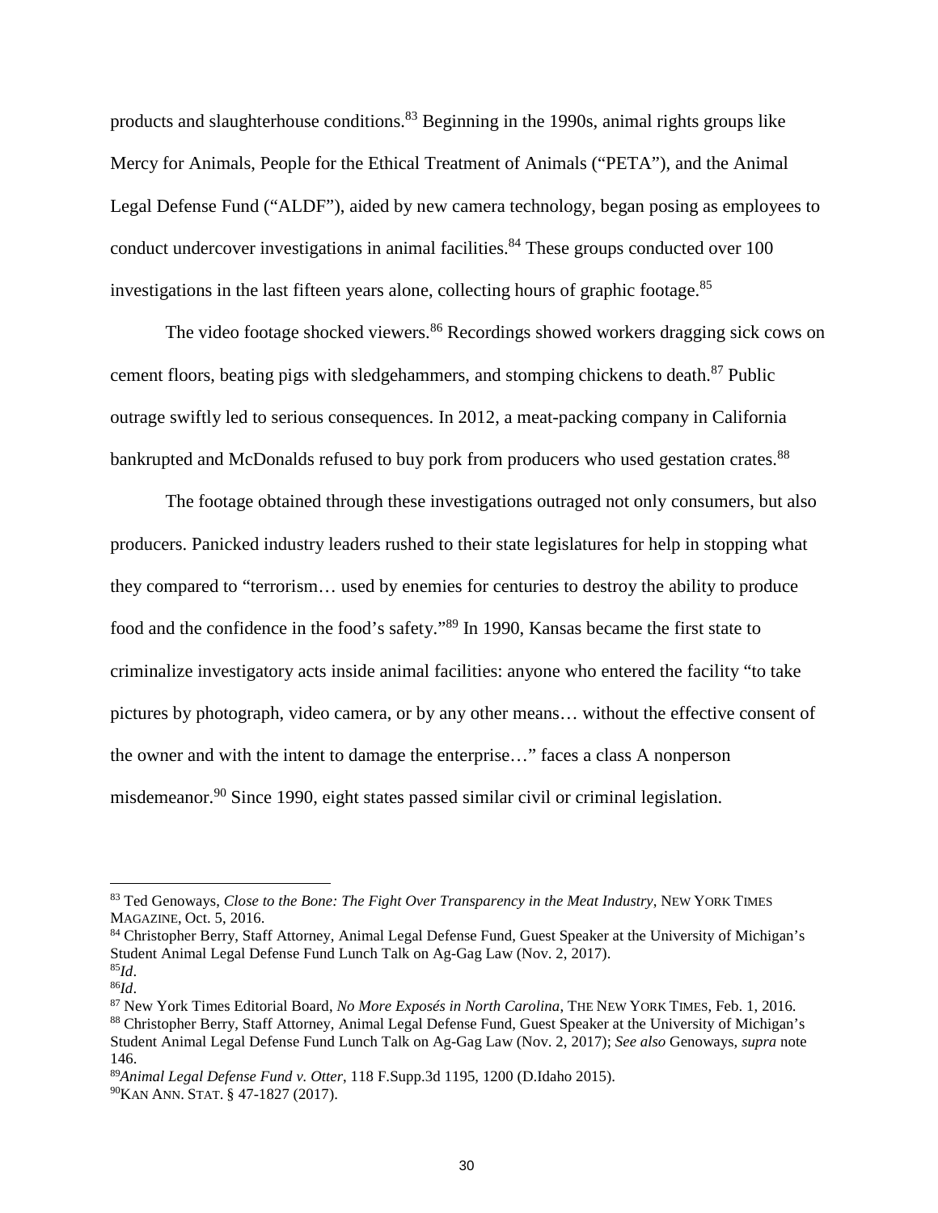products and slaughterhouse conditions.[83] Beginning in the 1990s, animal rights groups like Mercy for Animals, People for the Ethical Treatment of Animals ("PETA"), and the Animal Legal Defense Fund ("ALDF"), aided by new camera technology, began posing as employees to conduct undercover investigations in animal facilities.[84] These groups conducted over 100 investigations in the last fifteen years alone, collecting hours of graphic footage.[85]

The video footage shocked viewers.[86] Recordings showed workers dragging sick cows on cement floors, beating pigs with sledgehammers, and stomping chickens to death.[87] Public outrage swiftly led to serious consequences. In 2012, a meat-packing company in California bankrupted and McDonalds refused to buy pork from producers who used gestation crates.[88]

The footage obtained through these investigations outraged not only consumers, but also producers. Panicked industry leaders rushed to their state legislatures for help in stopping what they compared to "terrorism… used by enemies for centuries to destroy the ability to produce food and the confidence in the food's safety."[89] In 1990, Kansas became the first state to criminalize investigatory acts inside animal facilities: anyone who entered the facility "to take pictures by photograph, video camera, or by any other means… without the effective consent of the owner and with the intent to damage the enterprise…" faces a class A nonperson misdemeanor.[90] Since 1990, eight states passed similar civil or criminal legislation.

---

[83] Ted Genoways, *Close to the Bone: The Fight Over Transparency in the Meat Industry*, NEW YORK TIMES MAGAZINE, Oct. 5, 2016.

[84] Christopher Berry, Staff Attorney, Animal Legal Defense Fund, Guest Speaker at the University of Michigan's Student Animal Legal Defense Fund Lunch Talk on Ag-Gag Law (Nov. 2, 2017).

[85] *Id*.

[86] *Id*.

[87] New York Times Editorial Board, *No More Exposés in North Carolina*, THE NEW YORK TIMES, Feb. 1, 2016.

[88] Christopher Berry, Staff Attorney, Animal Legal Defense Fund, Guest Speaker at the University of Michigan's Student Animal Legal Defense Fund Lunch Talk on Ag-Gag Law (Nov. 2, 2017); *See also* Genoways, *supra* note 146.

[89] *Animal Legal Defense Fund v. Otter*, 118 F.Supp.3d 1195, 1200 (D.Idaho 2015).

[90] KAN ANN. STAT. § 47-1827 (2017).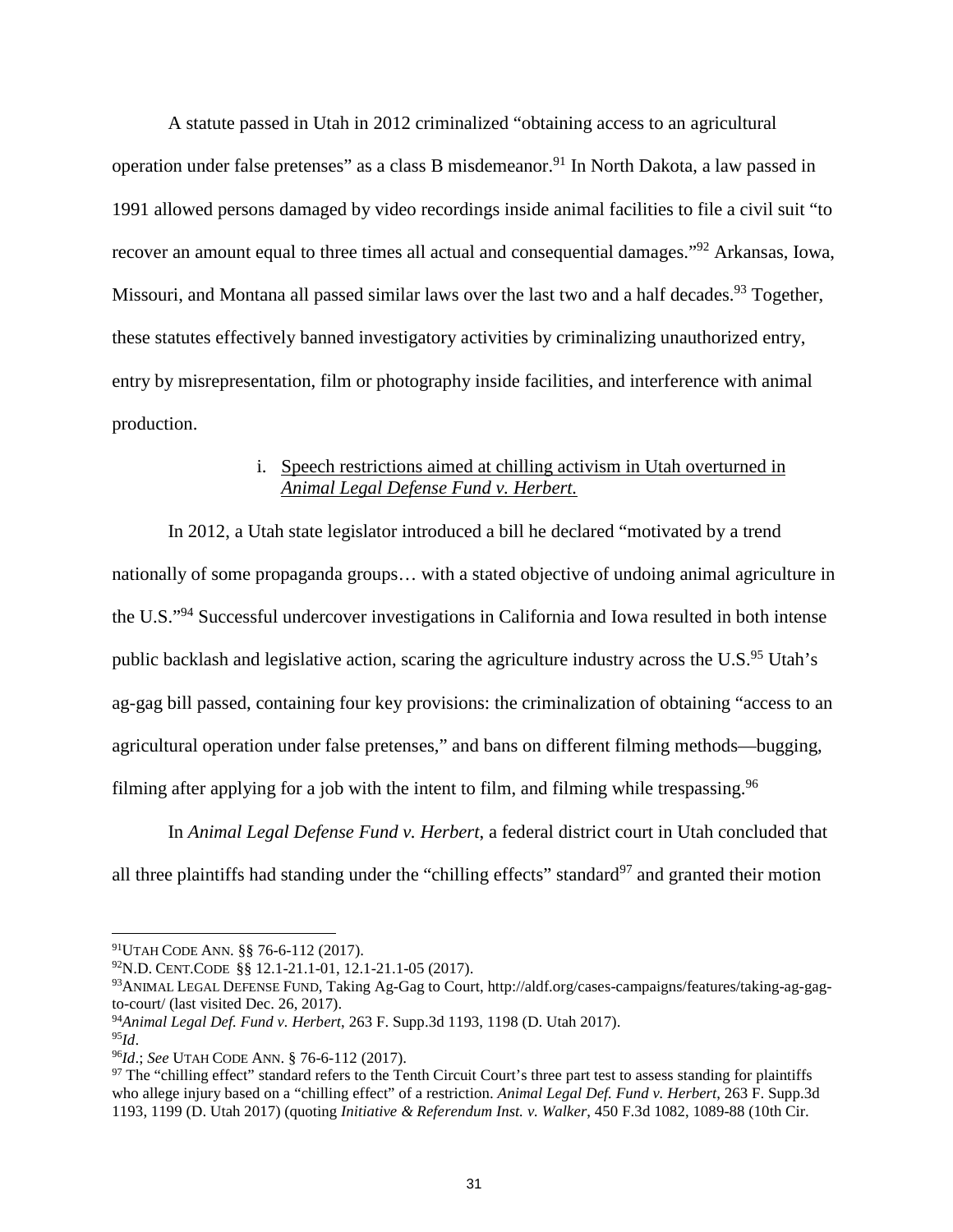A statute passed in Utah in 2012 criminalized "obtaining access to an agricultural operation under false pretenses" as a class B misdemeanor.[91] In North Dakota, a law passed in 1991 allowed persons damaged by video recordings inside animal facilities to file a civil suit "to recover an amount equal to three times all actual and consequential damages."[92] Arkansas, Iowa, Missouri, and Montana all passed similar laws over the last two and a half decades.[93] Together, these statutes effectively banned investigatory activities by criminalizing unauthorized entry, entry by misrepresentation, film or photography inside facilities, and interference with animal production.

i. Speech restrictions aimed at chilling activism in Utah overturned in *Animal Legal Defense Fund v. Herbert.*

In 2012, a Utah state legislator introduced a bill he declared "motivated by a trend nationally of some propaganda groups… with a stated objective of undoing animal agriculture in the U.S."[94] Successful undercover investigations in California and Iowa resulted in both intense public backlash and legislative action, scaring the agriculture industry across the U.S.[95] Utah's ag-gag bill passed, containing four key provisions: the criminalization of obtaining "access to an agricultural operation under false pretenses," and bans on different filming methods—bugging, filming after applying for a job with the intent to film, and filming while trespassing.[96]

In *Animal Legal Defense Fund v. Herbert*, a federal district court in Utah concluded that all three plaintiffs had standing under the "chilling effects" standard[97] and granted their motion

---

[91] UTAH CODE ANN. §§ 76-6-112 (2017).

[92] N.D. CENT.CODE §§ 12.1-21.1-01, 12.1-21.1-05 (2017).

[93] ANIMAL LEGAL DEFENSE FUND, Taking Ag-Gag to Court, http://aldf.org/cases-campaigns/features/taking-ag-gag-to-court/ (last visited Dec. 26, 2017).

[94] *Animal Legal Def. Fund v. Herbert*, 263 F. Supp.3d 1193, 1198 (D. Utah 2017).

[95] *Id*.

[96] *Id*.; *See* UTAH CODE ANN. § 76-6-112 (2017).

[97] The "chilling effect" standard refers to the Tenth Circuit Court's three part test to assess standing for plaintiffs who allege injury based on a "chilling effect" of a restriction. *Animal Legal Def. Fund v. Herbert*, 263 F. Supp.3d 1193, 1199 (D. Utah 2017) (quoting *Initiative & Referendum Inst. v. Walker*, 450 F.3d 1082, 1089-88 (10th Cir.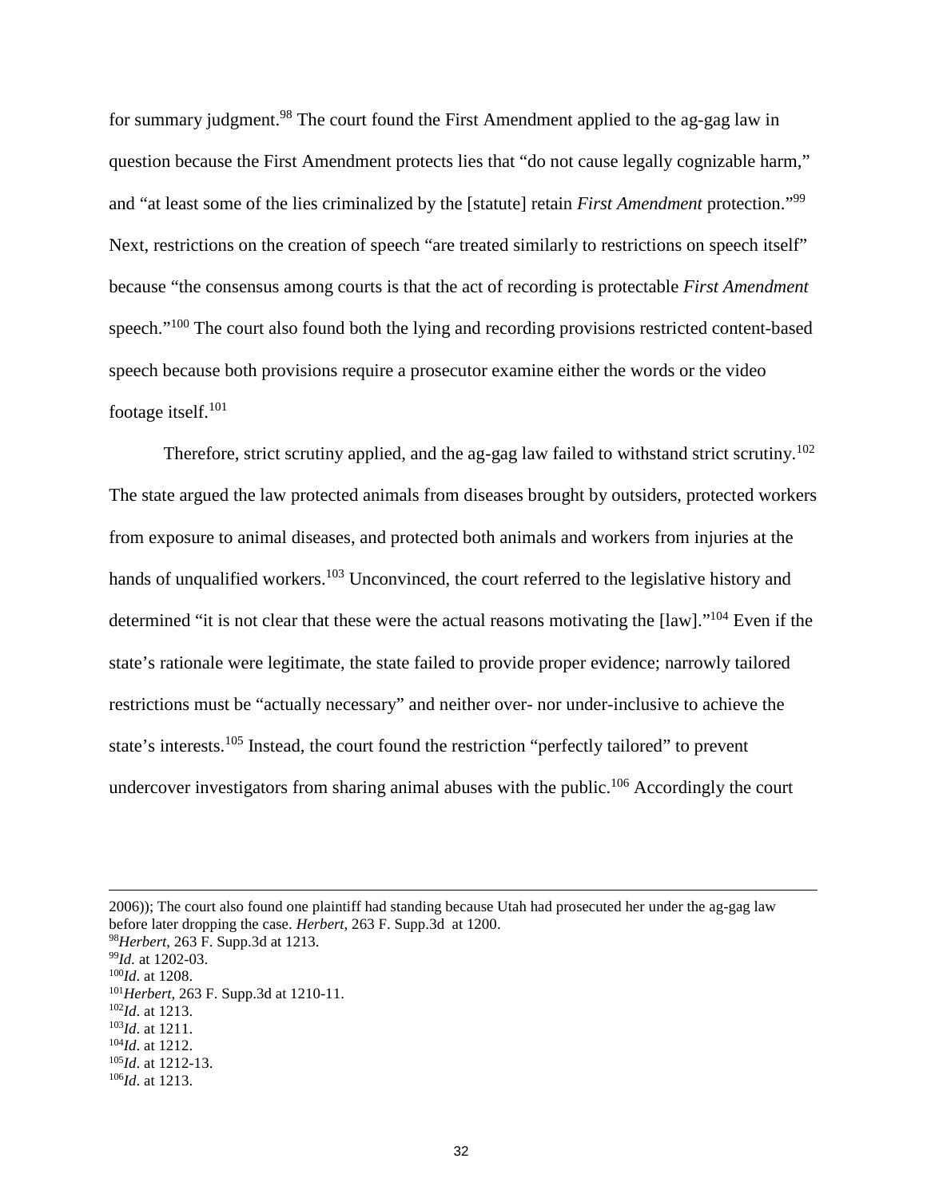for summary judgment.[98] The court found the First Amendment applied to the ag-gag law in question because the First Amendment protects lies that "do not cause legally cognizable harm," and "at least some of the lies criminalized by the [statute] retain *First Amendment* protection."[99] Next, restrictions on the creation of speech "are treated similarly to restrictions on speech itself" because "the consensus among courts is that the act of recording is protectable *First Amendment* speech."[100] The court also found both the lying and recording provisions restricted content-based speech because both provisions require a prosecutor examine either the words or the video footage itself.[101]

Therefore, strict scrutiny applied, and the ag-gag law failed to withstand strict scrutiny.[102] The state argued the law protected animals from diseases brought by outsiders, protected workers from exposure to animal diseases, and protected both animals and workers from injuries at the hands of unqualified workers.[103] Unconvinced, the court referred to the legislative history and determined "it is not clear that these were the actual reasons motivating the [law]."[104] Even if the state's rationale were legitimate, the state failed to provide proper evidence; narrowly tailored restrictions must be "actually necessary" and neither over- nor under-inclusive to achieve the state's interests.[105] Instead, the court found the restriction "perfectly tailored" to prevent undercover investigators from sharing animal abuses with the public.[106] Accordingly the court

---

2006)); The court also found one plaintiff had standing because Utah had prosecuted her under the ag-gag law before later dropping the case. *Herbert*, 263 F. Supp.3d at 1200.

[98] *Herbert*, 263 F. Supp.3d at 1213.

[99] *Id.* at 1202-03.

[100] *Id*. at 1208.

[101] *Herbert*, 263 F. Supp.3d at 1210-11.

[102] *Id*. at 1213.

[103] *Id*. at 1211.

[104] *Id*. at 1212.

[105] *Id*. at 1212-13.

[106] *Id*. at 1213.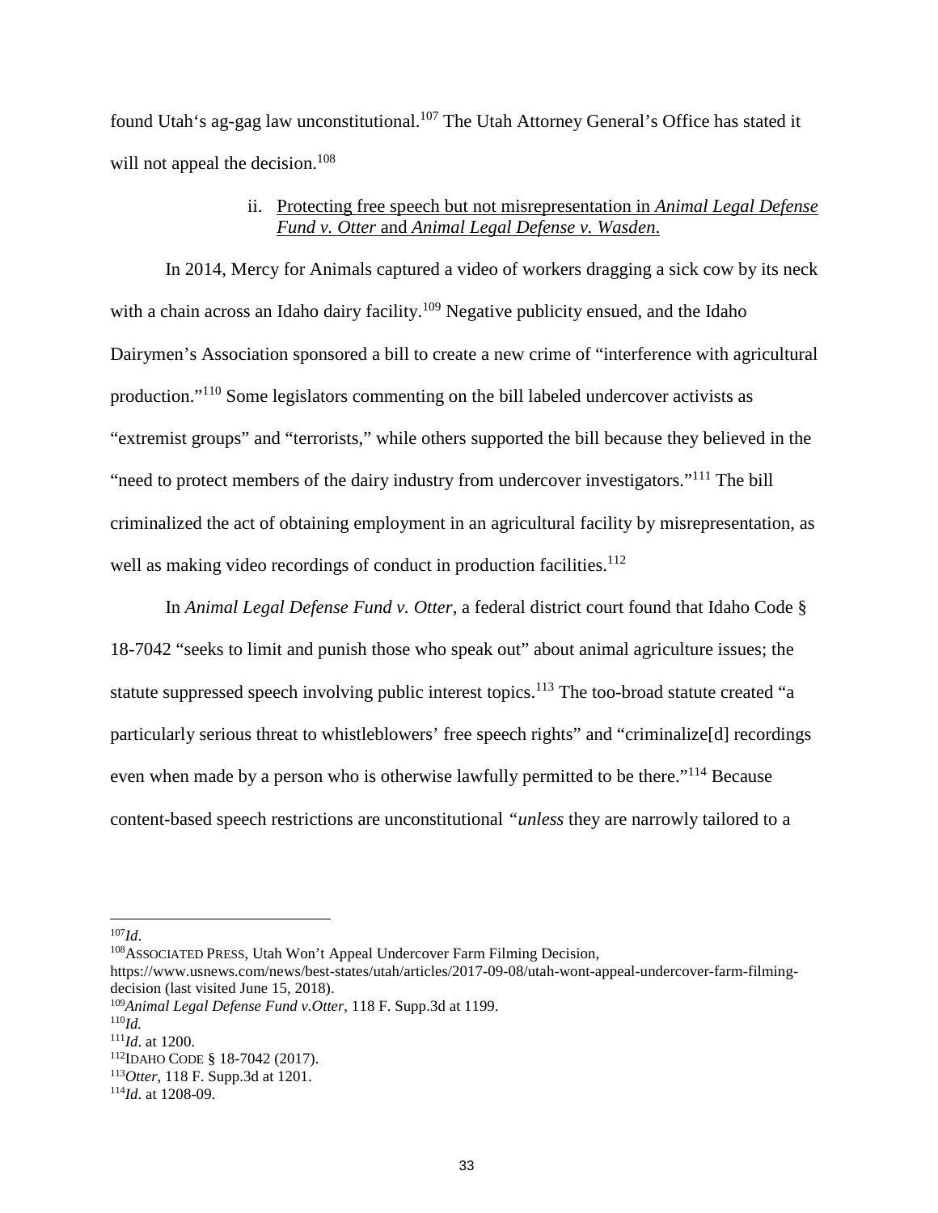found Utah's ag-gag law unconstitutional.[107] The Utah Attorney General's Office has stated it will not appeal the decision.[108]

### ii. Protecting free speech but not misrepresentation in *Animal Legal Defense Fund v. Otter* and *Animal Legal Defense v. Wasden*.

In 2014, Mercy for Animals captured a video of workers dragging a sick cow by its neck with a chain across an Idaho dairy facility.[109] Negative publicity ensued, and the Idaho Dairymen's Association sponsored a bill to create a new crime of "interference with agricultural production."[110] Some legislators commenting on the bill labeled undercover activists as "extremist groups" and "terrorists," while others supported the bill because they believed in the "need to protect members of the dairy industry from undercover investigators."[111] The bill criminalized the act of obtaining employment in an agricultural facility by misrepresentation, as well as making video recordings of conduct in production facilities.[112]

In *Animal Legal Defense Fund v. Otter*, a federal district court found that Idaho Code § 18-7042 "seeks to limit and punish those who speak out" about animal agriculture issues; the statute suppressed speech involving public interest topics.[113] The too-broad statute created "a particularly serious threat to whistleblowers' free speech rights" and "criminalize[d] recordings even when made by a person who is otherwise lawfully permitted to be there."[114] Because content-based speech restrictions are unconstitutional *"unless* they are narrowly tailored to a

---

[107] *Id*.

[108] ASSOCIATED PRESS, Utah Won't Appeal Undercover Farm Filming Decision, https://www.usnews.com/news/best-states/utah/articles/2017-09-08/utah-wont-appeal-undercover-farm-filming-decision (last visited June 15, 2018).

[109] *Animal Legal Defense Fund v.Otter*, 118 F. Supp.3d at 1199.

[110] *Id.*

[111] *Id*. at 1200.

[112] IDAHO CODE § 18-7042 (2017).

[113] *Otter*, 118 F. Supp.3d at 1201.

[114] *Id*. at 1208-09.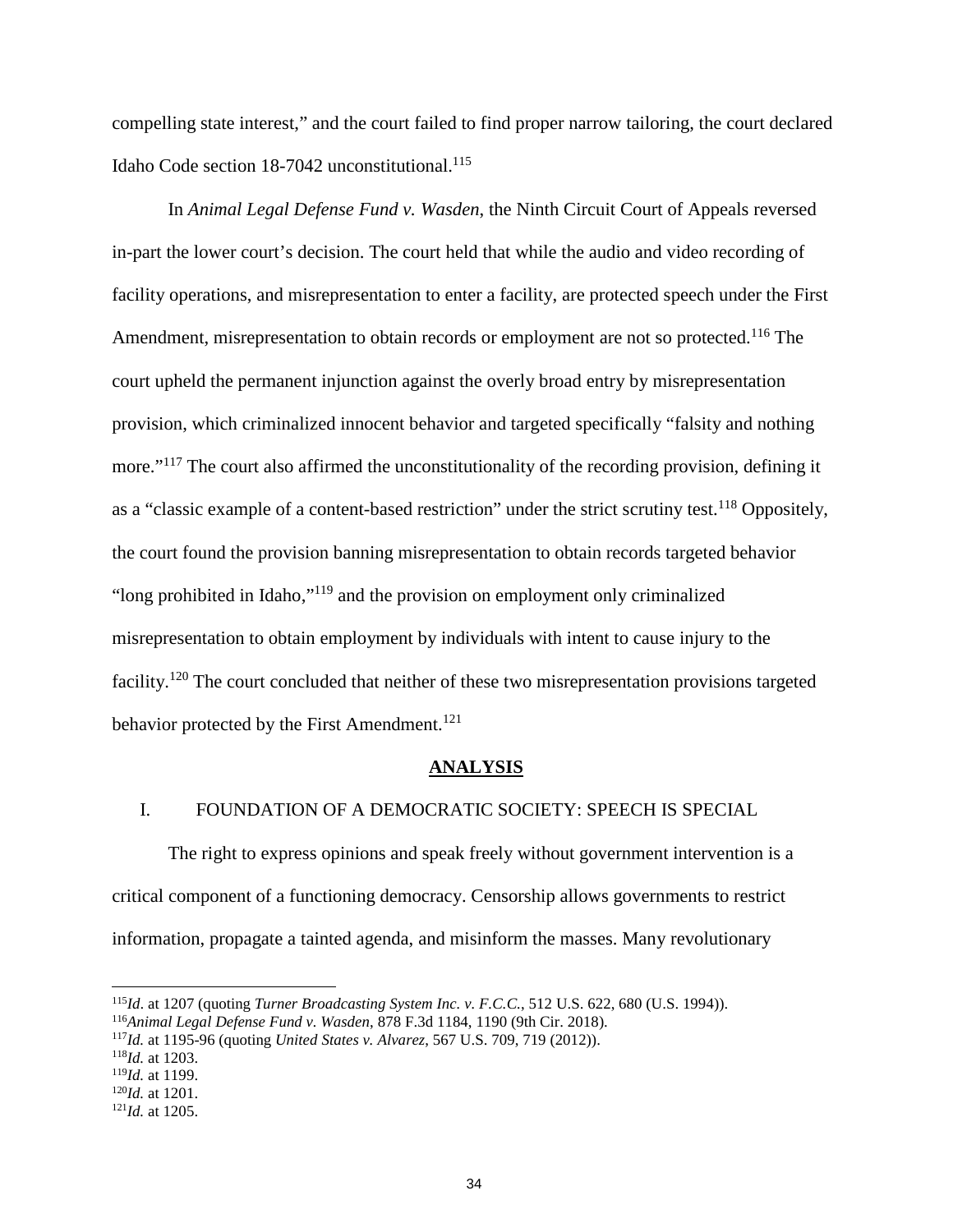compelling state interest," and the court failed to find proper narrow tailoring, the court declared Idaho Code section 18-7042 unconstitutional.[115]

In *Animal Legal Defense Fund v. Wasden*, the Ninth Circuit Court of Appeals reversed in-part the lower court's decision. The court held that while the audio and video recording of facility operations, and misrepresentation to enter a facility, are protected speech under the First Amendment, misrepresentation to obtain records or employment are not so protected.[116] The court upheld the permanent injunction against the overly broad entry by misrepresentation provision, which criminalized innocent behavior and targeted specifically "falsity and nothing more."[117] The court also affirmed the unconstitutionality of the recording provision, defining it as a "classic example of a content-based restriction" under the strict scrutiny test.[118] Oppositely, the court found the provision banning misrepresentation to obtain records targeted behavior "long prohibited in Idaho,"[119] and the provision on employment only criminalized misrepresentation to obtain employment by individuals with intent to cause injury to the facility.[120] The court concluded that neither of these two misrepresentation provisions targeted behavior protected by the First Amendment.[121]

## ANALYSIS

### I. FOUNDATION OF A DEMOCRATIC SOCIETY: SPEECH IS SPECIAL

The right to express opinions and speak freely without government intervention is a critical component of a functioning democracy. Censorship allows governments to restrict information, propagate a tainted agenda, and misinform the masses. Many revolutionary

---

[115] *Id*. at 1207 (quoting *Turner Broadcasting System Inc. v. F.C.C.*, 512 U.S. 622, 680 (U.S. 1994)).

[116] *Animal Legal Defense Fund v. Wasden*, 878 F.3d 1184, 1190 (9th Cir. 2018).

[117] *Id.* at 1195-96 (quoting *United States v. Alvarez*, 567 U.S. 709, 719 (2012)).

[118] *Id.* at 1203.

[119] *Id.* at 1199.

[120] *Id.* at 1201.

[121] *Id.* at 1205.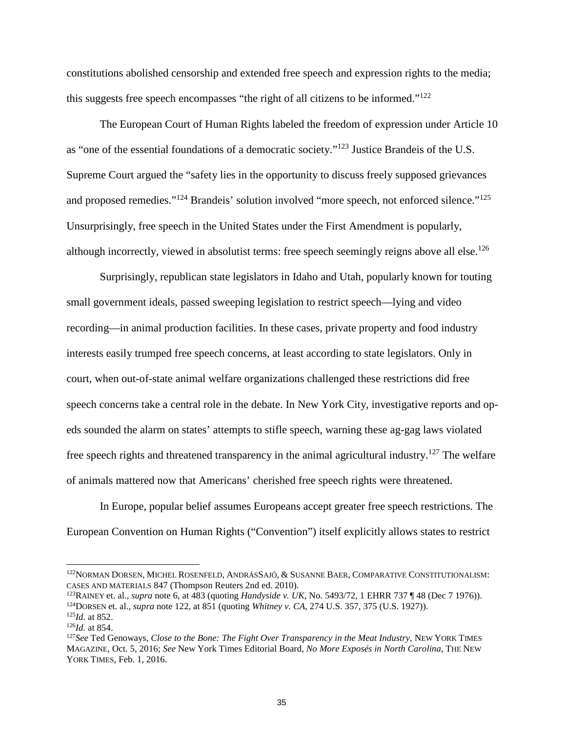constitutions abolished censorship and extended free speech and expression rights to the media; this suggests free speech encompasses "the right of all citizens to be informed."[122]

The European Court of Human Rights labeled the freedom of expression under Article 10 as "one of the essential foundations of a democratic society."[123] Justice Brandeis of the U.S. Supreme Court argued the "safety lies in the opportunity to discuss freely supposed grievances and proposed remedies."[124] Brandeis' solution involved "more speech, not enforced silence."[125] Unsurprisingly, free speech in the United States under the First Amendment is popularly, although incorrectly, viewed in absolutist terms: free speech seemingly reigns above all else.[126]

Surprisingly, republican state legislators in Idaho and Utah, popularly known for touting small government ideals, passed sweeping legislation to restrict speech—lying and video recording—in animal production facilities. In these cases, private property and food industry interests easily trumped free speech concerns, at least according to state legislators. Only in court, when out-of-state animal welfare organizations challenged these restrictions did free speech concerns take a central role in the debate. In New York City, investigative reports and op-eds sounded the alarm on states' attempts to stifle speech, warning these ag-gag laws violated free speech rights and threatened transparency in the animal agricultural industry.[127] The welfare of animals mattered now that Americans' cherished free speech rights were threatened.

In Europe, popular belief assumes Europeans accept greater free speech restrictions. The European Convention on Human Rights ("Convention") itself explicitly allows states to restrict

---

[122] NORMAN DORSEN, MICHEL ROSENFELD, ANDRÁSSAJÓ, & SUSANNE BAER, COMPARATIVE CONSTITUTIONALISM: CASES AND MATERIALS 847 (Thompson Reuters 2nd ed. 2010).

[123] RAINEY et. al., *supra* note 6, at 483 (quoting *Handyside v. UK*, No. 5493/72, 1 EHRR 737 ¶ 48 (Dec 7 1976)).

[124] DORSEN et. al., *supra* note 122, at 851 (quoting *Whitney v. CA*, 274 U.S. 357, 375 (U.S. 1927)).

[125] *Id.* at 852.

[126] *Id.* at 854.

[127] *See* Ted Genoways, *Close to the Bone: The Fight Over Transparency in the Meat Industry*, NEW YORK TIMES MAGAZINE, Oct. 5, 2016; *See* New York Times Editorial Board, *No More Exposés in North Carolina*, THE NEW YORK TIMES, Feb. 1, 2016.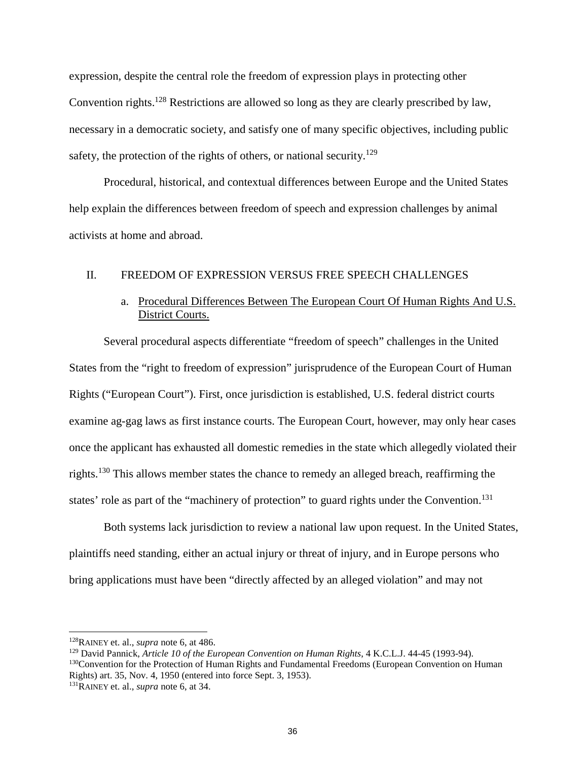expression, despite the central role the freedom of expression plays in protecting other Convention rights.[128] Restrictions are allowed so long as they are clearly prescribed by law, necessary in a democratic society, and satisfy one of many specific objectives, including public safety, the protection of the rights of others, or national security.[129]

Procedural, historical, and contextual differences between Europe and the United States help explain the differences between freedom of speech and expression challenges by animal activists at home and abroad.

## II. FREEDOM OF EXPRESSION VERSUS FREE SPEECH CHALLENGES

### a. Procedural Differences Between The European Court Of Human Rights And U.S. District Courts.

Several procedural aspects differentiate "freedom of speech" challenges in the United States from the "right to freedom of expression" jurisprudence of the European Court of Human Rights ("European Court"). First, once jurisdiction is established, U.S. federal district courts examine ag-gag laws as first instance courts. The European Court, however, may only hear cases once the applicant has exhausted all domestic remedies in the state which allegedly violated their rights.[130] This allows member states the chance to remedy an alleged breach, reaffirming the states' role as part of the "machinery of protection" to guard rights under the Convention.[131]

Both systems lack jurisdiction to review a national law upon request. In the United States, plaintiffs need standing, either an actual injury or threat of injury, and in Europe persons who bring applications must have been "directly affected by an alleged violation" and may not

---

[128] RAINEY et. al., *supra* note 6, at 486.

[129] David Pannick, *Article 10 of the European Convention on Human Rights*, 4 K.C.L.J. 44-45 (1993-94).

[130] Convention for the Protection of Human Rights and Fundamental Freedoms (European Convention on Human Rights) art. 35, Nov. 4, 1950 (entered into force Sept. 3, 1953).

[131] RAINEY et. al., *supra* note 6, at 34.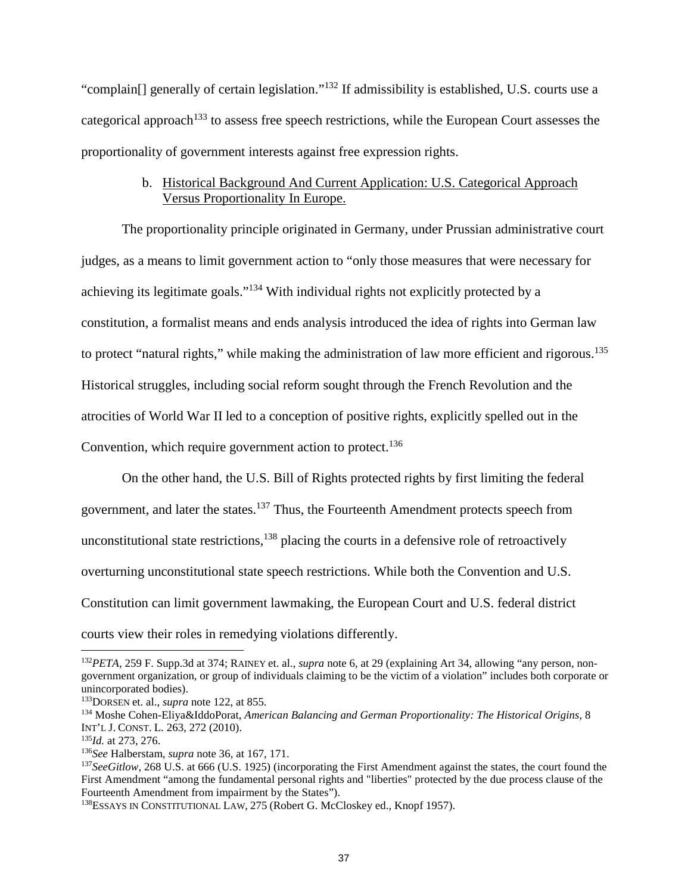"complain[] generally of certain legislation."[132] If admissibility is established, U.S. courts use a categorical approach[133] to assess free speech restrictions, while the European Court assesses the proportionality of government interests against free expression rights.

b. Historical Background And Current Application: U.S. Categorical Approach Versus Proportionality In Europe.

The proportionality principle originated in Germany, under Prussian administrative court judges, as a means to limit government action to "only those measures that were necessary for achieving its legitimate goals."[134] With individual rights not explicitly protected by a constitution, a formalist means and ends analysis introduced the idea of rights into German law to protect "natural rights," while making the administration of law more efficient and rigorous.[135] Historical struggles, including social reform sought through the French Revolution and the atrocities of World War II led to a conception of positive rights, explicitly spelled out in the Convention, which require government action to protect.[136]

On the other hand, the U.S. Bill of Rights protected rights by first limiting the federal government, and later the states.[137] Thus, the Fourteenth Amendment protects speech from unconstitutional state restrictions,[138] placing the courts in a defensive role of retroactively overturning unconstitutional state speech restrictions. While both the Convention and U.S. Constitution can limit government lawmaking, the European Court and U.S. federal district courts view their roles in remedying violations differently.

---

[132] *PETA*, 259 F. Supp.3d at 374; RAINEY et. al., *supra* note 6, at 29 (explaining Art 34, allowing "any person, non-government organization, or group of individuals claiming to be the victim of a violation" includes both corporate or unincorporated bodies).

[133] DORSEN et. al., *supra* note 122, at 855.

[134] Moshe Cohen-Eliya&IddoPorat, *American Balancing and German Proportionality: The Historical Origins*, 8 INT'L J. CONST. L. 263, 272 (2010).

[135] *Id.* at 273, 276.

[136] *See* Halberstam, *supra* note 36, at 167, 171.

[137] *SeeGitlow*, 268 U.S. at 666 (U.S. 1925) (incorporating the First Amendment against the states, the court found the First Amendment "among the fundamental personal rights and "liberties" protected by the due process clause of the Fourteenth Amendment from impairment by the States").

[138] ESSAYS IN CONSTITUTIONAL LAW, 275 (Robert G. McCloskey ed., Knopf 1957).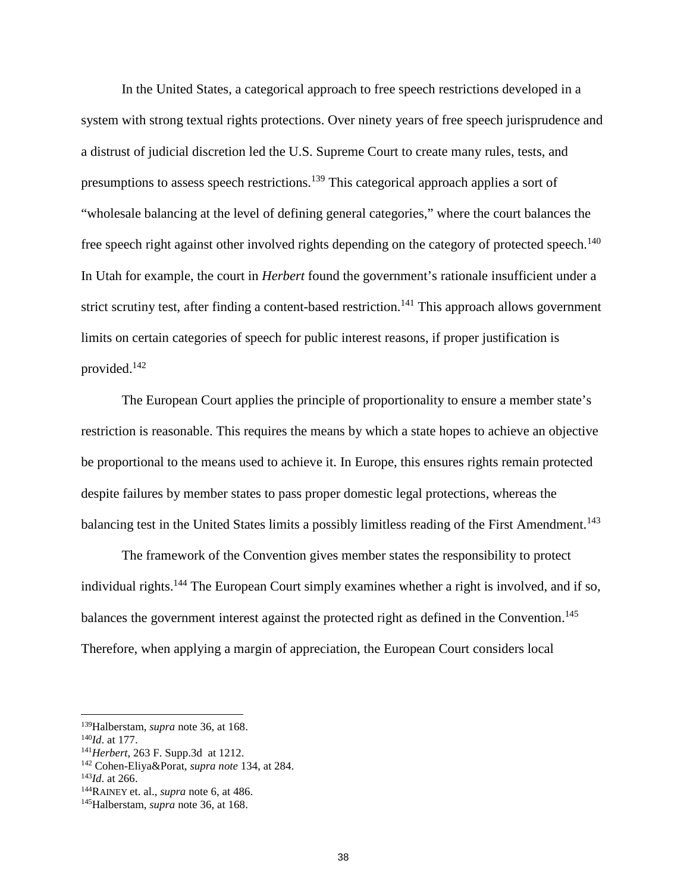In the United States, a categorical approach to free speech restrictions developed in a system with strong textual rights protections. Over ninety years of free speech jurisprudence and a distrust of judicial discretion led the U.S. Supreme Court to create many rules, tests, and presumptions to assess speech restrictions.[139] This categorical approach applies a sort of "wholesale balancing at the level of defining general categories," where the court balances the free speech right against other involved rights depending on the category of protected speech.[140] In Utah for example, the court in *Herbert* found the government's rationale insufficient under a strict scrutiny test, after finding a content-based restriction.[141] This approach allows government limits on certain categories of speech for public interest reasons, if proper justification is provided.[142]

The European Court applies the principle of proportionality to ensure a member state's restriction is reasonable. This requires the means by which a state hopes to achieve an objective be proportional to the means used to achieve it. In Europe, this ensures rights remain protected despite failures by member states to pass proper domestic legal protections, whereas the balancing test in the United States limits a possibly limitless reading of the First Amendment.[143]

The framework of the Convention gives member states the responsibility to protect individual rights.[144] The European Court simply examines whether a right is involved, and if so, balances the government interest against the protected right as defined in the Convention.[145] Therefore, when applying a margin of appreciation, the European Court considers local

---

[139] Halberstam, *supra* note 36, at 168.
[140] *Id*. at 177.
[141] *Herbert*, 263 F. Supp.3d at 1212.
[142] Cohen-Eliya&Porat, *supra note* 134, at 284.
[143] *Id*. at 266.
[144] RAINEY et. al., *supra* note 6, at 486.
[145] Halberstam, *supra* note 36, at 168.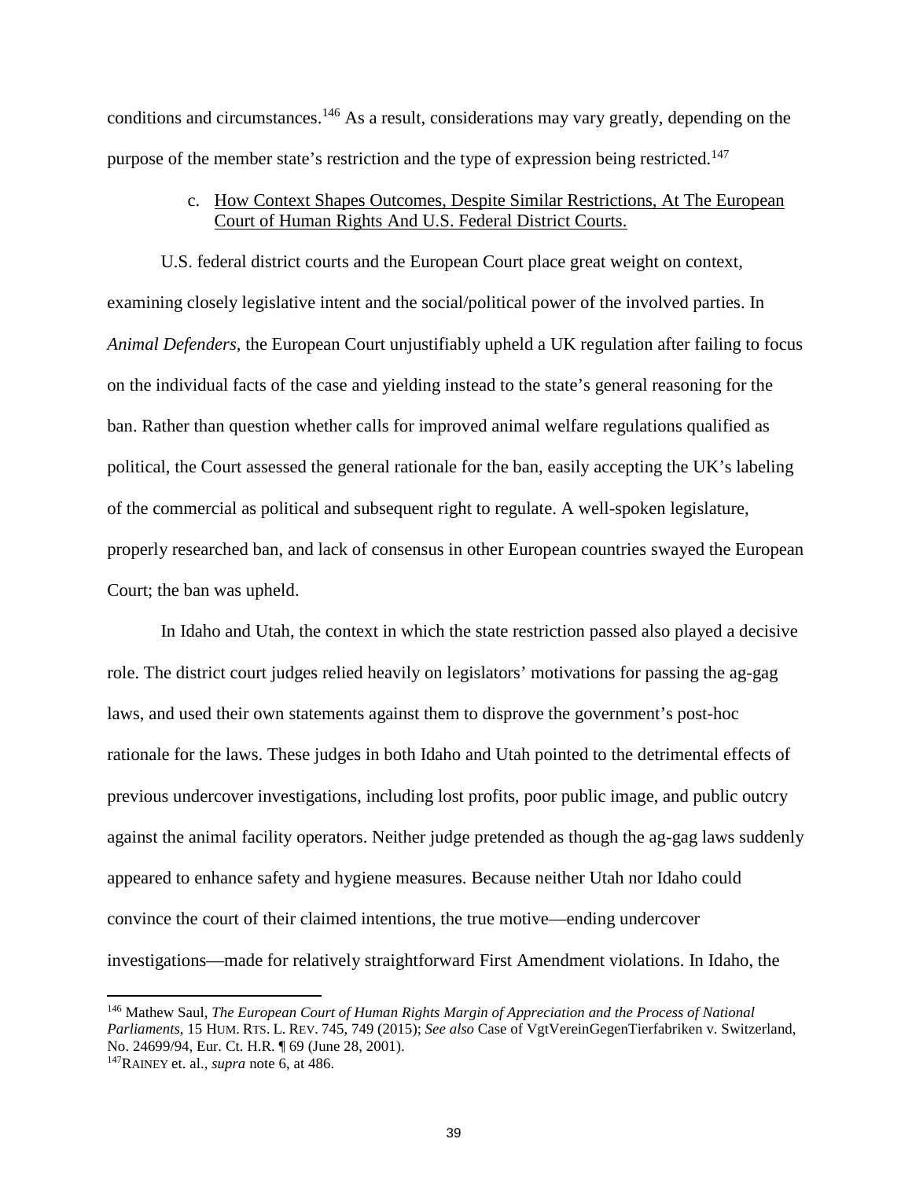conditions and circumstances.[146] As a result, considerations may vary greatly, depending on the purpose of the member state's restriction and the type of expression being restricted.[147]

c. How Context Shapes Outcomes, Despite Similar Restrictions, At The European Court of Human Rights And U.S. Federal District Courts.

U.S. federal district courts and the European Court place great weight on context, examining closely legislative intent and the social/political power of the involved parties. In *Animal Defenders*, the European Court unjustifiably upheld a UK regulation after failing to focus on the individual facts of the case and yielding instead to the state's general reasoning for the ban. Rather than question whether calls for improved animal welfare regulations qualified as political, the Court assessed the general rationale for the ban, easily accepting the UK's labeling of the commercial as political and subsequent right to regulate. A well-spoken legislature, properly researched ban, and lack of consensus in other European countries swayed the European Court; the ban was upheld.

In Idaho and Utah, the context in which the state restriction passed also played a decisive role. The district court judges relied heavily on legislators' motivations for passing the ag-gag laws, and used their own statements against them to disprove the government's post-hoc rationale for the laws. These judges in both Idaho and Utah pointed to the detrimental effects of previous undercover investigations, including lost profits, poor public image, and public outcry against the animal facility operators. Neither judge pretended as though the ag-gag laws suddenly appeared to enhance safety and hygiene measures. Because neither Utah nor Idaho could convince the court of their claimed intentions, the true motive—ending undercover investigations—made for relatively straightforward First Amendment violations. In Idaho, the

---

[146] Mathew Saul, *The European Court of Human Rights Margin of Appreciation and the Process of National Parliaments*, 15 HUM. RTS. L. REV. 745, 749 (2015); *See also* Case of VgtVereinGegenTierfabriken v. Switzerland, No. 24699/94, Eur. Ct. H.R. ¶ 69 (June 28, 2001).

[147] RAINEY et. al., *supra* note 6, at 486.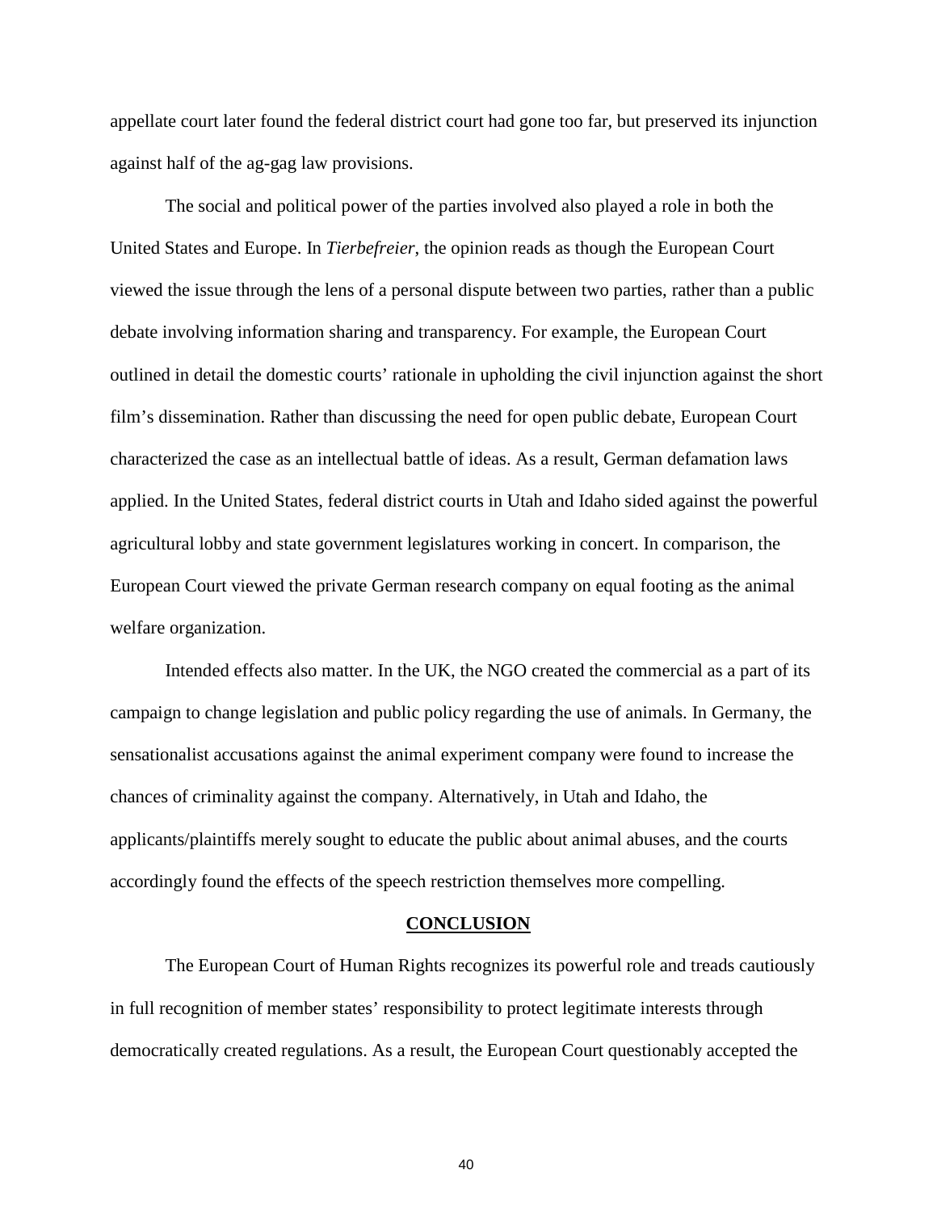appellate court later found the federal district court had gone too far, but preserved its injunction against half of the ag-gag law provisions.

The social and political power of the parties involved also played a role in both the United States and Europe. In *Tierbefreier*, the opinion reads as though the European Court viewed the issue through the lens of a personal dispute between two parties, rather than a public debate involving information sharing and transparency. For example, the European Court outlined in detail the domestic courts' rationale in upholding the civil injunction against the short film's dissemination. Rather than discussing the need for open public debate, European Court characterized the case as an intellectual battle of ideas. As a result, German defamation laws applied. In the United States, federal district courts in Utah and Idaho sided against the powerful agricultural lobby and state government legislatures working in concert. In comparison, the European Court viewed the private German research company on equal footing as the animal welfare organization.

Intended effects also matter. In the UK, the NGO created the commercial as a part of its campaign to change legislation and public policy regarding the use of animals. In Germany, the sensationalist accusations against the animal experiment company were found to increase the chances of criminality against the company. Alternatively, in Utah and Idaho, the applicants/plaintiffs merely sought to educate the public about animal abuses, and the courts accordingly found the effects of the speech restriction themselves more compelling.

## CONCLUSION

The European Court of Human Rights recognizes its powerful role and treads cautiously in full recognition of member states' responsibility to protect legitimate interests through democratically created regulations. As a result, the European Court questionably accepted the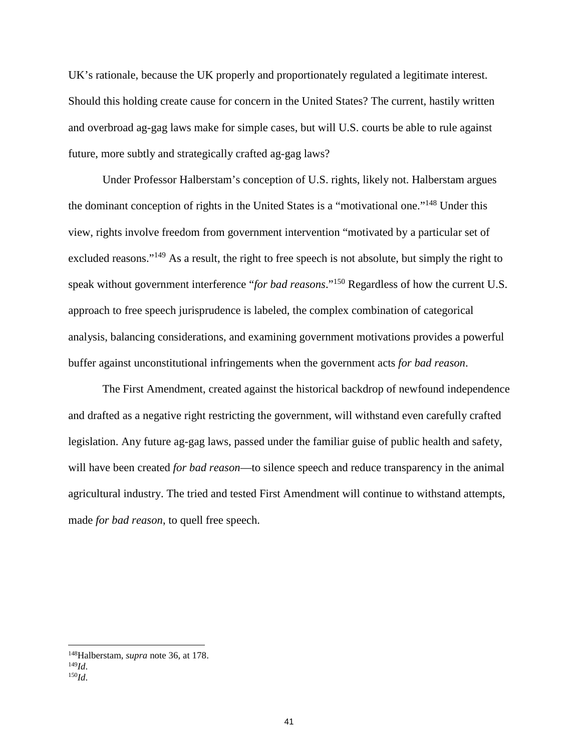UK's rationale, because the UK properly and proportionately regulated a legitimate interest. Should this holding create cause for concern in the United States? The current, hastily written and overbroad ag-gag laws make for simple cases, but will U.S. courts be able to rule against future, more subtly and strategically crafted ag-gag laws?

Under Professor Halberstam's conception of U.S. rights, likely not. Halberstam argues the dominant conception of rights in the United States is a "motivational one."[148] Under this view, rights involve freedom from government intervention "motivated by a particular set of excluded reasons."[149] As a result, the right to free speech is not absolute, but simply the right to speak without government interference "*for bad reasons*."[150] Regardless of how the current U.S. approach to free speech jurisprudence is labeled, the complex combination of categorical analysis, balancing considerations, and examining government motivations provides a powerful buffer against unconstitutional infringements when the government acts *for bad reason*.

The First Amendment, created against the historical backdrop of newfound independence and drafted as a negative right restricting the government, will withstand even carefully crafted legislation. Any future ag-gag laws, passed under the familiar guise of public health and safety, will have been created *for bad reason*—to silence speech and reduce transparency in the animal agricultural industry. The tried and tested First Amendment will continue to withstand attempts, made *for bad reason*, to quell free speech.

---

[148] Halberstam, *supra* note 36, at 178.
[149] *Id*.
[150] *Id*.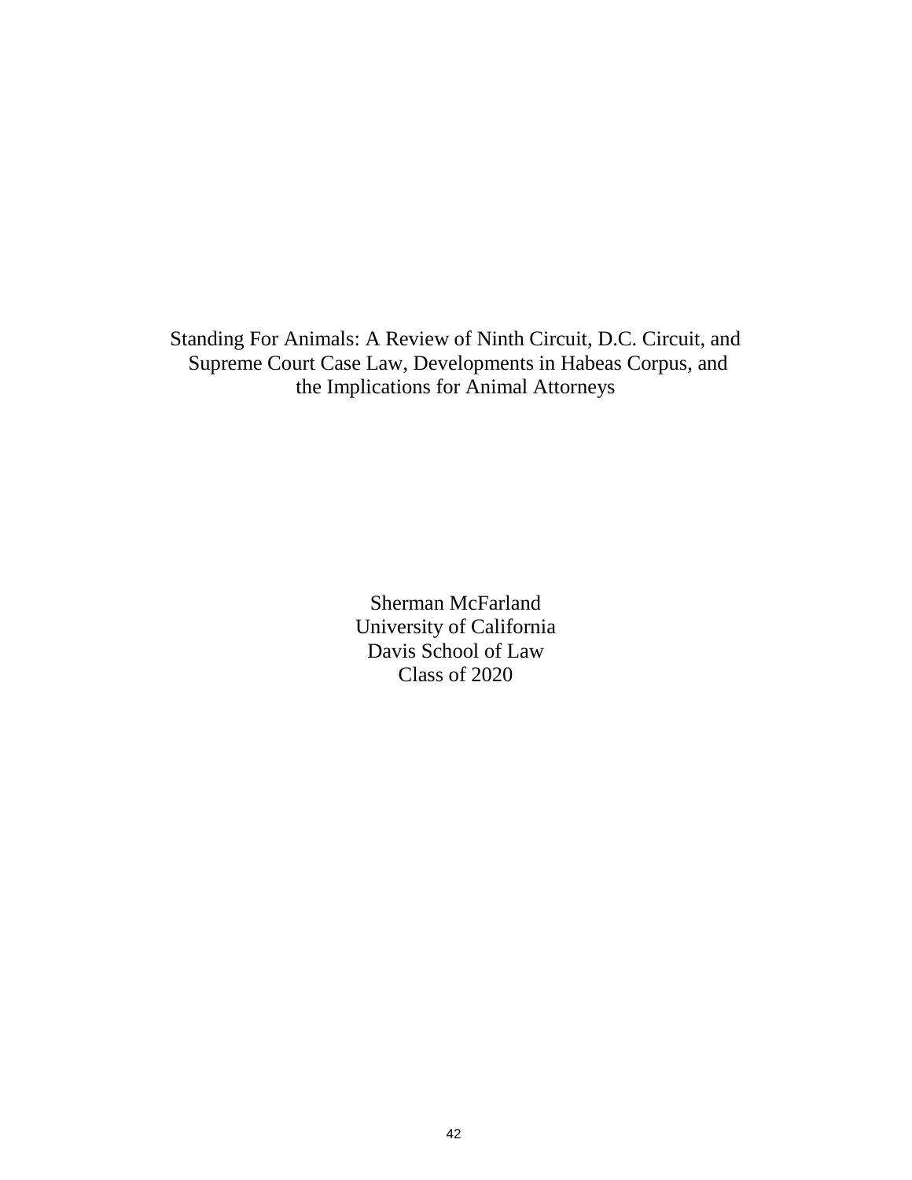# Standing For Animals: A Review of Ninth Circuit, D.C. Circuit, and Supreme Court Case Law, Developments in Habeas Corpus, and the Implications for Animal Attorneys

Sherman McFarland
University of California
Davis School of Law
Class of 2020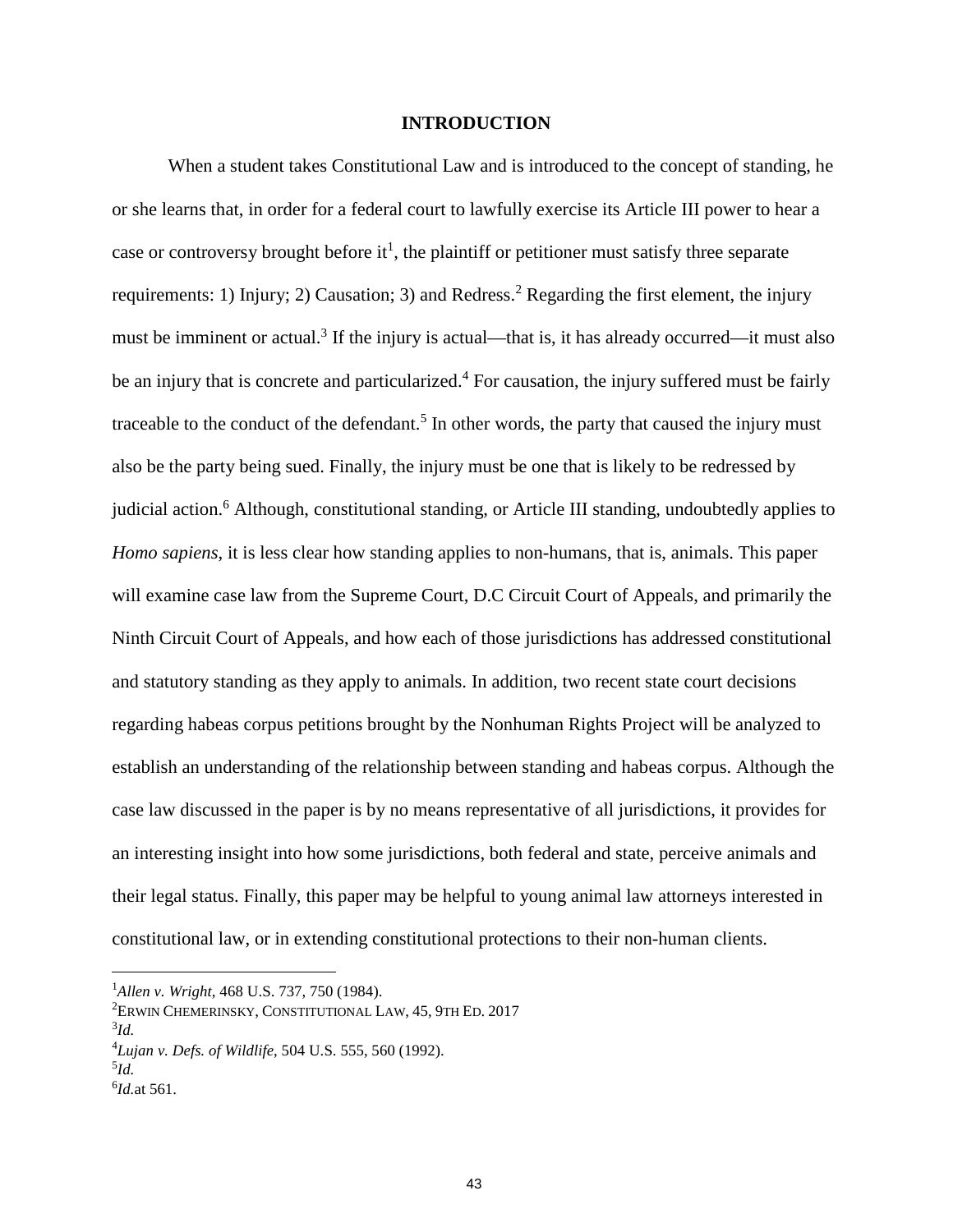## INTRODUCTION

When a student takes Constitutional Law and is introduced to the concept of standing, he or she learns that, in order for a federal court to lawfully exercise its Article III power to hear a case or controversy brought before it[1], the plaintiff or petitioner must satisfy three separate requirements: 1) Injury; 2) Causation; 3) and Redress.[2] Regarding the first element, the injury must be imminent or actual.[3] If the injury is actual—that is, it has already occurred—it must also be an injury that is concrete and particularized.[4] For causation, the injury suffered must be fairly traceable to the conduct of the defendant.[5] In other words, the party that caused the injury must also be the party being sued. Finally, the injury must be one that is likely to be redressed by judicial action.[6] Although, constitutional standing, or Article III standing, undoubtedly applies to *Homo sapiens*, it is less clear how standing applies to non-humans, that is, animals. This paper will examine case law from the Supreme Court, D.C Circuit Court of Appeals, and primarily the Ninth Circuit Court of Appeals, and how each of those jurisdictions has addressed constitutional and statutory standing as they apply to animals. In addition, two recent state court decisions regarding habeas corpus petitions brought by the Nonhuman Rights Project will be analyzed to establish an understanding of the relationship between standing and habeas corpus. Although the case law discussed in the paper is by no means representative of all jurisdictions, it provides for an interesting insight into how some jurisdictions, both federal and state, perceive animals and their legal status. Finally, this paper may be helpful to young animal law attorneys interested in constitutional law, or in extending constitutional protections to their non-human clients.

---

[1] *Allen v. Wright*, 468 U.S. 737, 750 (1984).

[2] ERWIN CHEMERINSKY, CONSTITUTIONAL LAW, 45, 9TH ED. 2017

[3] *Id.*

[4] *Lujan v. Defs. of Wildlife*, 504 U.S. 555, 560 (1992).

[5] *Id.*

[6] *Id.*at 561.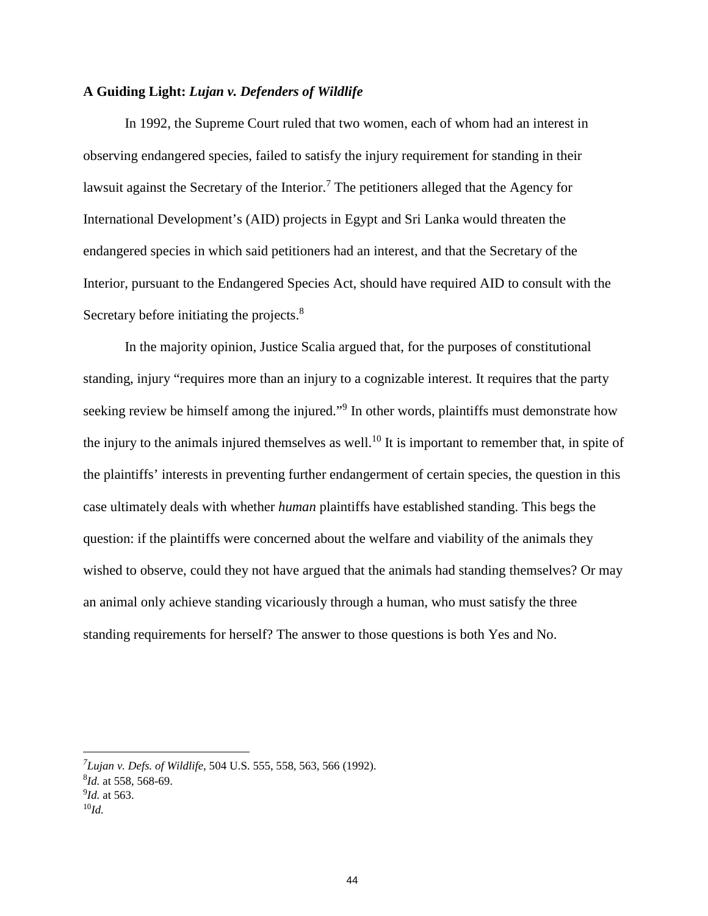**A Guiding Light: *Lujan v. Defenders of Wildlife***

In 1992, the Supreme Court ruled that two women, each of whom had an interest in observing endangered species, failed to satisfy the injury requirement for standing in their lawsuit against the Secretary of the Interior.[7] The petitioners alleged that the Agency for International Development's (AID) projects in Egypt and Sri Lanka would threaten the endangered species in which said petitioners had an interest, and that the Secretary of the Interior, pursuant to the Endangered Species Act, should have required AID to consult with the Secretary before initiating the projects.[8]

In the majority opinion, Justice Scalia argued that, for the purposes of constitutional standing, injury "requires more than an injury to a cognizable interest. It requires that the party seeking review be himself among the injured."[9] In other words, plaintiffs must demonstrate how the injury to the animals injured themselves as well.[10] It is important to remember that, in spite of the plaintiffs' interests in preventing further endangerment of certain species, the question in this case ultimately deals with whether *human* plaintiffs have established standing. This begs the question: if the plaintiffs were concerned about the welfare and viability of the animals they wished to observe, could they not have argued that the animals had standing themselves? Or may an animal only achieve standing vicariously through a human, who must satisfy the three standing requirements for herself? The answer to those questions is both Yes and No.

---

[7] *Lujan v. Defs. of Wildlife*, 504 U.S. 555, 558, 563, 566 (1992).
[8] *Id.* at 558, 568-69.
[9] *Id.* at 563.
[10] *Id.*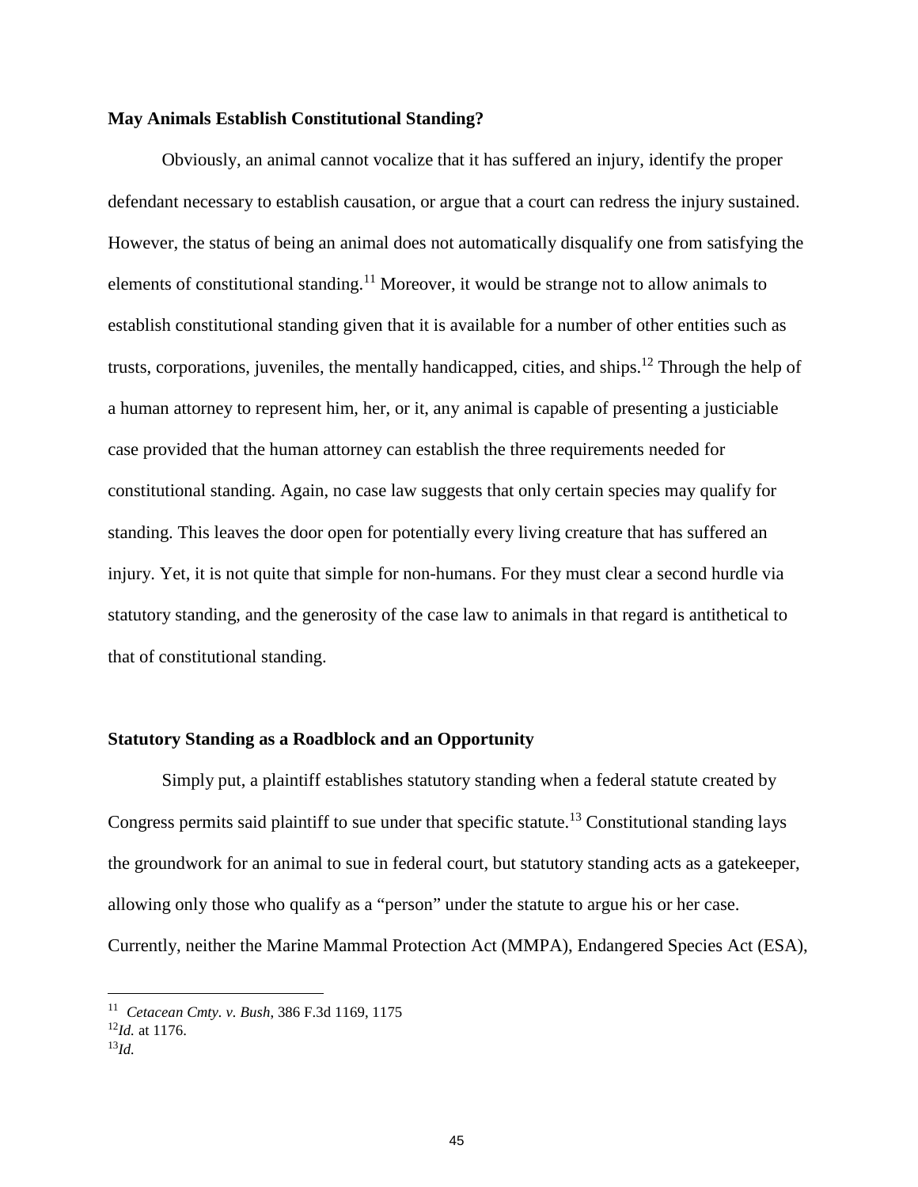**May Animals Establish Constitutional Standing?**

Obviously, an animal cannot vocalize that it has suffered an injury, identify the proper defendant necessary to establish causation, or argue that a court can redress the injury sustained. However, the status of being an animal does not automatically disqualify one from satisfying the elements of constitutional standing.[11] Moreover, it would be strange not to allow animals to establish constitutional standing given that it is available for a number of other entities such as trusts, corporations, juveniles, the mentally handicapped, cities, and ships.[12] Through the help of a human attorney to represent him, her, or it, any animal is capable of presenting a justiciable case provided that the human attorney can establish the three requirements needed for constitutional standing. Again, no case law suggests that only certain species may qualify for standing. This leaves the door open for potentially every living creature that has suffered an injury. Yet, it is not quite that simple for non-humans. For they must clear a second hurdle via statutory standing, and the generosity of the case law to animals in that regard is antithetical to that of constitutional standing.

**Statutory Standing as a Roadblock and an Opportunity**

Simply put, a plaintiff establishes statutory standing when a federal statute created by Congress permits said plaintiff to sue under that specific statute.[13] Constitutional standing lays the groundwork for an animal to sue in federal court, but statutory standing acts as a gatekeeper, allowing only those who qualify as a "person" under the statute to argue his or her case. Currently, neither the Marine Mammal Protection Act (MMPA), Endangered Species Act (ESA),

---

[11] *Cetacean Cmty. v. Bush*, 386 F.3d 1169, 1175

[12] *Id.* at 1176.

[13] *Id.*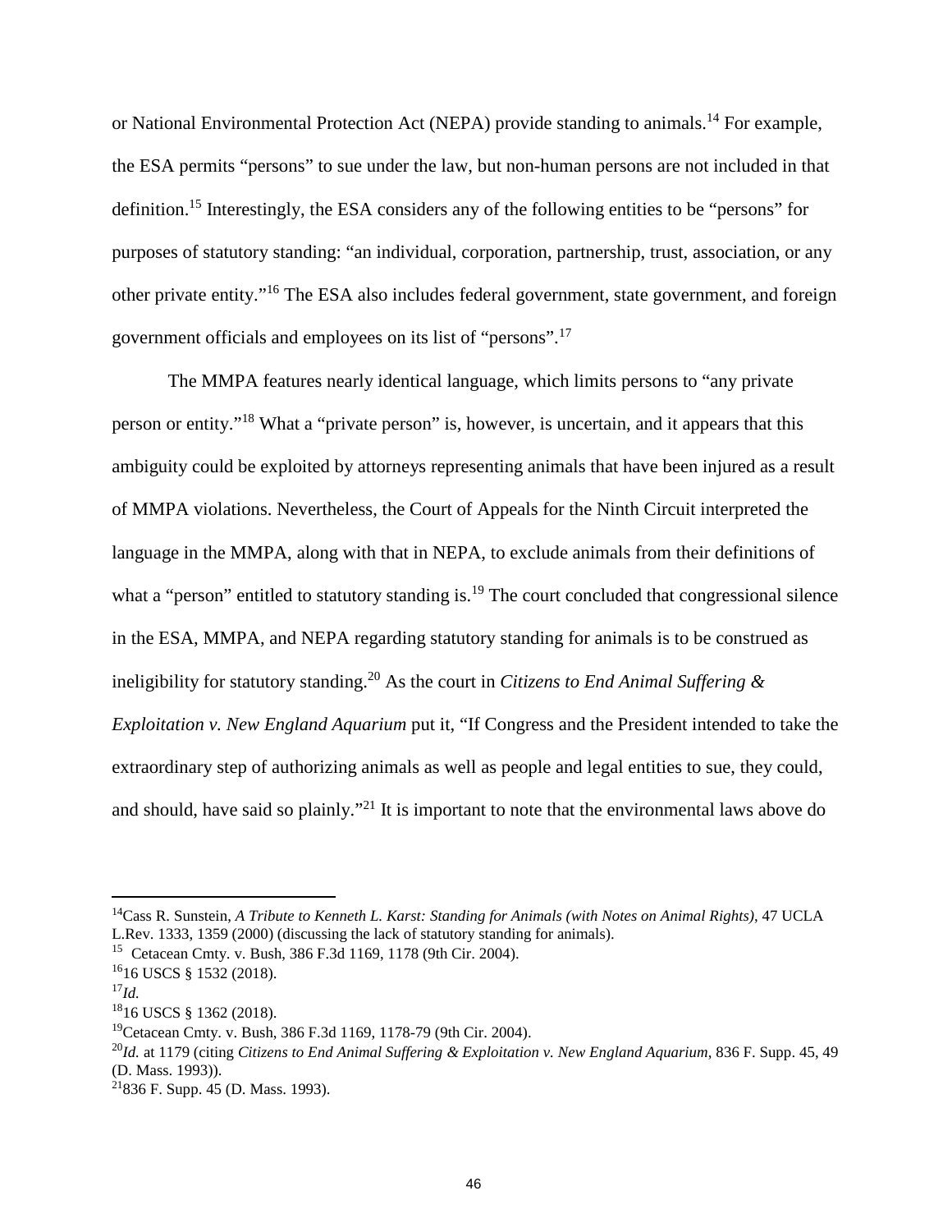or National Environmental Protection Act (NEPA) provide standing to animals.[14] For example, the ESA permits "persons" to sue under the law, but non-human persons are not included in that definition.[15] Interestingly, the ESA considers any of the following entities to be "persons" for purposes of statutory standing: "an individual, corporation, partnership, trust, association, or any other private entity."[16] The ESA also includes federal government, state government, and foreign government officials and employees on its list of "persons".[17]

The MMPA features nearly identical language, which limits persons to "any private person or entity."[18] What a "private person" is, however, is uncertain, and it appears that this ambiguity could be exploited by attorneys representing animals that have been injured as a result of MMPA violations. Nevertheless, the Court of Appeals for the Ninth Circuit interpreted the language in the MMPA, along with that in NEPA, to exclude animals from their definitions of what a "person" entitled to statutory standing is.[19] The court concluded that congressional silence in the ESA, MMPA, and NEPA regarding statutory standing for animals is to be construed as ineligibility for statutory standing.[20] As the court in *Citizens to End Animal Suffering & Exploitation v. New England Aquarium* put it, "If Congress and the President intended to take the extraordinary step of authorizing animals as well as people and legal entities to sue, they could, and should, have said so plainly."[21] It is important to note that the environmental laws above do

---

[14] Cass R. Sunstein, *A Tribute to Kenneth L. Karst: Standing for Animals (with Notes on Animal Rights)*, 47 UCLA L.Rev. 1333, 1359 (2000) (discussing the lack of statutory standing for animals).

[15] Cetacean Cmty. v. Bush, 386 F.3d 1169, 1178 (9th Cir. 2004).

[16] 16 USCS § 1532 (2018).

[17] *Id.*

[18] 16 USCS § 1362 (2018).

[19] Cetacean Cmty. v. Bush, 386 F.3d 1169, 1178-79 (9th Cir. 2004).

[20] *Id.* at 1179 (citing *Citizens to End Animal Suffering & Exploitation v. New England Aquarium*, 836 F. Supp. 45, 49 (D. Mass. 1993)).

[21] 836 F. Supp. 45 (D. Mass. 1993).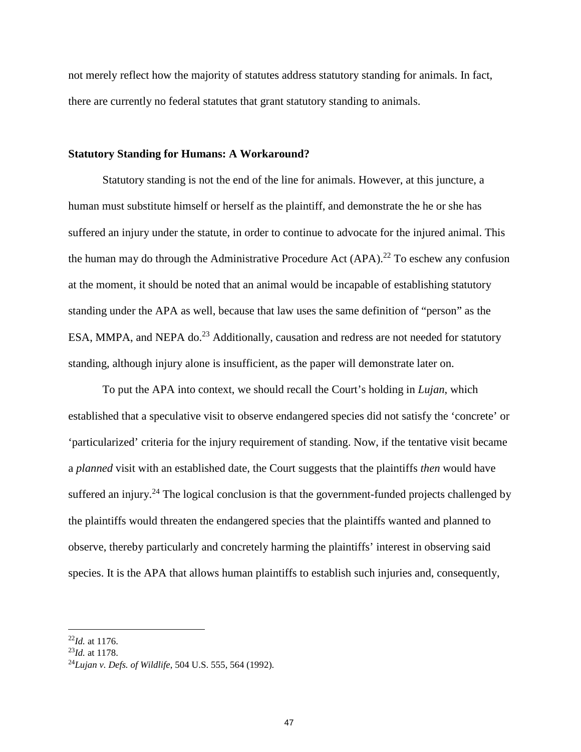not merely reflect how the majority of statutes address statutory standing for animals. In fact, there are currently no federal statutes that grant statutory standing to animals.

**Statutory Standing for Humans: A Workaround?**

Statutory standing is not the end of the line for animals. However, at this juncture, a human must substitute himself or herself as the plaintiff, and demonstrate the he or she has suffered an injury under the statute, in order to continue to advocate for the injured animal. This the human may do through the Administrative Procedure Act (APA).[22] To eschew any confusion at the moment, it should be noted that an animal would be incapable of establishing statutory standing under the APA as well, because that law uses the same definition of "person" as the ESA, MMPA, and NEPA do.[23] Additionally, causation and redress are not needed for statutory standing, although injury alone is insufficient, as the paper will demonstrate later on.

To put the APA into context, we should recall the Court's holding in *Lujan*, which established that a speculative visit to observe endangered species did not satisfy the 'concrete' or 'particularized' criteria for the injury requirement of standing. Now, if the tentative visit became a *planned* visit with an established date, the Court suggests that the plaintiffs *then* would have suffered an injury.[24] The logical conclusion is that the government-funded projects challenged by the plaintiffs would threaten the endangered species that the plaintiffs wanted and planned to observe, thereby particularly and concretely harming the plaintiffs' interest in observing said species. It is the APA that allows human plaintiffs to establish such injuries and, consequently,

---

[22]*Id.* at 1176.
[23]*Id.* at 1178.
[24]*Lujan v. Defs. of Wildlife*, 504 U.S. 555, 564 (1992).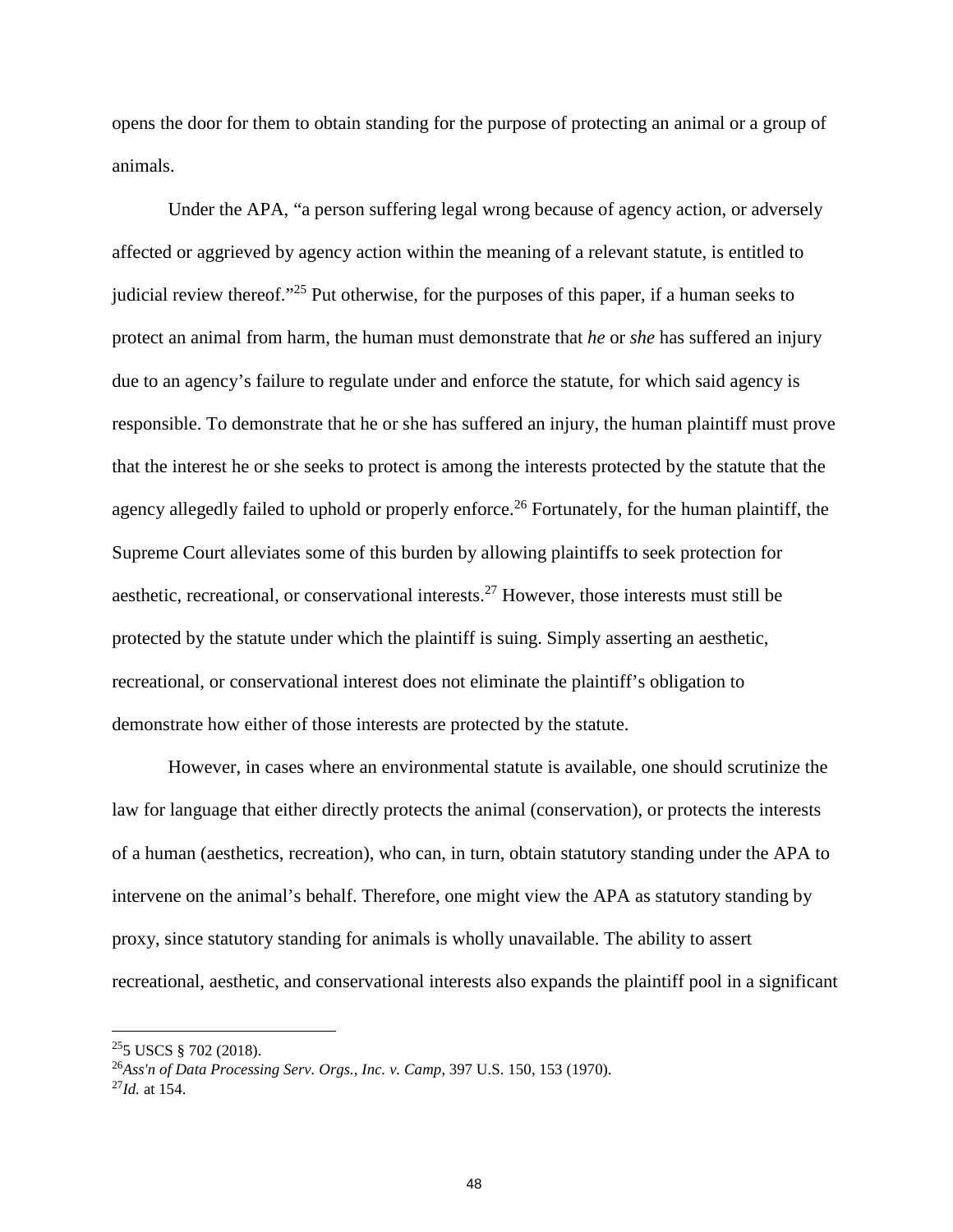opens the door for them to obtain standing for the purpose of protecting an animal or a group of animals.

Under the APA, "a person suffering legal wrong because of agency action, or adversely affected or aggrieved by agency action within the meaning of a relevant statute, is entitled to judicial review thereof."[25] Put otherwise, for the purposes of this paper, if a human seeks to protect an animal from harm, the human must demonstrate that *he* or *she* has suffered an injury due to an agency's failure to regulate under and enforce the statute, for which said agency is responsible. To demonstrate that he or she has suffered an injury, the human plaintiff must prove that the interest he or she seeks to protect is among the interests protected by the statute that the agency allegedly failed to uphold or properly enforce.[26] Fortunately, for the human plaintiff, the Supreme Court alleviates some of this burden by allowing plaintiffs to seek protection for aesthetic, recreational, or conservational interests.[27] However, those interests must still be protected by the statute under which the plaintiff is suing. Simply asserting an aesthetic, recreational, or conservational interest does not eliminate the plaintiff's obligation to demonstrate how either of those interests are protected by the statute.

However, in cases where an environmental statute is available, one should scrutinize the law for language that either directly protects the animal (conservation), or protects the interests of a human (aesthetics, recreation), who can, in turn, obtain statutory standing under the APA to intervene on the animal's behalf. Therefore, one might view the APA as statutory standing by proxy, since statutory standing for animals is wholly unavailable. The ability to assert recreational, aesthetic, and conservational interests also expands the plaintiff pool in a significant

---

[25] 5 USCS § 702 (2018).

[26] *Ass'n of Data Processing Serv. Orgs., Inc. v. Camp*, 397 U.S. 150, 153 (1970).

[27] *Id.* at 154.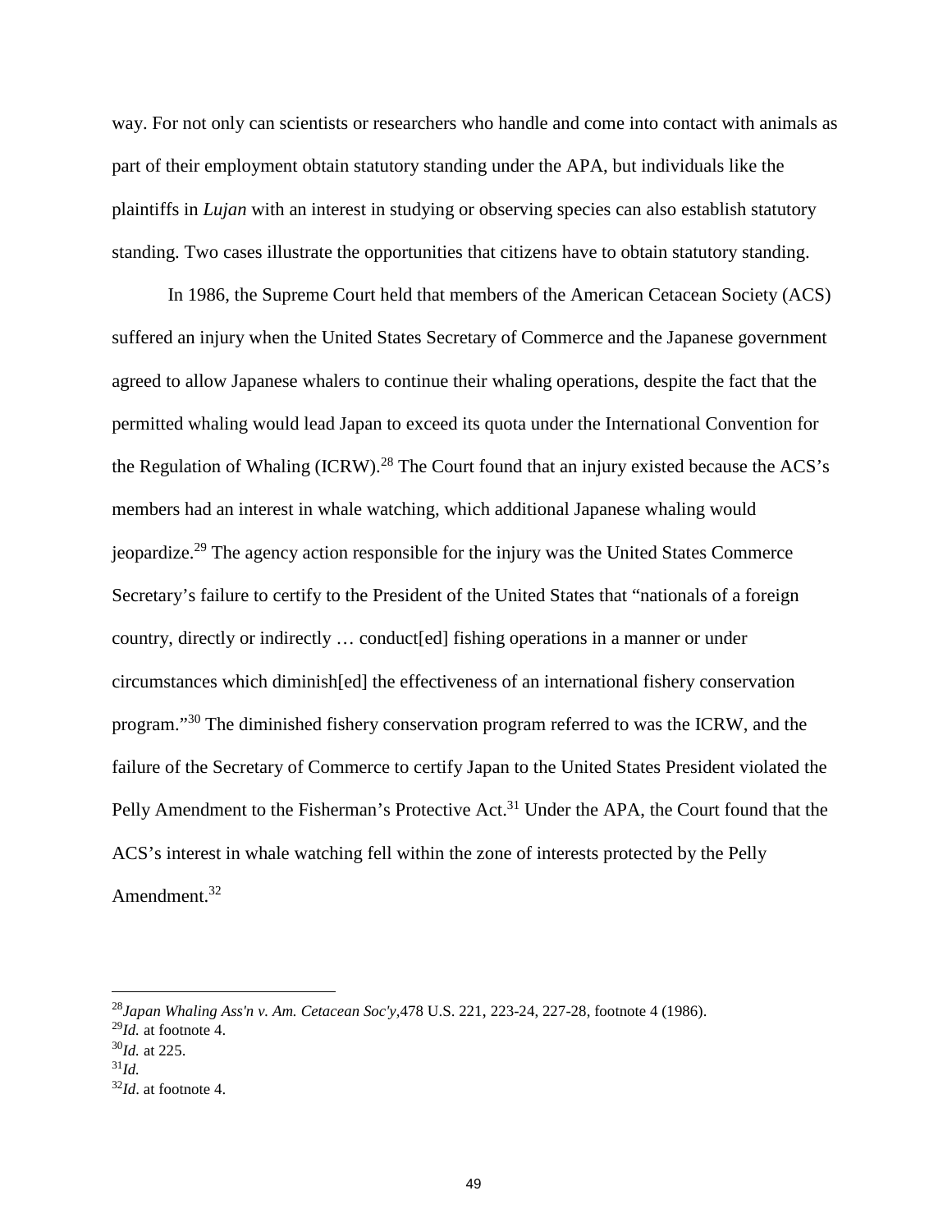way. For not only can scientists or researchers who handle and come into contact with animals as part of their employment obtain statutory standing under the APA, but individuals like the plaintiffs in *Lujan* with an interest in studying or observing species can also establish statutory standing. Two cases illustrate the opportunities that citizens have to obtain statutory standing.

In 1986, the Supreme Court held that members of the American Cetacean Society (ACS) suffered an injury when the United States Secretary of Commerce and the Japanese government agreed to allow Japanese whalers to continue their whaling operations, despite the fact that the permitted whaling would lead Japan to exceed its quota under the International Convention for the Regulation of Whaling (ICRW).[28] The Court found that an injury existed because the ACS's members had an interest in whale watching, which additional Japanese whaling would jeopardize.[29] The agency action responsible for the injury was the United States Commerce Secretary's failure to certify to the President of the United States that "nationals of a foreign country, directly or indirectly … conduct[ed] fishing operations in a manner or under circumstances which diminish[ed] the effectiveness of an international fishery conservation program."[30] The diminished fishery conservation program referred to was the ICRW, and the failure of the Secretary of Commerce to certify Japan to the United States President violated the Pelly Amendment to the Fisherman's Protective Act.[31] Under the APA, the Court found that the ACS's interest in whale watching fell within the zone of interests protected by the Pelly Amendment.[32]

---

[28] *Japan Whaling Ass'n v. Am. Cetacean Soc'y*,478 U.S. 221, 223-24, 227-28, footnote 4 (1986).
[29] *Id.* at footnote 4.
[30] *Id.* at 225.
[31] *Id.*
[32] *Id*. at footnote 4.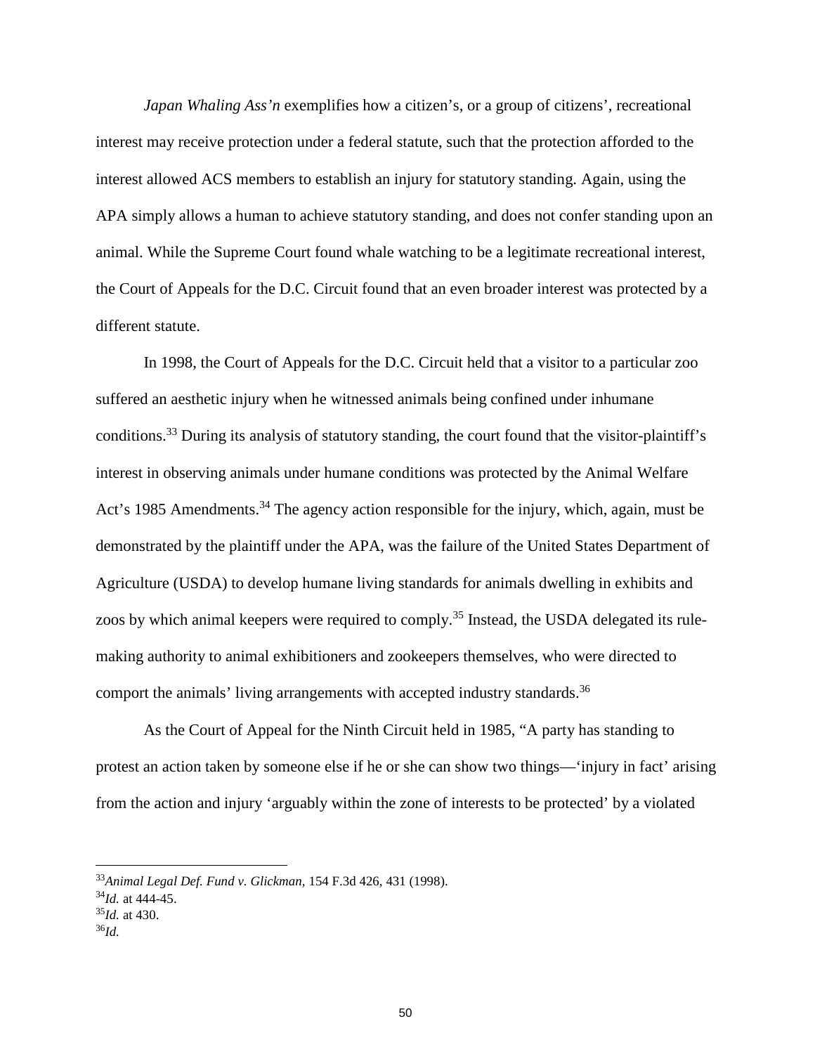*Japan Whaling Ass'n* exemplifies how a citizen's, or a group of citizens', recreational interest may receive protection under a federal statute, such that the protection afforded to the interest allowed ACS members to establish an injury for statutory standing. Again, using the APA simply allows a human to achieve statutory standing, and does not confer standing upon an animal. While the Supreme Court found whale watching to be a legitimate recreational interest, the Court of Appeals for the D.C. Circuit found that an even broader interest was protected by a different statute.

In 1998, the Court of Appeals for the D.C. Circuit held that a visitor to a particular zoo suffered an aesthetic injury when he witnessed animals being confined under inhumane conditions.[33] During its analysis of statutory standing, the court found that the visitor-plaintiff's interest in observing animals under humane conditions was protected by the Animal Welfare Act's 1985 Amendments.[34] The agency action responsible for the injury, which, again, must be demonstrated by the plaintiff under the APA, was the failure of the United States Department of Agriculture (USDA) to develop humane living standards for animals dwelling in exhibits and zoos by which animal keepers were required to comply.[35] Instead, the USDA delegated its rule-making authority to animal exhibitioners and zookeepers themselves, who were directed to comport the animals' living arrangements with accepted industry standards.[36]

As the Court of Appeal for the Ninth Circuit held in 1985, "A party has standing to protest an action taken by someone else if he or she can show two things—'injury in fact' arising from the action and injury 'arguably within the zone of interests to be protected' by a violated

---

[33] *Animal Legal Def. Fund v. Glickman*, 154 F.3d 426, 431 (1998).
[34] *Id.* at 444-45.
[35] *Id.* at 430.
[36] *Id.*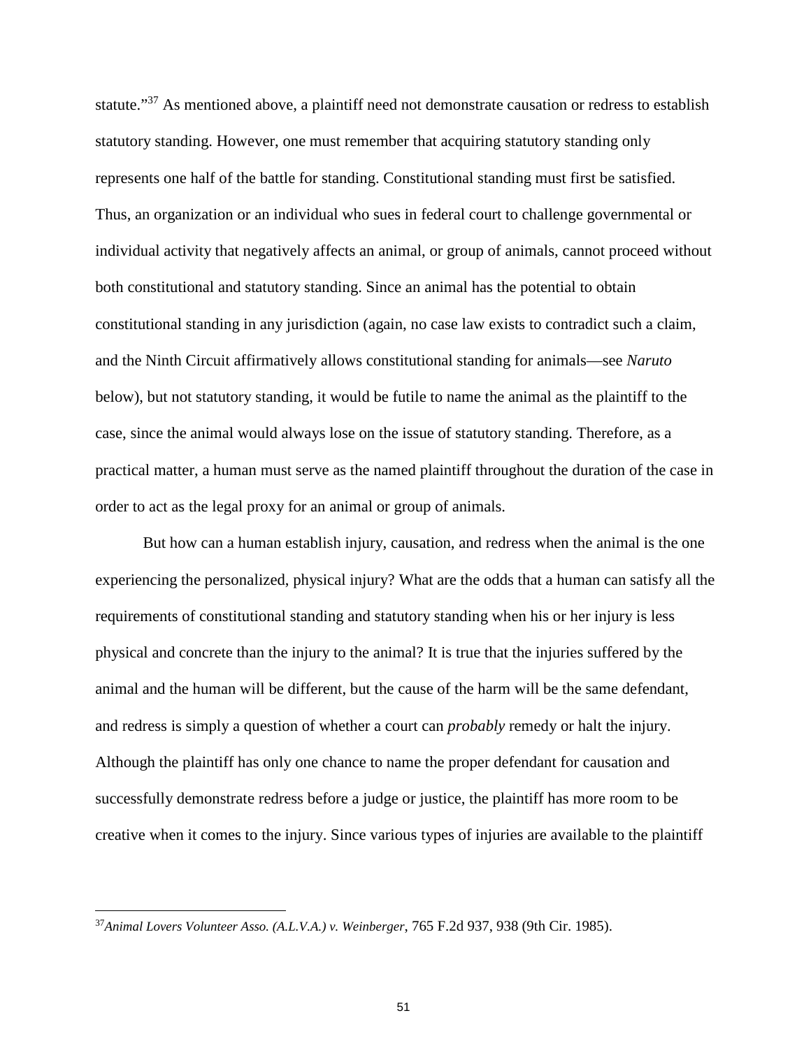statute."[37] As mentioned above, a plaintiff need not demonstrate causation or redress to establish statutory standing. However, one must remember that acquiring statutory standing only represents one half of the battle for standing. Constitutional standing must first be satisfied. Thus, an organization or an individual who sues in federal court to challenge governmental or individual activity that negatively affects an animal, or group of animals, cannot proceed without both constitutional and statutory standing. Since an animal has the potential to obtain constitutional standing in any jurisdiction (again, no case law exists to contradict such a claim, and the Ninth Circuit affirmatively allows constitutional standing for animals—see *Naruto* below), but not statutory standing, it would be futile to name the animal as the plaintiff to the case, since the animal would always lose on the issue of statutory standing. Therefore, as a practical matter, a human must serve as the named plaintiff throughout the duration of the case in order to act as the legal proxy for an animal or group of animals.

But how can a human establish injury, causation, and redress when the animal is the one experiencing the personalized, physical injury? What are the odds that a human can satisfy all the requirements of constitutional standing and statutory standing when his or her injury is less physical and concrete than the injury to the animal? It is true that the injuries suffered by the animal and the human will be different, but the cause of the harm will be the same defendant, and redress is simply a question of whether a court can *probably* remedy or halt the injury. Although the plaintiff has only one chance to name the proper defendant for causation and successfully demonstrate redress before a judge or justice, the plaintiff has more room to be creative when it comes to the injury. Since various types of injuries are available to the plaintiff

---

[37] *Animal Lovers Volunteer Asso. (A.L.V.A.) v. Weinberger*, 765 F.2d 937, 938 (9th Cir. 1985).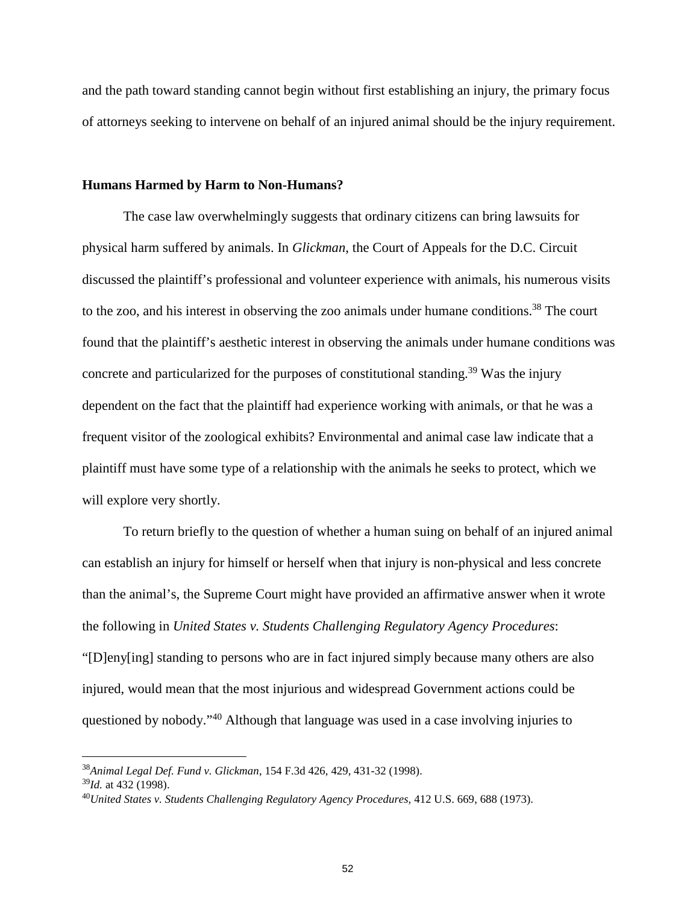and the path toward standing cannot begin without first establishing an injury, the primary focus of attorneys seeking to intervene on behalf of an injured animal should be the injury requirement.

**Humans Harmed by Harm to Non-Humans?**

The case law overwhelmingly suggests that ordinary citizens can bring lawsuits for physical harm suffered by animals. In *Glickman*, the Court of Appeals for the D.C. Circuit discussed the plaintiff's professional and volunteer experience with animals, his numerous visits to the zoo, and his interest in observing the zoo animals under humane conditions.[38] The court found that the plaintiff's aesthetic interest in observing the animals under humane conditions was concrete and particularized for the purposes of constitutional standing.[39] Was the injury dependent on the fact that the plaintiff had experience working with animals, or that he was a frequent visitor of the zoological exhibits? Environmental and animal case law indicate that a plaintiff must have some type of a relationship with the animals he seeks to protect, which we will explore very shortly.

To return briefly to the question of whether a human suing on behalf of an injured animal can establish an injury for himself or herself when that injury is non-physical and less concrete than the animal's, the Supreme Court might have provided an affirmative answer when it wrote the following in *United States v. Students Challenging Regulatory Agency Procedures*: "[D]eny[ing] standing to persons who are in fact injured simply because many others are also injured, would mean that the most injurious and widespread Government actions could be questioned by nobody."[40] Although that language was used in a case involving injuries to

---

[38] *Animal Legal Def. Fund v. Glickman*, 154 F.3d 426, 429, 431-32 (1998).

[39] *Id.* at 432 (1998).

[40] *United States v. Students Challenging Regulatory Agency Procedures,* 412 U.S. 669, 688 (1973).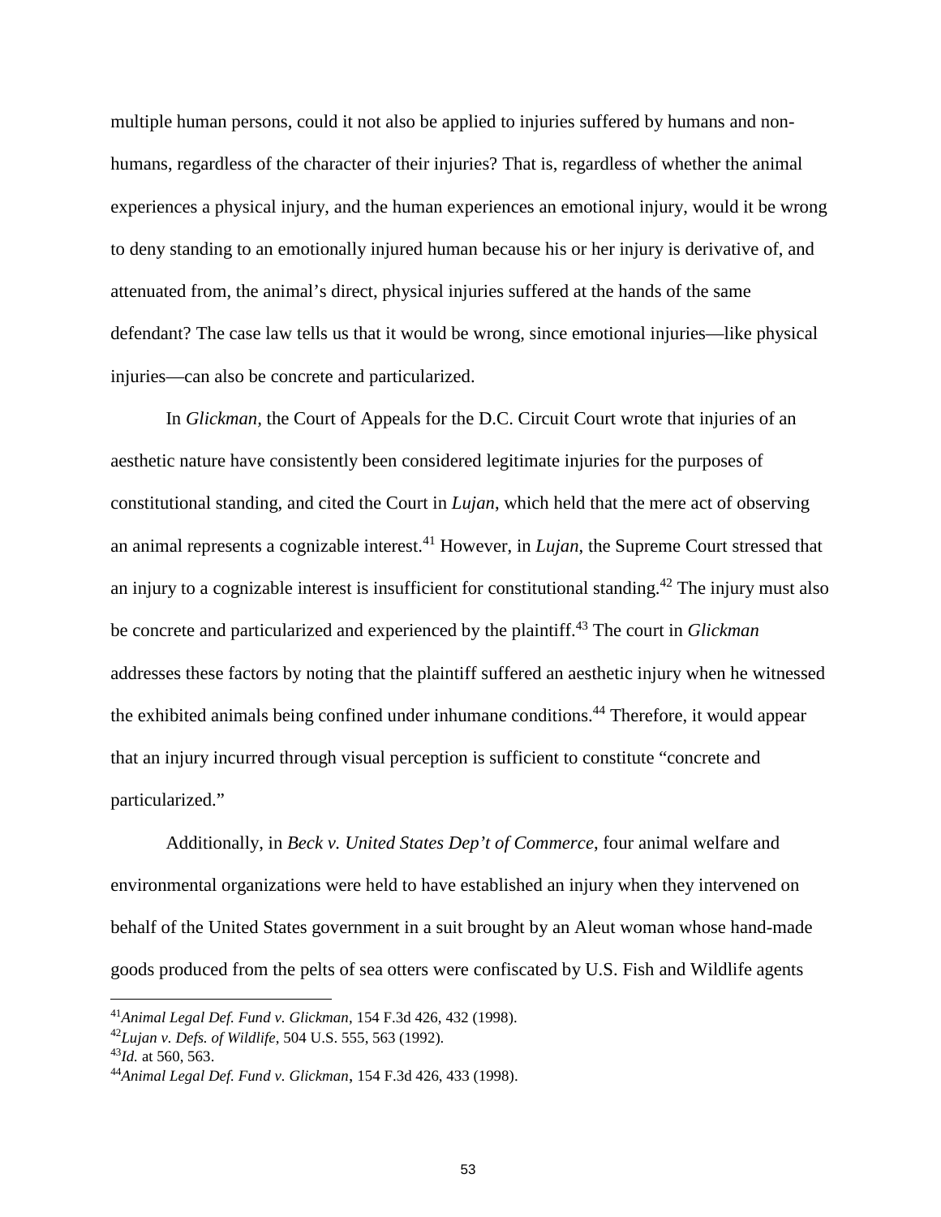multiple human persons, could it not also be applied to injuries suffered by humans and non-humans, regardless of the character of their injuries? That is, regardless of whether the animal experiences a physical injury, and the human experiences an emotional injury, would it be wrong to deny standing to an emotionally injured human because his or her injury is derivative of, and attenuated from, the animal's direct, physical injuries suffered at the hands of the same defendant? The case law tells us that it would be wrong, since emotional injuries—like physical injuries—can also be concrete and particularized.

In *Glickman*, the Court of Appeals for the D.C. Circuit Court wrote that injuries of an aesthetic nature have consistently been considered legitimate injuries for the purposes of constitutional standing, and cited the Court in *Lujan*, which held that the mere act of observing an animal represents a cognizable interest.[41] However, in *Lujan*, the Supreme Court stressed that an injury to a cognizable interest is insufficient for constitutional standing.[42] The injury must also be concrete and particularized and experienced by the plaintiff.[43] The court in *Glickman* addresses these factors by noting that the plaintiff suffered an aesthetic injury when he witnessed the exhibited animals being confined under inhumane conditions.[44] Therefore, it would appear that an injury incurred through visual perception is sufficient to constitute "concrete and particularized."

Additionally, in *Beck v. United States Dep't of Commerce*, four animal welfare and environmental organizations were held to have established an injury when they intervened on behalf of the United States government in a suit brought by an Aleut woman whose hand-made goods produced from the pelts of sea otters were confiscated by U.S. Fish and Wildlife agents

---

[41] *Animal Legal Def. Fund v. Glickman*, 154 F.3d 426, 432 (1998).

[42] *Lujan v. Defs. of Wildlife*, 504 U.S. 555, 563 (1992).

[43] *Id.* at 560, 563.

[44] *Animal Legal Def. Fund v. Glickman*, 154 F.3d 426, 433 (1998).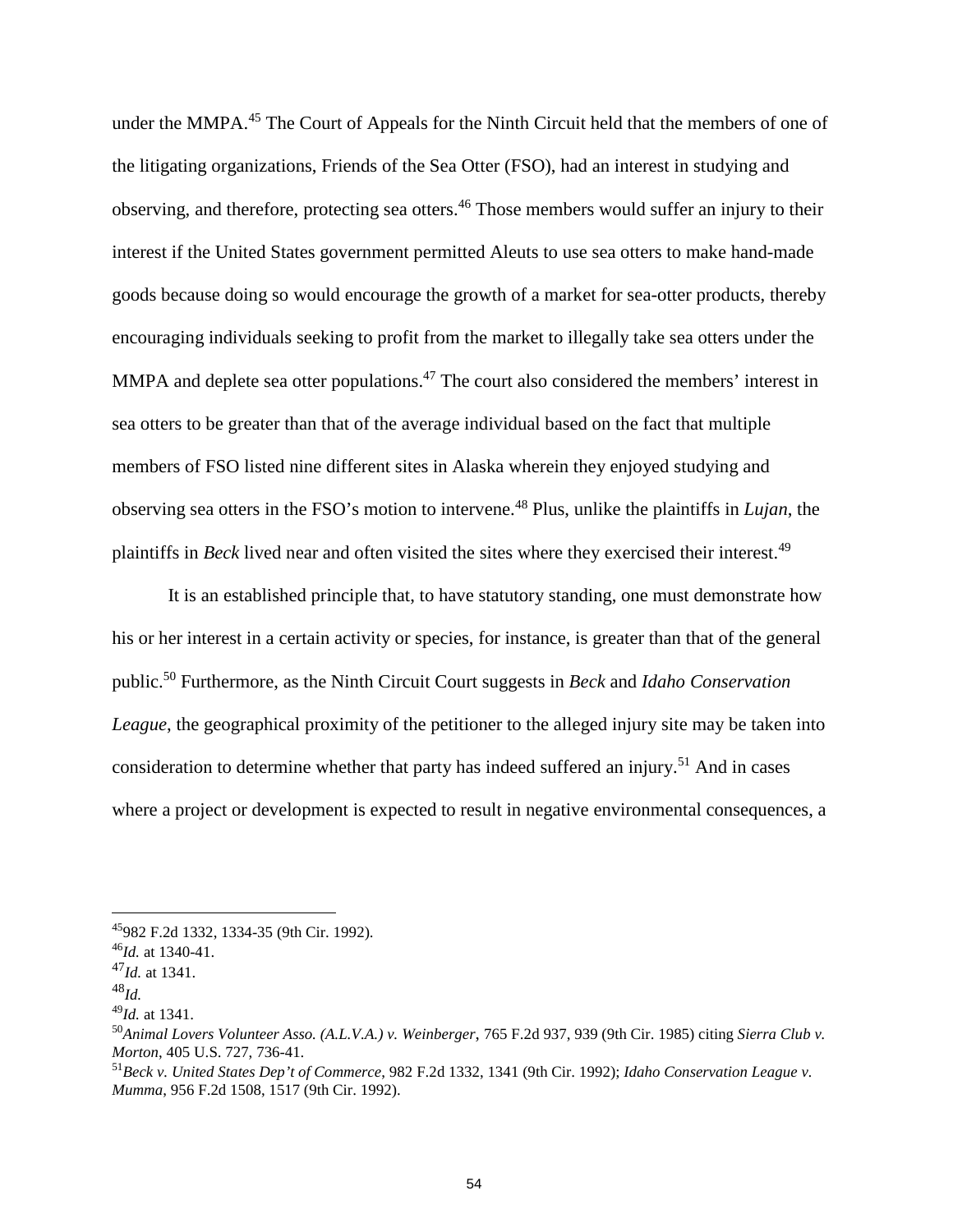under the MMPA.[45] The Court of Appeals for the Ninth Circuit held that the members of one of the litigating organizations, Friends of the Sea Otter (FSO), had an interest in studying and observing, and therefore, protecting sea otters.[46] Those members would suffer an injury to their interest if the United States government permitted Aleuts to use sea otters to make hand-made goods because doing so would encourage the growth of a market for sea-otter products, thereby encouraging individuals seeking to profit from the market to illegally take sea otters under the MMPA and deplete sea otter populations.[47] The court also considered the members' interest in sea otters to be greater than that of the average individual based on the fact that multiple members of FSO listed nine different sites in Alaska wherein they enjoyed studying and observing sea otters in the FSO's motion to intervene.[48] Plus, unlike the plaintiffs in *Lujan*, the plaintiffs in *Beck* lived near and often visited the sites where they exercised their interest.[49]

It is an established principle that, to have statutory standing, one must demonstrate how his or her interest in a certain activity or species, for instance, is greater than that of the general public.[50] Furthermore, as the Ninth Circuit Court suggests in *Beck* and *Idaho Conservation League*, the geographical proximity of the petitioner to the alleged injury site may be taken into consideration to determine whether that party has indeed suffered an injury.[51] And in cases where a project or development is expected to result in negative environmental consequences, a

---

[45] 982 F.2d 1332, 1334-35 (9th Cir. 1992).

[46] *Id.* at 1340-41.

[47] *Id.* at 1341.

[48] *Id.*

[49] *Id.* at 1341.

[50] *Animal Lovers Volunteer Asso. (A.L.V.A.) v. Weinberger*, 765 F.2d 937, 939 (9th Cir. 1985) citing *Sierra Club v. Morton*, 405 U.S. 727, 736-41.

[51] *Beck v. United States Dep't of Commerce*, 982 F.2d 1332, 1341 (9th Cir. 1992); *Idaho Conservation League v. Mumma*, 956 F.2d 1508, 1517 (9th Cir. 1992).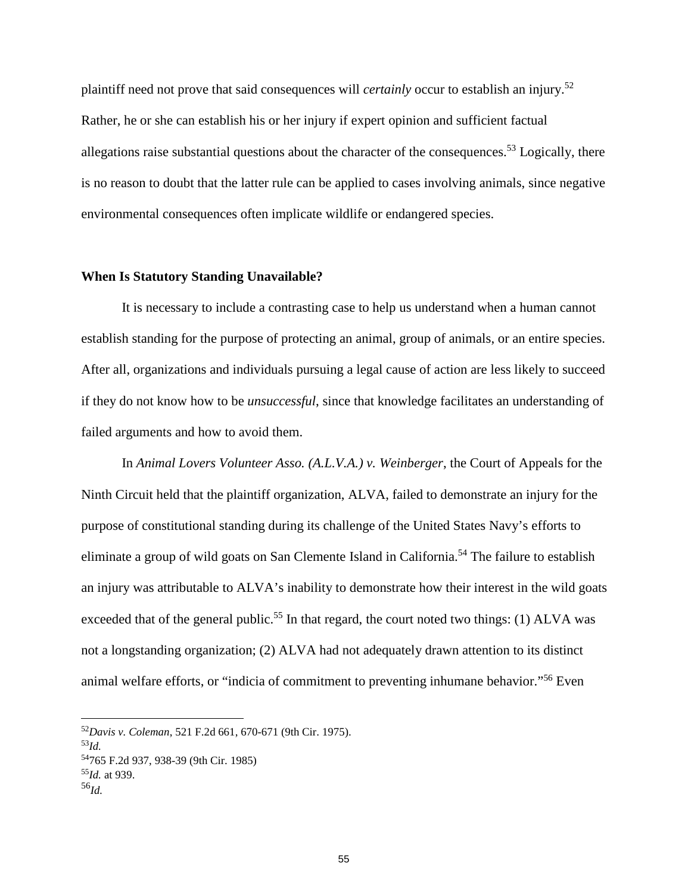plaintiff need not prove that said consequences will *certainly* occur to establish an injury.[52] Rather, he or she can establish his or her injury if expert opinion and sufficient factual allegations raise substantial questions about the character of the consequences.[53] Logically, there is no reason to doubt that the latter rule can be applied to cases involving animals, since negative environmental consequences often implicate wildlife or endangered species.

**When Is Statutory Standing Unavailable?**

It is necessary to include a contrasting case to help us understand when a human cannot establish standing for the purpose of protecting an animal, group of animals, or an entire species. After all, organizations and individuals pursuing a legal cause of action are less likely to succeed if they do not know how to be *unsuccessful*, since that knowledge facilitates an understanding of failed arguments and how to avoid them.

In *Animal Lovers Volunteer Asso. (A.L.V.A.) v. Weinberger*, the Court of Appeals for the Ninth Circuit held that the plaintiff organization, ALVA, failed to demonstrate an injury for the purpose of constitutional standing during its challenge of the United States Navy's efforts to eliminate a group of wild goats on San Clemente Island in California.[54] The failure to establish an injury was attributable to ALVA's inability to demonstrate how their interest in the wild goats exceeded that of the general public.[55] In that regard, the court noted two things: (1) ALVA was not a longstanding organization; (2) ALVA had not adequately drawn attention to its distinct animal welfare efforts, or "indicia of commitment to preventing inhumane behavior."[56] Even

---

[52] *Davis v. Coleman*, 521 F.2d 661, 670-671 (9th Cir. 1975).
[53] *Id.*
[54] 765 F.2d 937, 938-39 (9th Cir. 1985)
[55] *Id.* at 939.
[56] *Id.*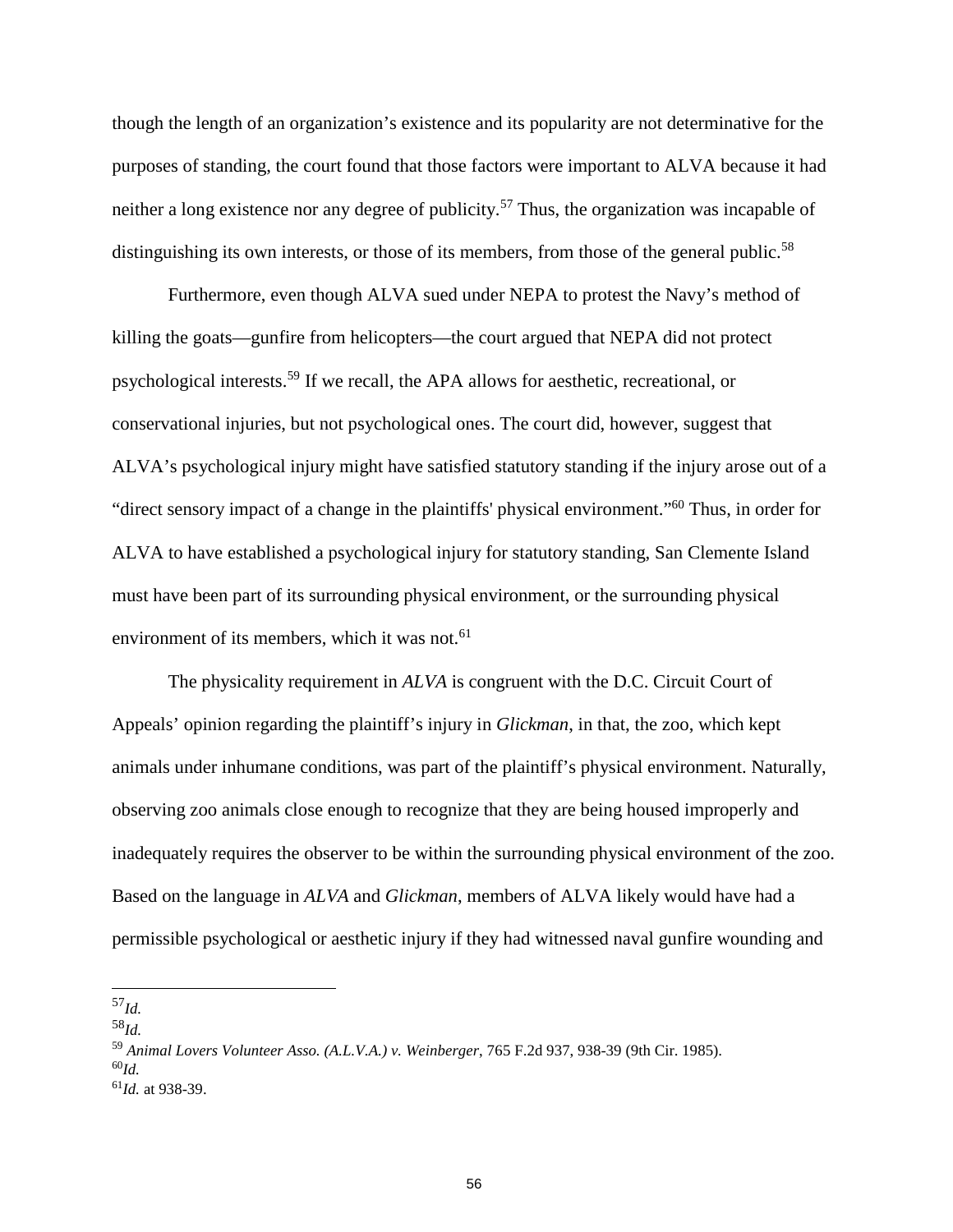though the length of an organization's existence and its popularity are not determinative for the purposes of standing, the court found that those factors were important to ALVA because it had neither a long existence nor any degree of publicity.[57] Thus, the organization was incapable of distinguishing its own interests, or those of its members, from those of the general public.[58]

Furthermore, even though ALVA sued under NEPA to protest the Navy's method of killing the goats—gunfire from helicopters—the court argued that NEPA did not protect psychological interests.[59] If we recall, the APA allows for aesthetic, recreational, or conservational injuries, but not psychological ones. The court did, however, suggest that ALVA's psychological injury might have satisfied statutory standing if the injury arose out of a "direct sensory impact of a change in the plaintiffs' physical environment."[60] Thus, in order for ALVA to have established a psychological injury for statutory standing, San Clemente Island must have been part of its surrounding physical environment, or the surrounding physical environment of its members, which it was not.[61]

The physicality requirement in *ALVA* is congruent with the D.C. Circuit Court of Appeals' opinion regarding the plaintiff's injury in *Glickman*, in that, the zoo, which kept animals under inhumane conditions, was part of the plaintiff's physical environment. Naturally, observing zoo animals close enough to recognize that they are being housed improperly and inadequately requires the observer to be within the surrounding physical environment of the zoo. Based on the language in *ALVA* and *Glickman*, members of ALVA likely would have had a permissible psychological or aesthetic injury if they had witnessed naval gunfire wounding and

---

[57] *Id.*

[58] *Id.*

[59] *Animal Lovers Volunteer Asso. (A.L.V.A.) v. Weinberger*, 765 F.2d 937, 938-39 (9th Cir. 1985).

[60] *Id.*

[61] *Id.* at 938-39.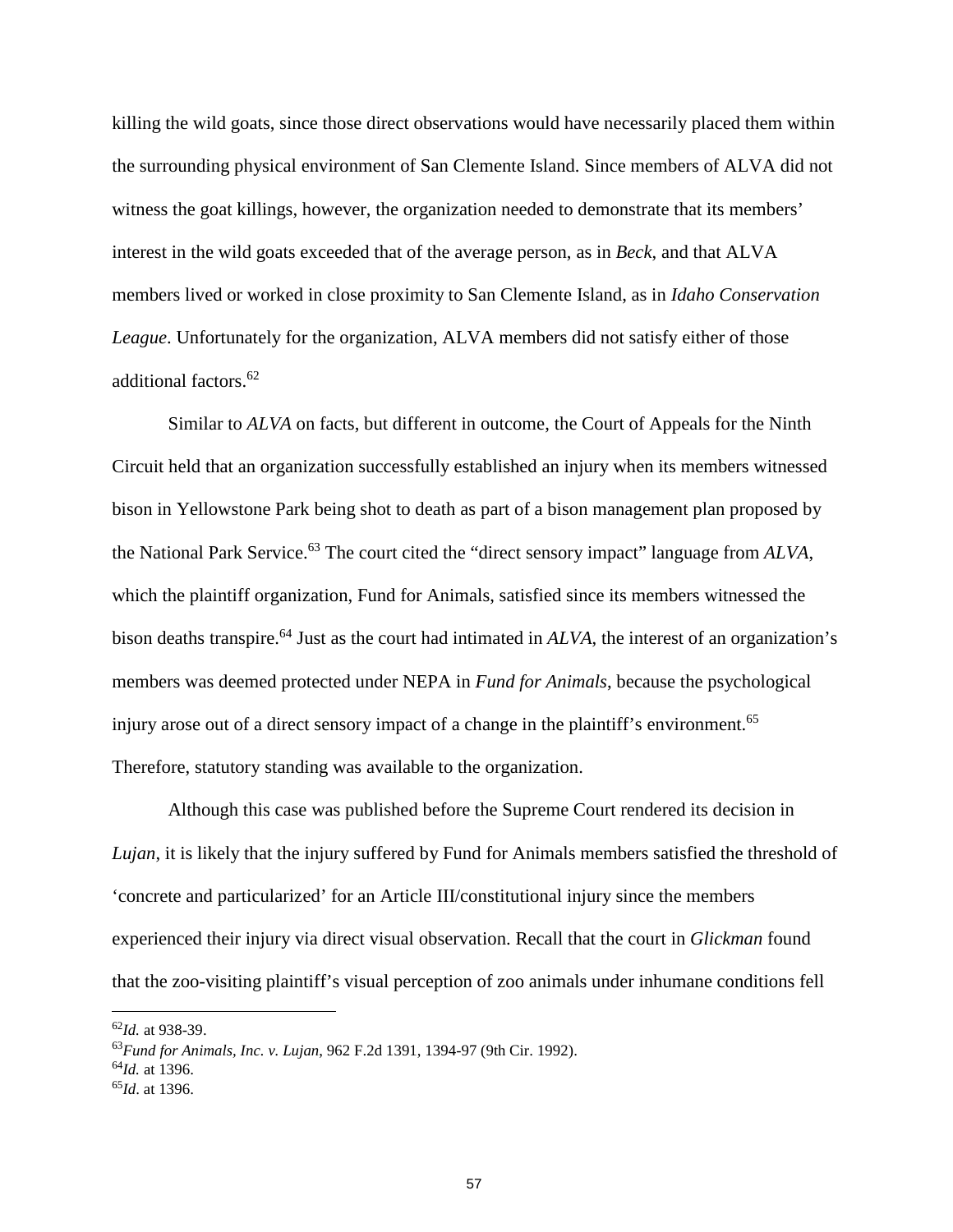killing the wild goats, since those direct observations would have necessarily placed them within the surrounding physical environment of San Clemente Island. Since members of ALVA did not witness the goat killings, however, the organization needed to demonstrate that its members' interest in the wild goats exceeded that of the average person, as in *Beck*, and that ALVA members lived or worked in close proximity to San Clemente Island, as in *Idaho Conservation League*. Unfortunately for the organization, ALVA members did not satisfy either of those additional factors.[62]

Similar to *ALVA* on facts, but different in outcome, the Court of Appeals for the Ninth Circuit held that an organization successfully established an injury when its members witnessed bison in Yellowstone Park being shot to death as part of a bison management plan proposed by the National Park Service.[63] The court cited the "direct sensory impact" language from *ALVA*, which the plaintiff organization, Fund for Animals, satisfied since its members witnessed the bison deaths transpire.[64] Just as the court had intimated in *ALVA*, the interest of an organization's members was deemed protected under NEPA in *Fund for Animals*, because the psychological injury arose out of a direct sensory impact of a change in the plaintiff's environment.[65] Therefore, statutory standing was available to the organization.

Although this case was published before the Supreme Court rendered its decision in *Lujan*, it is likely that the injury suffered by Fund for Animals members satisfied the threshold of 'concrete and particularized' for an Article III/constitutional injury since the members experienced their injury via direct visual observation. Recall that the court in *Glickman* found that the zoo-visiting plaintiff's visual perception of zoo animals under inhumane conditions fell

---

[62] *Id.* at 938-39.

[63] *Fund for Animals, Inc. v. Lujan*, 962 F.2d 1391, 1394-97 (9th Cir. 1992).

[64] *Id.* at 1396.

[65] *Id*. at 1396.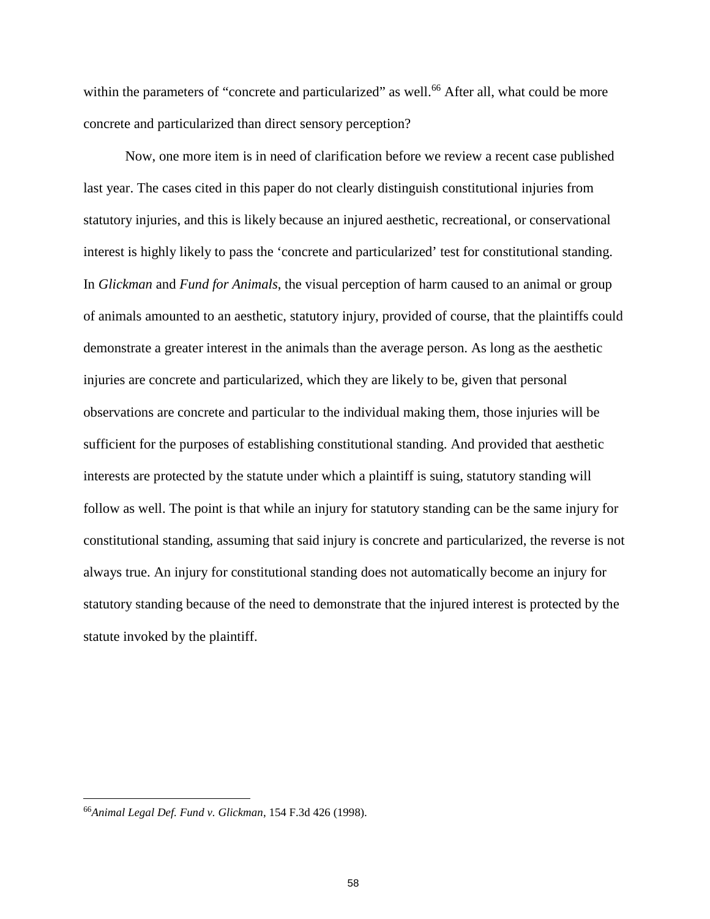within the parameters of "concrete and particularized" as well.[66] After all, what could be more concrete and particularized than direct sensory perception?

Now, one more item is in need of clarification before we review a recent case published last year. The cases cited in this paper do not clearly distinguish constitutional injuries from statutory injuries, and this is likely because an injured aesthetic, recreational, or conservational interest is highly likely to pass the 'concrete and particularized' test for constitutional standing. In *Glickman* and *Fund for Animals*, the visual perception of harm caused to an animal or group of animals amounted to an aesthetic, statutory injury, provided of course, that the plaintiffs could demonstrate a greater interest in the animals than the average person. As long as the aesthetic injuries are concrete and particularized, which they are likely to be, given that personal observations are concrete and particular to the individual making them, those injuries will be sufficient for the purposes of establishing constitutional standing. And provided that aesthetic interests are protected by the statute under which a plaintiff is suing, statutory standing will follow as well. The point is that while an injury for statutory standing can be the same injury for constitutional standing, assuming that said injury is concrete and particularized, the reverse is not always true. An injury for constitutional standing does not automatically become an injury for statutory standing because of the need to demonstrate that the injured interest is protected by the statute invoked by the plaintiff.

---

[66] *Animal Legal Def. Fund v. Glickman*, 154 F.3d 426 (1998).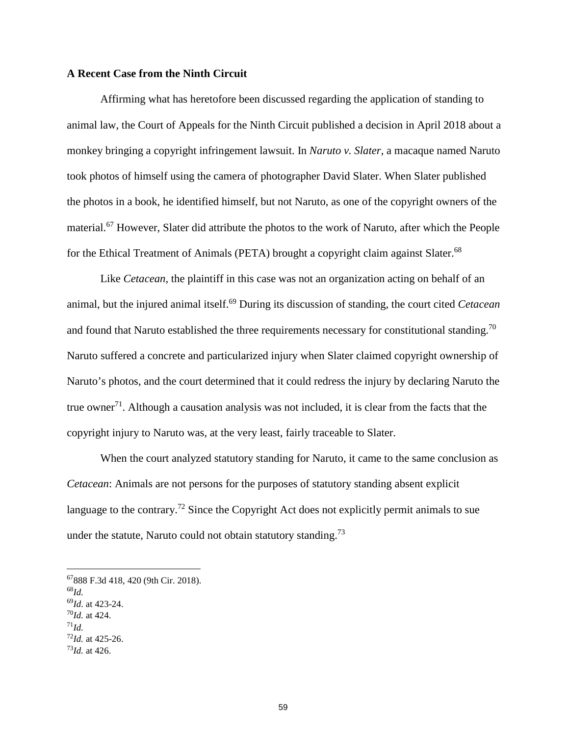**A Recent Case from the Ninth Circuit**

Affirming what has heretofore been discussed regarding the application of standing to animal law, the Court of Appeals for the Ninth Circuit published a decision in April 2018 about a monkey bringing a copyright infringement lawsuit. In *Naruto v. Slater*, a macaque named Naruto took photos of himself using the camera of photographer David Slater. When Slater published the photos in a book, he identified himself, but not Naruto, as one of the copyright owners of the material.[67] However, Slater did attribute the photos to the work of Naruto, after which the People for the Ethical Treatment of Animals (PETA) brought a copyright claim against Slater.[68]

Like *Cetacean*, the plaintiff in this case was not an organization acting on behalf of an animal, but the injured animal itself.[69] During its discussion of standing, the court cited *Cetacean* and found that Naruto established the three requirements necessary for constitutional standing.[70] Naruto suffered a concrete and particularized injury when Slater claimed copyright ownership of Naruto's photos, and the court determined that it could redress the injury by declaring Naruto the true owner[71]. Although a causation analysis was not included, it is clear from the facts that the copyright injury to Naruto was, at the very least, fairly traceable to Slater.

When the court analyzed statutory standing for Naruto, it came to the same conclusion as *Cetacean*: Animals are not persons for the purposes of statutory standing absent explicit language to the contrary.[72] Since the Copyright Act does not explicitly permit animals to sue under the statute, Naruto could not obtain statutory standing.[73]

---

[67] 888 F.3d 418, 420 (9th Cir. 2018).
[68] *Id.*
[69] *Id*. at 423-24.
[70] *Id.* at 424.
[71] *Id.*
[72] *Id.* at 425-26.
[73] *Id.* at 426.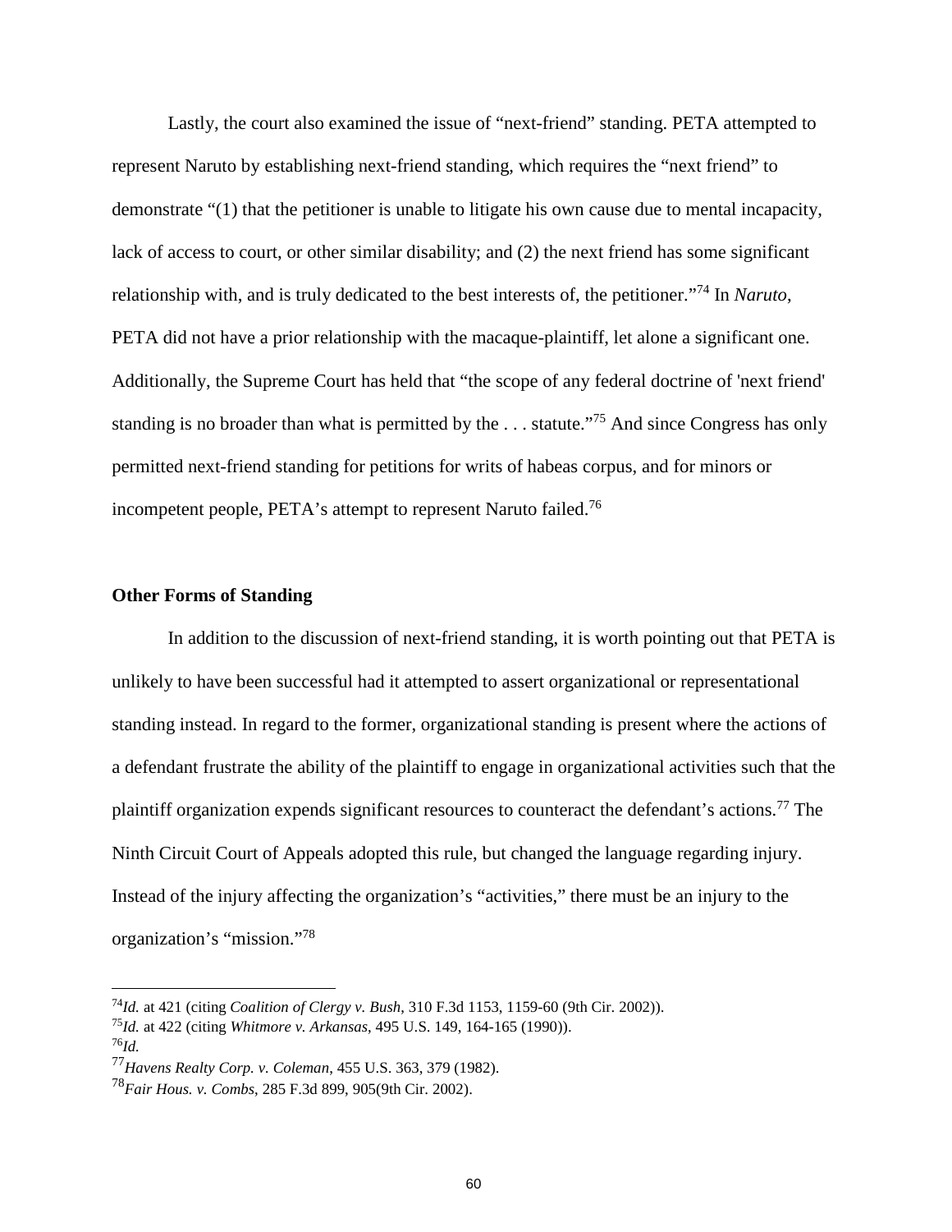Lastly, the court also examined the issue of "next-friend" standing. PETA attempted to represent Naruto by establishing next-friend standing, which requires the "next friend" to demonstrate "(1) that the petitioner is unable to litigate his own cause due to mental incapacity, lack of access to court, or other similar disability; and (2) the next friend has some significant relationship with, and is truly dedicated to the best interests of, the petitioner."[74] In *Naruto*, PETA did not have a prior relationship with the macaque-plaintiff, let alone a significant one. Additionally, the Supreme Court has held that "the scope of any federal doctrine of 'next friend' standing is no broader than what is permitted by the . . . statute."[75] And since Congress has only permitted next-friend standing for petitions for writs of habeas corpus, and for minors or incompetent people, PETA's attempt to represent Naruto failed.[76]

**Other Forms of Standing**

In addition to the discussion of next-friend standing, it is worth pointing out that PETA is unlikely to have been successful had it attempted to assert organizational or representational standing instead. In regard to the former, organizational standing is present where the actions of a defendant frustrate the ability of the plaintiff to engage in organizational activities such that the plaintiff organization expends significant resources to counteract the defendant's actions.[77] The Ninth Circuit Court of Appeals adopted this rule, but changed the language regarding injury. Instead of the injury affecting the organization's "activities," there must be an injury to the organization's "mission."[78]

---

[74]*Id.* at 421 (citing *Coalition of Clergy v. Bush*, 310 F.3d 1153, 1159-60 (9th Cir. 2002)).
[75]*Id.* at 422 (citing *Whitmore v. Arkansas*, 495 U.S. 149, 164-165 (1990)).
[76]*Id.*
[77]*Havens Realty Corp. v. Coleman*, 455 U.S. 363, 379 (1982).
[78]*Fair Hous. v. Combs*, 285 F.3d 899, 905(9th Cir. 2002).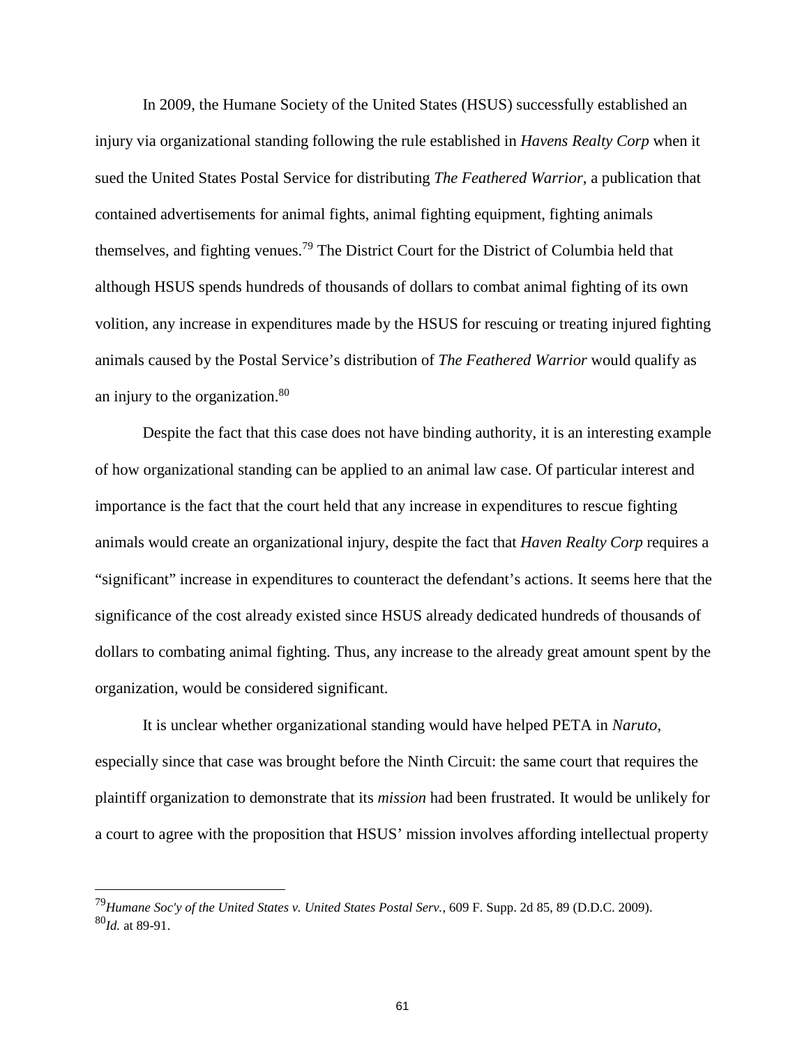In 2009, the Humane Society of the United States (HSUS) successfully established an injury via organizational standing following the rule established in *Havens Realty Corp* when it sued the United States Postal Service for distributing *The Feathered Warrior*, a publication that contained advertisements for animal fights, animal fighting equipment, fighting animals themselves, and fighting venues.[79] The District Court for the District of Columbia held that although HSUS spends hundreds of thousands of dollars to combat animal fighting of its own volition, any increase in expenditures made by the HSUS for rescuing or treating injured fighting animals caused by the Postal Service's distribution of *The Feathered Warrior* would qualify as an injury to the organization.[80]

Despite the fact that this case does not have binding authority, it is an interesting example of how organizational standing can be applied to an animal law case. Of particular interest and importance is the fact that the court held that any increase in expenditures to rescue fighting animals would create an organizational injury, despite the fact that *Haven Realty Corp* requires a "significant" increase in expenditures to counteract the defendant's actions. It seems here that the significance of the cost already existed since HSUS already dedicated hundreds of thousands of dollars to combating animal fighting. Thus, any increase to the already great amount spent by the organization, would be considered significant.

It is unclear whether organizational standing would have helped PETA in *Naruto*, especially since that case was brought before the Ninth Circuit: the same court that requires the plaintiff organization to demonstrate that its *mission* had been frustrated. It would be unlikely for a court to agree with the proposition that HSUS' mission involves affording intellectual property

---

[79] *Humane Soc'y of the United States v. United States Postal Serv.*, 609 F. Supp. 2d 85, 89 (D.D.C. 2009).
[80] *Id.* at 89-91.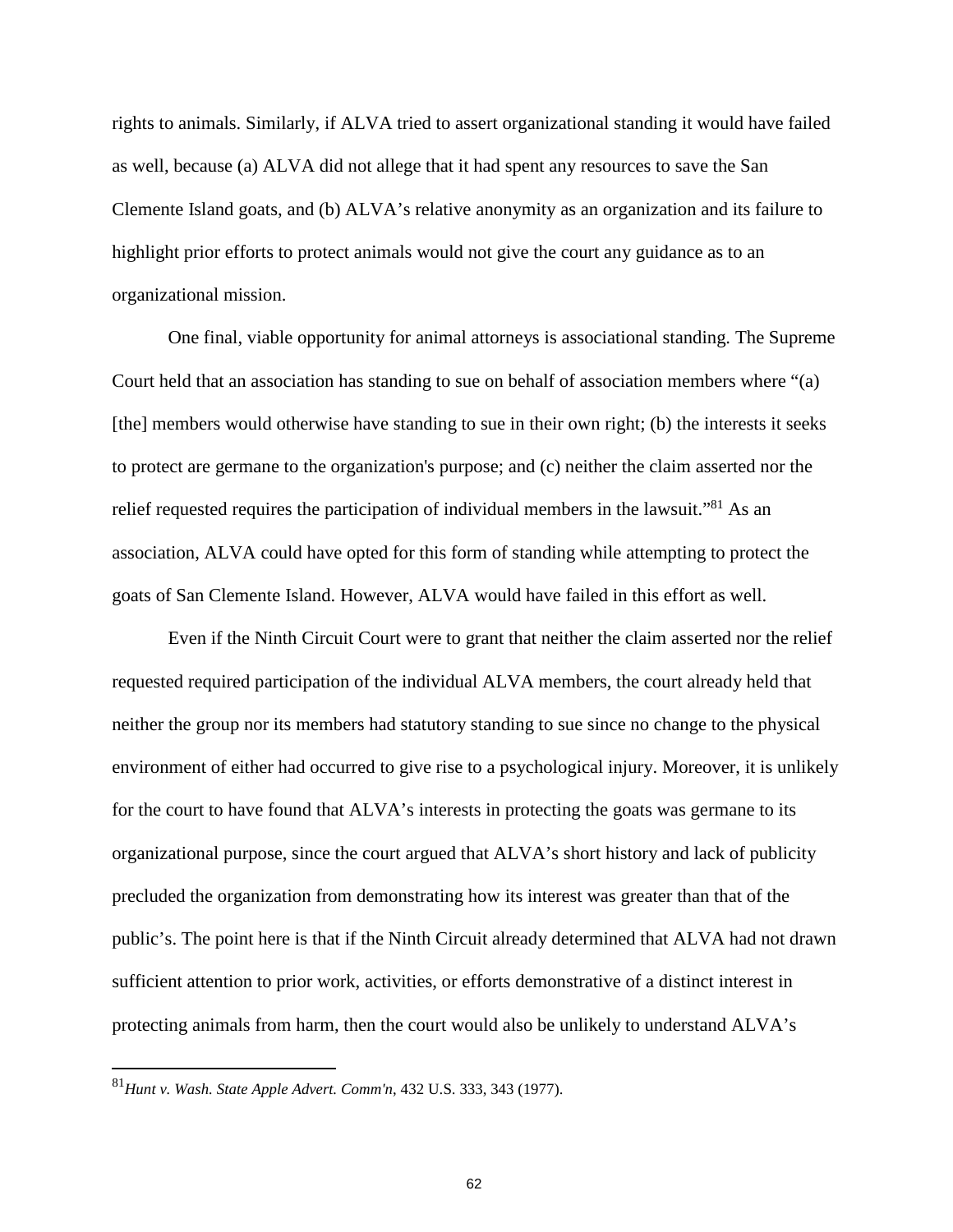rights to animals. Similarly, if ALVA tried to assert organizational standing it would have failed as well, because (a) ALVA did not allege that it had spent any resources to save the San Clemente Island goats, and (b) ALVA's relative anonymity as an organization and its failure to highlight prior efforts to protect animals would not give the court any guidance as to an organizational mission.

One final, viable opportunity for animal attorneys is associational standing. The Supreme Court held that an association has standing to sue on behalf of association members where "(a) [the] members would otherwise have standing to sue in their own right; (b) the interests it seeks to protect are germane to the organization's purpose; and (c) neither the claim asserted nor the relief requested requires the participation of individual members in the lawsuit."[81] As an association, ALVA could have opted for this form of standing while attempting to protect the goats of San Clemente Island. However, ALVA would have failed in this effort as well.

Even if the Ninth Circuit Court were to grant that neither the claim asserted nor the relief requested required participation of the individual ALVA members, the court already held that neither the group nor its members had statutory standing to sue since no change to the physical environment of either had occurred to give rise to a psychological injury. Moreover, it is unlikely for the court to have found that ALVA's interests in protecting the goats was germane to its organizational purpose, since the court argued that ALVA's short history and lack of publicity precluded the organization from demonstrating how its interest was greater than that of the public's. The point here is that if the Ninth Circuit already determined that ALVA had not drawn sufficient attention to prior work, activities, or efforts demonstrative of a distinct interest in protecting animals from harm, then the court would also be unlikely to understand ALVA's

---

[81] *Hunt v. Wash. State Apple Advert. Comm'n*, 432 U.S. 333, 343 (1977).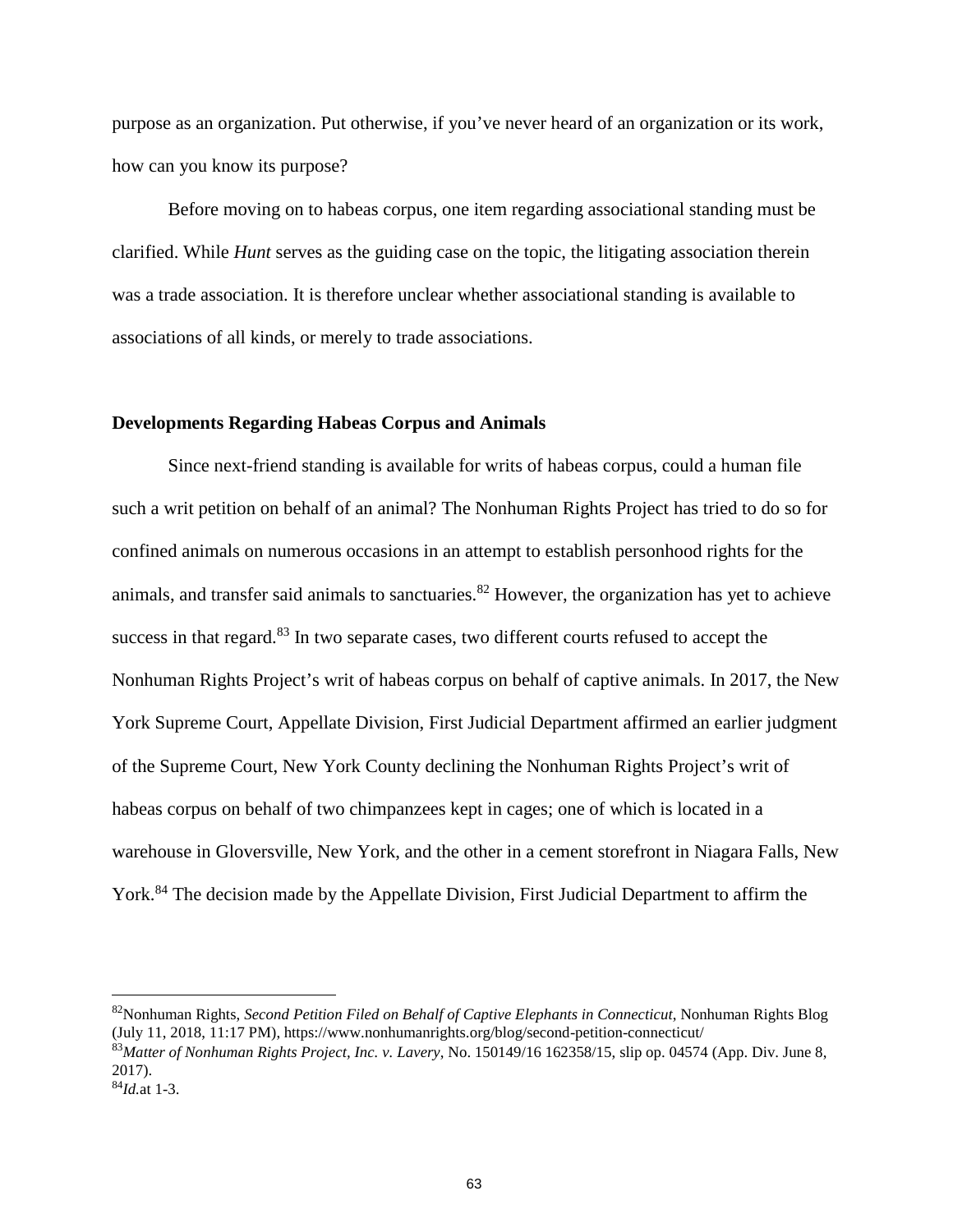purpose as an organization. Put otherwise, if you've never heard of an organization or its work, how can you know its purpose?

Before moving on to habeas corpus, one item regarding associational standing must be clarified. While *Hunt* serves as the guiding case on the topic, the litigating association therein was a trade association. It is therefore unclear whether associational standing is available to associations of all kinds, or merely to trade associations.

**Developments Regarding Habeas Corpus and Animals**

Since next-friend standing is available for writs of habeas corpus, could a human file such a writ petition on behalf of an animal? The Nonhuman Rights Project has tried to do so for confined animals on numerous occasions in an attempt to establish personhood rights for the animals, and transfer said animals to sanctuaries.[82] However, the organization has yet to achieve success in that regard.[83] In two separate cases, two different courts refused to accept the Nonhuman Rights Project's writ of habeas corpus on behalf of captive animals. In 2017, the New York Supreme Court, Appellate Division, First Judicial Department affirmed an earlier judgment of the Supreme Court, New York County declining the Nonhuman Rights Project's writ of habeas corpus on behalf of two chimpanzees kept in cages; one of which is located in a warehouse in Gloversville, New York, and the other in a cement storefront in Niagara Falls, New York.[84] The decision made by the Appellate Division, First Judicial Department to affirm the

---

[82] Nonhuman Rights, *Second Petition Filed on Behalf of Captive Elephants in Connecticut,* Nonhuman Rights Blog (July 11, 2018, 11:17 PM), https://www.nonhumanrights.org/blog/second-petition-connecticut/

[83] *Matter of Nonhuman Rights Project, Inc. v. Lavery*, No. 150149/16 162358/15, slip op. 04574 (App. Div. June 8, 2017).

[84] *Id.*at 1-3.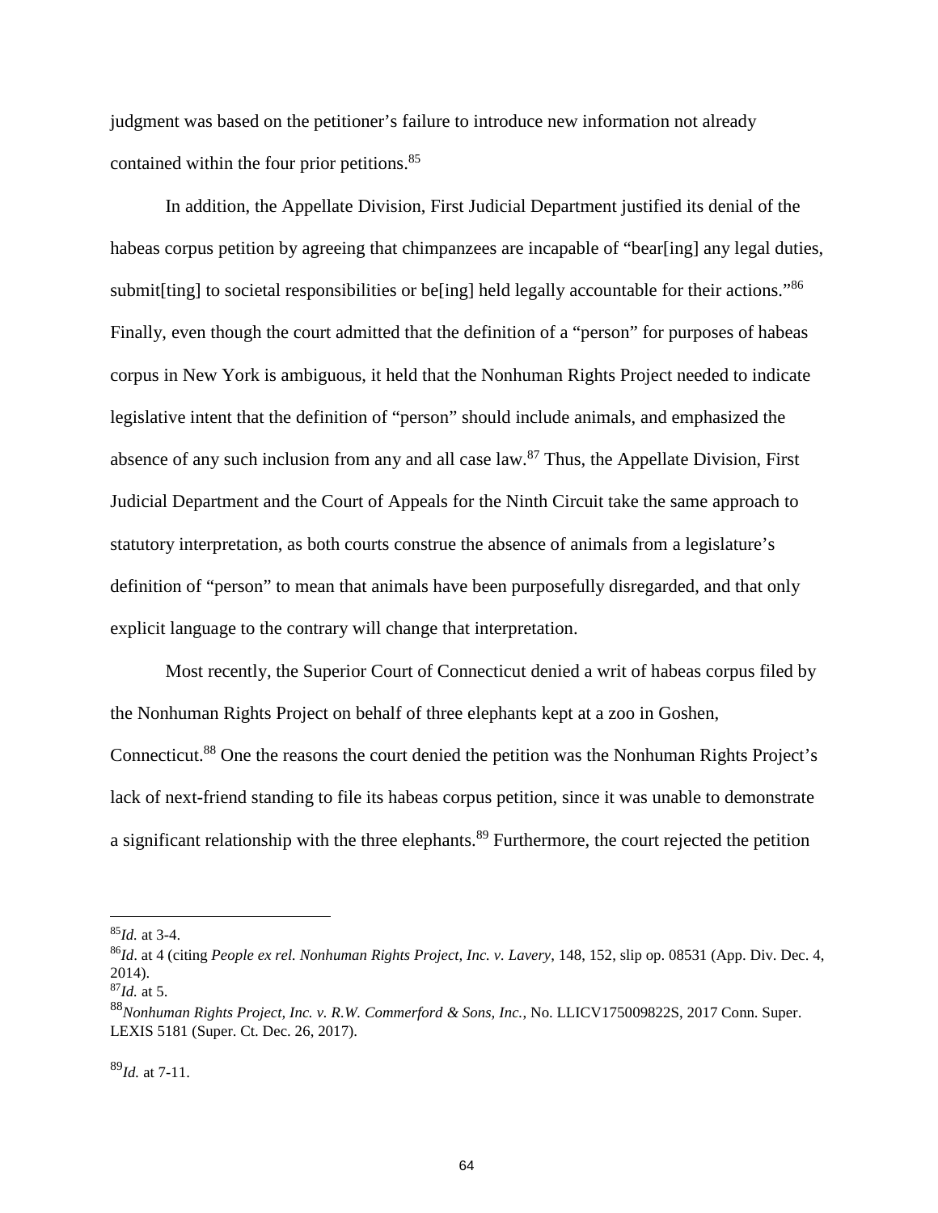judgment was based on the petitioner's failure to introduce new information not already contained within the four prior petitions.[85]

In addition, the Appellate Division, First Judicial Department justified its denial of the habeas corpus petition by agreeing that chimpanzees are incapable of "bear[ing] any legal duties, submit[ting] to societal responsibilities or be[ing] held legally accountable for their actions."[86] Finally, even though the court admitted that the definition of a "person" for purposes of habeas corpus in New York is ambiguous, it held that the Nonhuman Rights Project needed to indicate legislative intent that the definition of "person" should include animals, and emphasized the absence of any such inclusion from any and all case law.[87] Thus, the Appellate Division, First Judicial Department and the Court of Appeals for the Ninth Circuit take the same approach to statutory interpretation, as both courts construe the absence of animals from a legislature's definition of "person" to mean that animals have been purposefully disregarded, and that only explicit language to the contrary will change that interpretation.

Most recently, the Superior Court of Connecticut denied a writ of habeas corpus filed by the Nonhuman Rights Project on behalf of three elephants kept at a zoo in Goshen, Connecticut.[88] One the reasons the court denied the petition was the Nonhuman Rights Project's lack of next-friend standing to file its habeas corpus petition, since it was unable to demonstrate a significant relationship with the three elephants.[89] Furthermore, the court rejected the petition

---

[85] *Id.* at 3-4.

[86] *Id*. at 4 (citing *People ex rel. Nonhuman Rights Project, Inc. v. Lavery*, 148, 152, slip op. 08531 (App. Div. Dec. 4, 2014).

[87] *Id.* at 5.

[88] *Nonhuman Rights Project, Inc. v. R.W. Commerford & Sons, Inc.*, No. LLICV175009822S, 2017 Conn. Super. LEXIS 5181 (Super. Ct. Dec. 26, 2017).

[89] *Id.* at 7-11.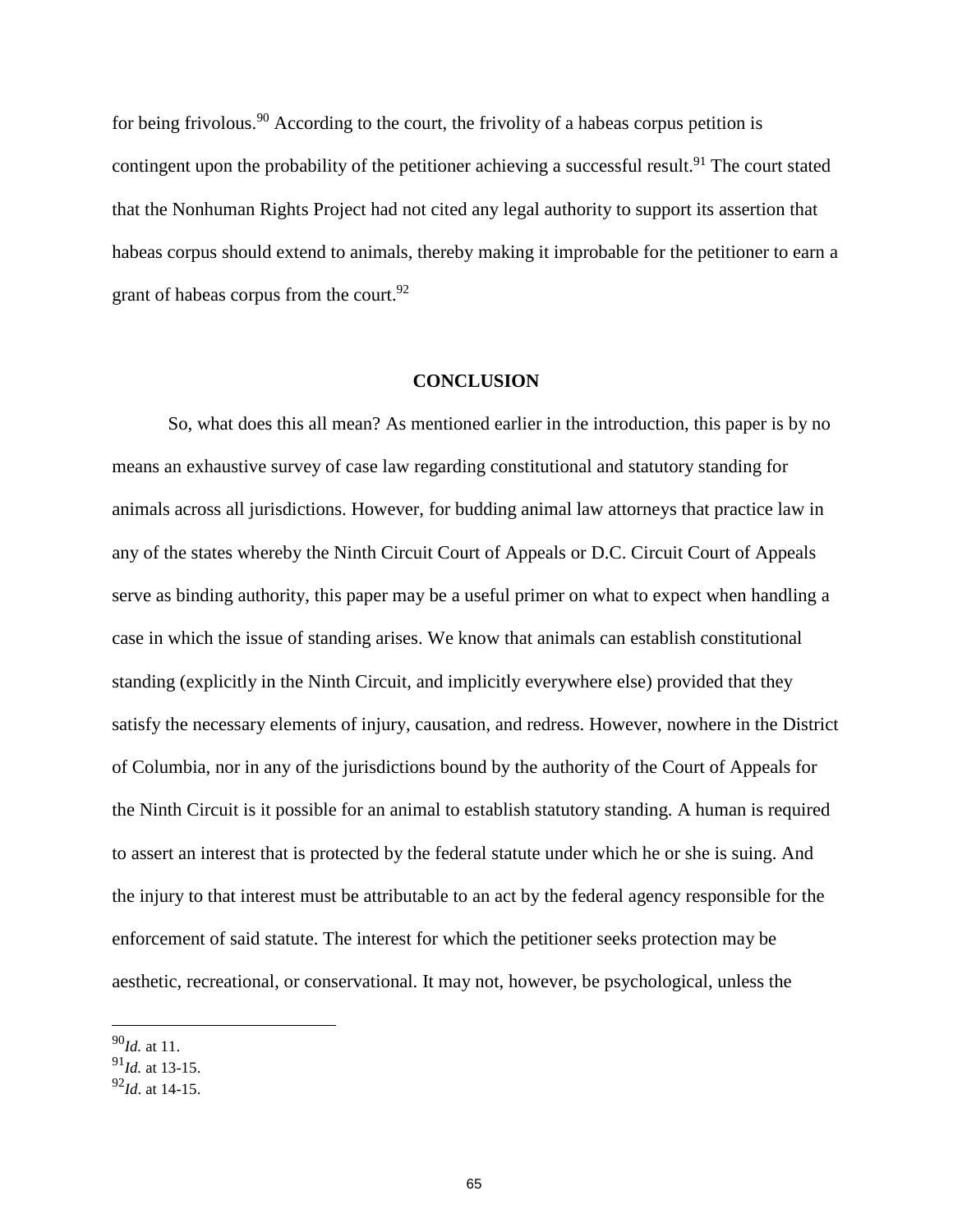for being frivolous.[90] According to the court, the frivolity of a habeas corpus petition is contingent upon the probability of the petitioner achieving a successful result.[91] The court stated that the Nonhuman Rights Project had not cited any legal authority to support its assertion that habeas corpus should extend to animals, thereby making it improbable for the petitioner to earn a grant of habeas corpus from the court.[92]

## CONCLUSION

So, what does this all mean? As mentioned earlier in the introduction, this paper is by no means an exhaustive survey of case law regarding constitutional and statutory standing for animals across all jurisdictions. However, for budding animal law attorneys that practice law in any of the states whereby the Ninth Circuit Court of Appeals or D.C. Circuit Court of Appeals serve as binding authority, this paper may be a useful primer on what to expect when handling a case in which the issue of standing arises. We know that animals can establish constitutional standing (explicitly in the Ninth Circuit, and implicitly everywhere else) provided that they satisfy the necessary elements of injury, causation, and redress. However, nowhere in the District of Columbia, nor in any of the jurisdictions bound by the authority of the Court of Appeals for the Ninth Circuit is it possible for an animal to establish statutory standing. A human is required to assert an interest that is protected by the federal statute under which he or she is suing. And the injury to that interest must be attributable to an act by the federal agency responsible for the enforcement of said statute. The interest for which the petitioner seeks protection may be aesthetic, recreational, or conservational. It may not, however, be psychological, unless the

---

[90] *Id.* at 11.
[91] *Id.* at 13-15.
[92] *Id*. at 14-15.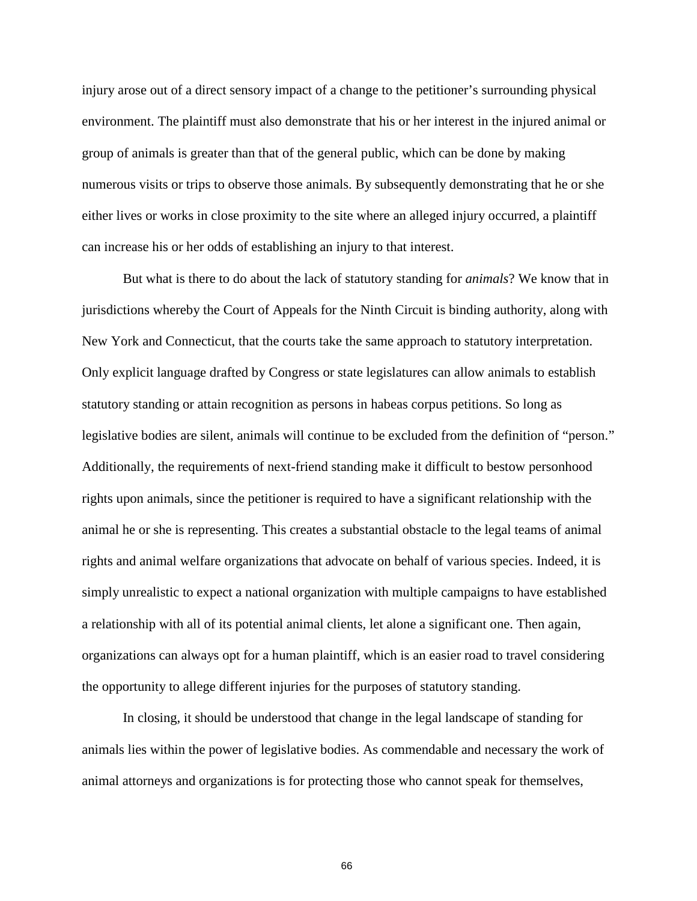injury arose out of a direct sensory impact of a change to the petitioner's surrounding physical environment. The plaintiff must also demonstrate that his or her interest in the injured animal or group of animals is greater than that of the general public, which can be done by making numerous visits or trips to observe those animals. By subsequently demonstrating that he or she either lives or works in close proximity to the site where an alleged injury occurred, a plaintiff can increase his or her odds of establishing an injury to that interest.

But what is there to do about the lack of statutory standing for *animals*? We know that in jurisdictions whereby the Court of Appeals for the Ninth Circuit is binding authority, along with New York and Connecticut, that the courts take the same approach to statutory interpretation. Only explicit language drafted by Congress or state legislatures can allow animals to establish statutory standing or attain recognition as persons in habeas corpus petitions. So long as legislative bodies are silent, animals will continue to be excluded from the definition of "person." Additionally, the requirements of next-friend standing make it difficult to bestow personhood rights upon animals, since the petitioner is required to have a significant relationship with the animal he or she is representing. This creates a substantial obstacle to the legal teams of animal rights and animal welfare organizations that advocate on behalf of various species. Indeed, it is simply unrealistic to expect a national organization with multiple campaigns to have established a relationship with all of its potential animal clients, let alone a significant one. Then again, organizations can always opt for a human plaintiff, which is an easier road to travel considering the opportunity to allege different injuries for the purposes of statutory standing.

In closing, it should be understood that change in the legal landscape of standing for animals lies within the power of legislative bodies. As commendable and necessary the work of animal attorneys and organizations is for protecting those who cannot speak for themselves,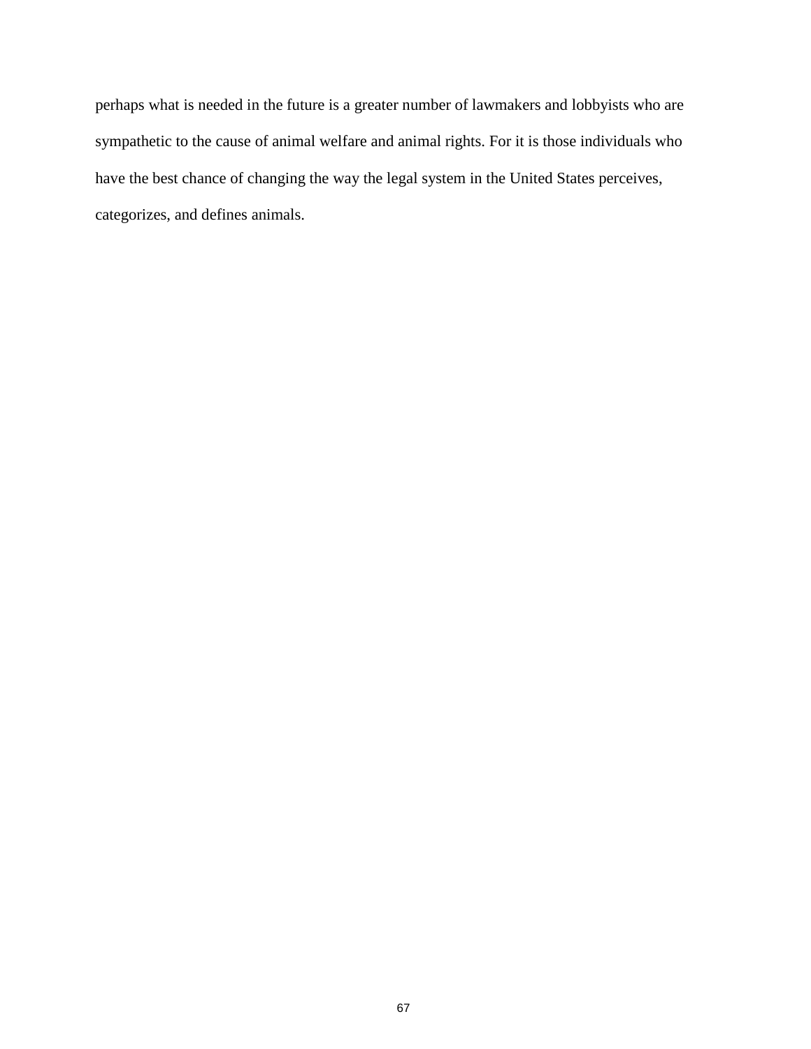perhaps what is needed in the future is a greater number of lawmakers and lobbyists who are sympathetic to the cause of animal welfare and animal rights. For it is those individuals who have the best chance of changing the way the legal system in the United States perceives, categorizes, and defines animals.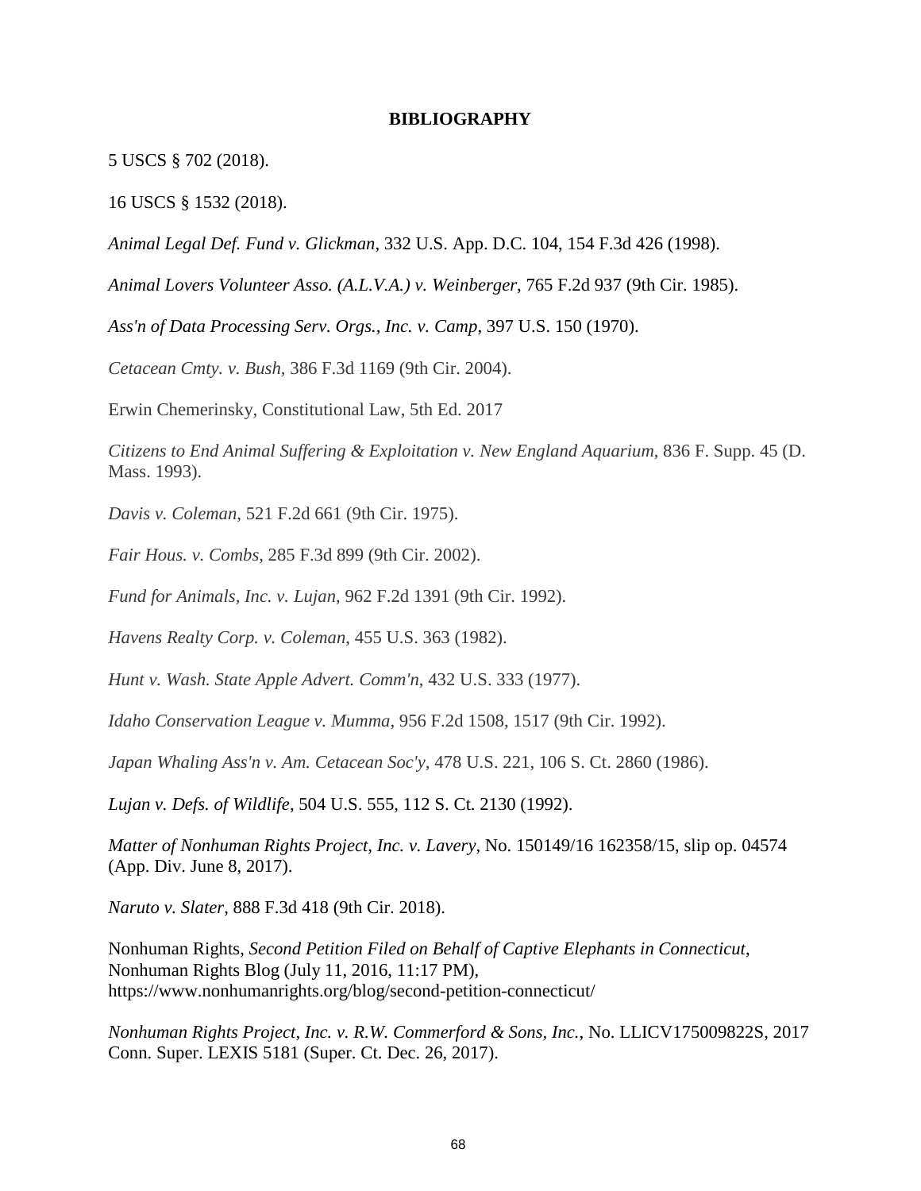**BIBLIOGRAPHY**

5 USCS § 702 (2018).

16 USCS § 1532 (2018).

*Animal Legal Def. Fund v. Glickman*, 332 U.S. App. D.C. 104, 154 F.3d 426 (1998).

*Animal Lovers Volunteer Asso. (A.L.V.A.) v. Weinberger*, 765 F.2d 937 (9th Cir. 1985).

*Ass'n of Data Processing Serv. Orgs., Inc. v. Camp*, 397 U.S. 150 (1970).

*Cetacean Cmty. v. Bush*, 386 F.3d 1169 (9th Cir. 2004).

Erwin Chemerinsky, Constitutional Law, 5th Ed. 2017

*Citizens to End Animal Suffering & Exploitation v. New England Aquarium*, 836 F. Supp. 45 (D. Mass. 1993).

*Davis v. Coleman*, 521 F.2d 661 (9th Cir. 1975).

*Fair Hous. v. Combs*, 285 F.3d 899 (9th Cir. 2002).

*Fund for Animals, Inc. v. Lujan*, 962 F.2d 1391 (9th Cir. 1992).

*Havens Realty Corp. v. Coleman*, 455 U.S. 363 (1982).

*Hunt v. Wash. State Apple Advert. Comm'n*, 432 U.S. 333 (1977).

*Idaho Conservation League v. Mumma*, 956 F.2d 1508, 1517 (9th Cir. 1992).

*Japan Whaling Ass'n v. Am. Cetacean Soc'y*, 478 U.S. 221, 106 S. Ct. 2860 (1986).

*Lujan v. Defs. of Wildlife*, 504 U.S. 555, 112 S. Ct. 2130 (1992).

*Matter of Nonhuman Rights Project, Inc. v. Lavery*, No. 150149/16 162358/15, slip op. 04574 (App. Div. June 8, 2017).

*Naruto v. Slater*, 888 F.3d 418 (9th Cir. 2018).

Nonhuman Rights, *Second Petition Filed on Behalf of Captive Elephants in Connecticut*, Nonhuman Rights Blog (July 11, 2016, 11:17 PM), https://www.nonhumanrights.org/blog/second-petition-connecticut/

*Nonhuman Rights Project, Inc. v. R.W. Commerford & Sons, Inc.*, No. LLICV175009822S, 2017 Conn. Super. LEXIS 5181 (Super. Ct. Dec. 26, 2017).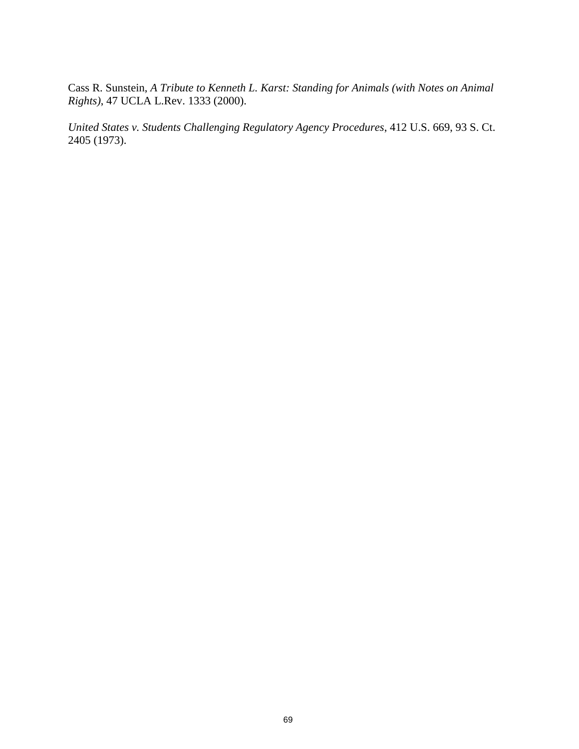Cass R. Sunstein, *A Tribute to Kenneth L. Karst: Standing for Animals (with Notes on Animal Rights)*, 47 UCLA L.Rev. 1333 (2000).

*United States v. Students Challenging Regulatory Agency Procedures*, 412 U.S. 669, 93 S. Ct. 2405 (1973).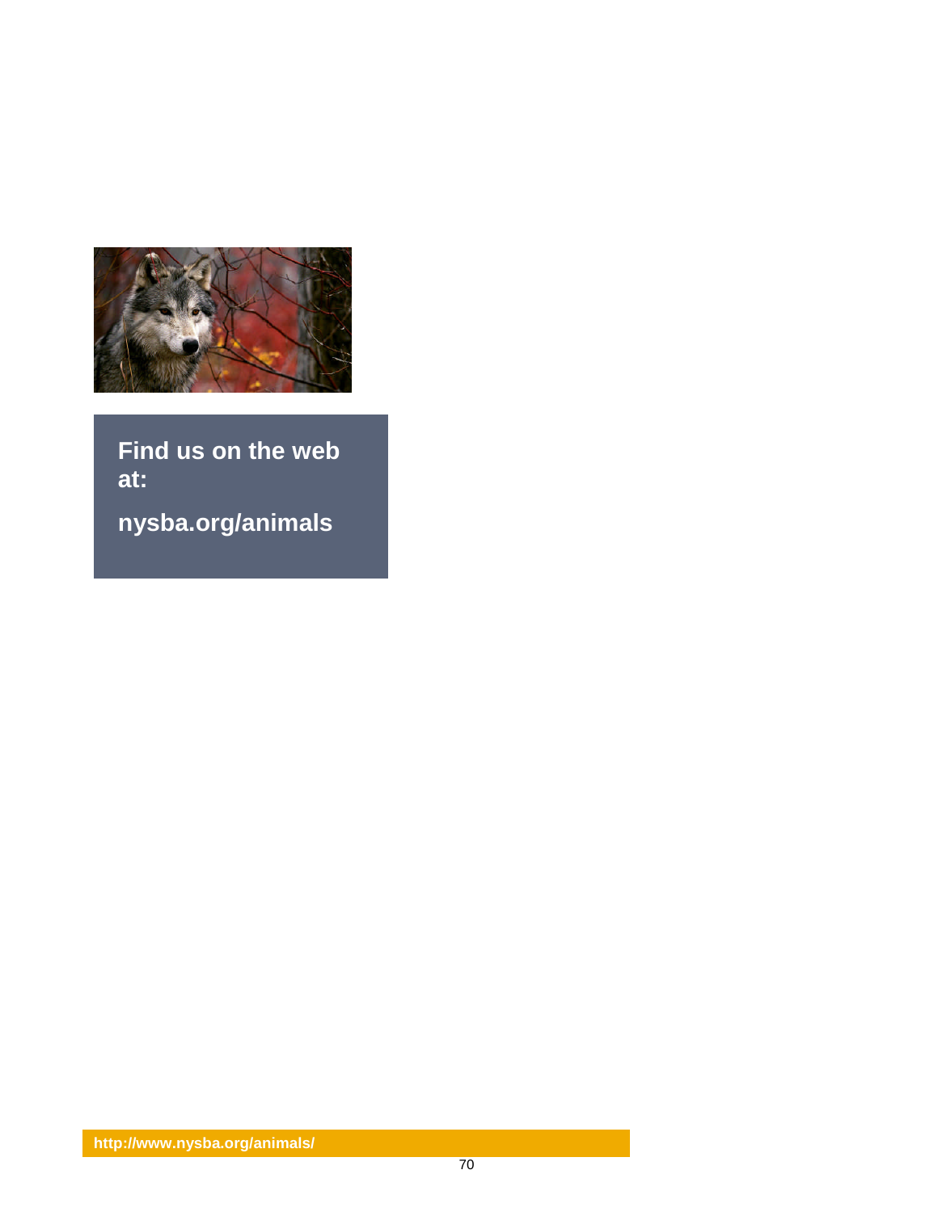**Find us on the web at:**

**nysba.org/animals**

**http://www.nysba.org/animals/**